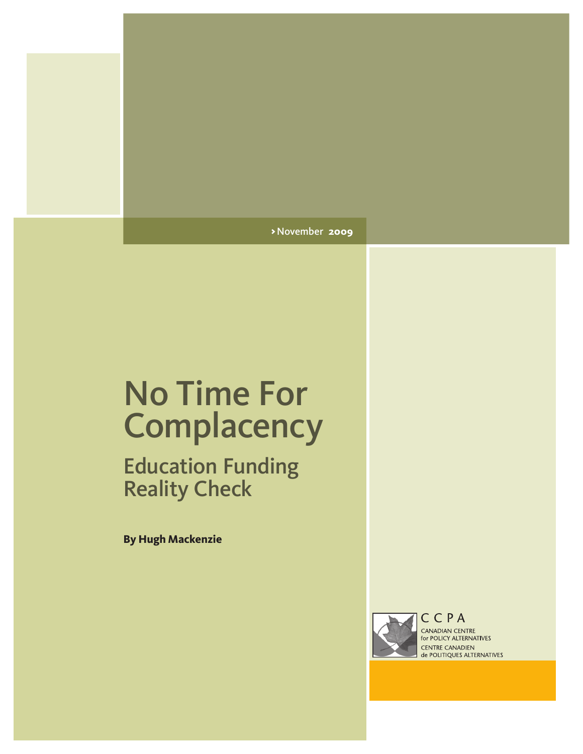›November 2009

# No Time For Complacency

## Education Funding Reality Check

**By Hugh Mackenzie**

CCPA
CANADIAN CENTRE for POLICY ALTERNATIVES
CENTRE CANADIEN de POLITIQUES ALTERNATIVES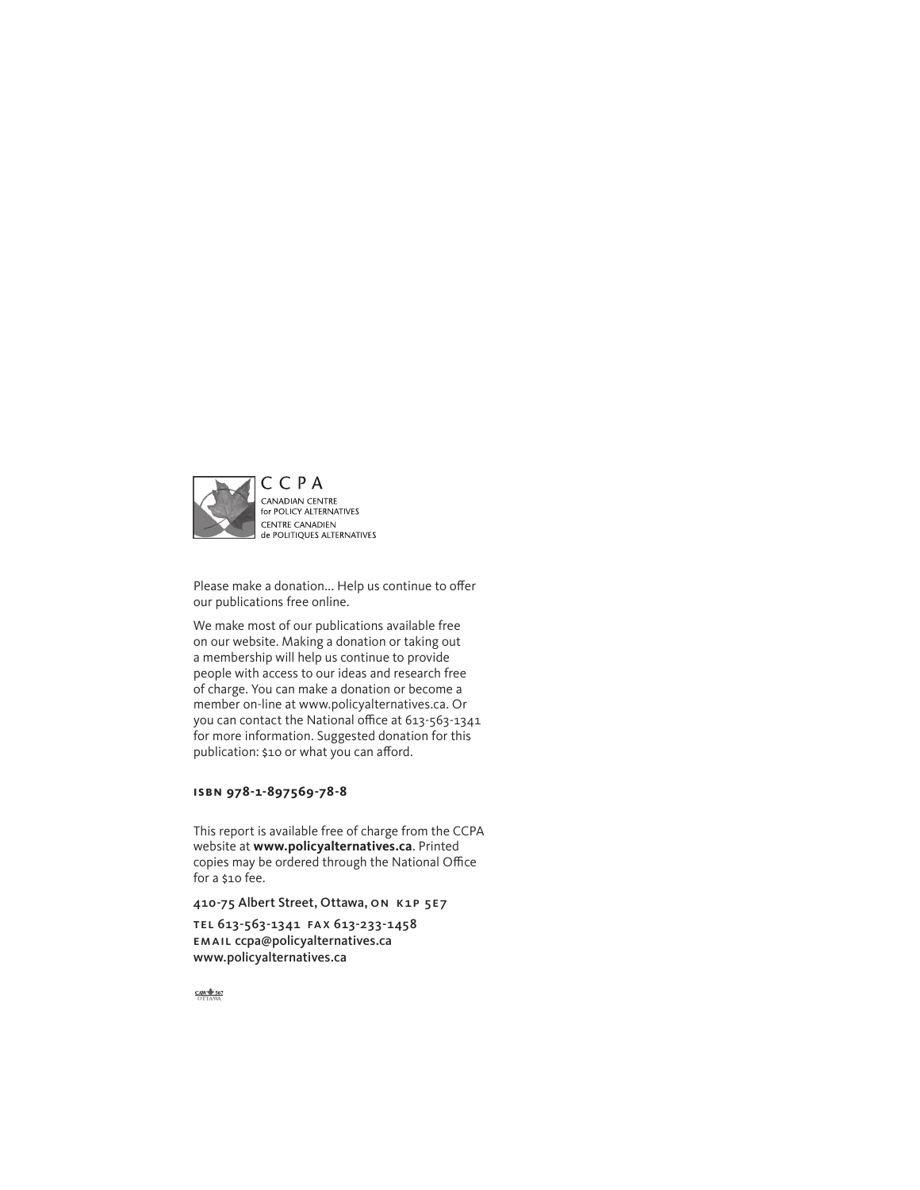CCPA

CANADIAN CENTRE
for POLICY ALTERNATIVES
CENTRE CANADIEN
de POLITIQUES ALTERNATIVES

Please make a donation... Help us continue to offer our publications free online.

We make most of our publications available free on our website. Making a donation or taking out a membership will help us continue to provide people with access to our ideas and research free of charge. You can make a donation or become a member on-line at www.policyalternatives.ca. Or you can contact the National office at 613-563-1341 for more information. Suggested donation for this publication: $10 or what you can afford.

**isbn 978-1-897569-78-8**

This report is available free of charge from the CCPA website at **www.policyalternatives.ca**. Printed copies may be ordered through the National Office for a $10 fee.

410-75 Albert Street, Ottawa, on k1p 5e7

tel 613-563-1341 fax 613-233-1458
email ccpa@policyalternatives.ca
www.policyalternatives.ca

CAW 567 OTTAWA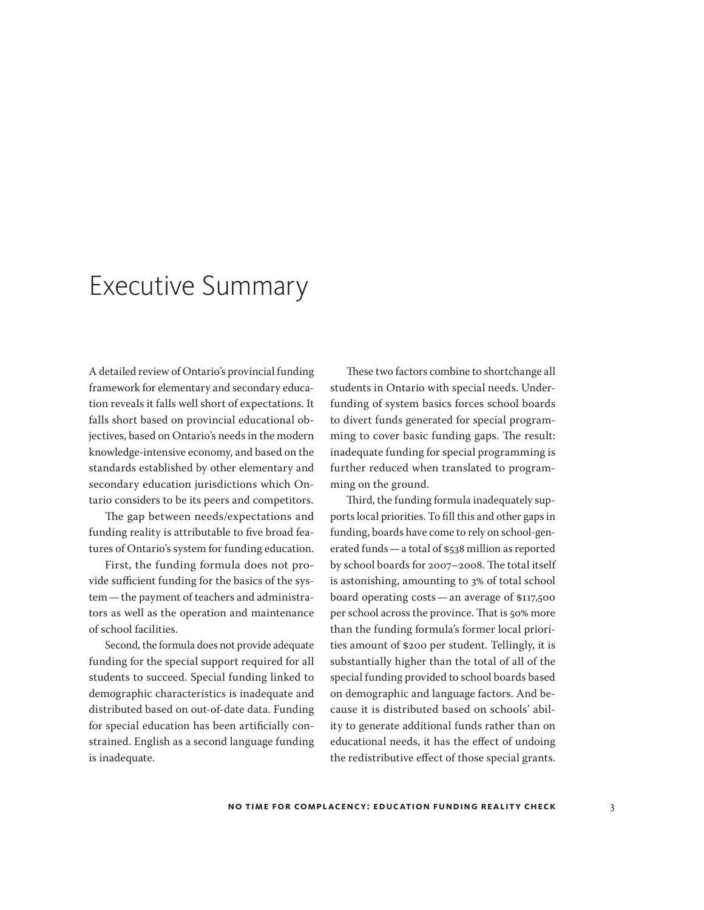# Executive Summary

A detailed review of Ontario's provincial funding framework for elementary and secondary education reveals it falls well short of expectations. It falls short based on provincial educational objectives, based on Ontario's needs in the modern knowledge-intensive economy, and based on the standards established by other elementary and secondary education jurisdictions which Ontario considers to be its peers and competitors.

The gap between needs/expectations and funding reality is attributable to five broad features of Ontario's system for funding education.

First, the funding formula does not provide sufficient funding for the basics of the system — the payment of teachers and administrators as well as the operation and maintenance of school facilities.

Second, the formula does not provide adequate funding for the special support required for all students to succeed. Special funding linked to demographic characteristics is inadequate and distributed based on out-of-date data. Funding for special education has been artificially constrained. English as a second language funding is inadequate.

These two factors combine to shortchange all students in Ontario with special needs. Underfunding of system basics forces school boards to divert funds generated for special programming to cover basic funding gaps. The result: inadequate funding for special programming is further reduced when translated to programming on the ground.

Third, the funding formula inadequately supports local priorities. To fill this and other gaps in funding, boards have come to rely on school-generated funds — a total of $538 million as reported by school boards for 2007–2008. The total itself is astonishing, amounting to 3% of total school board operating costs — an average of $117,500 per school across the province. That is 50% more than the funding formula's former local priorities amount of $200 per student. Tellingly, it is substantially higher than the total of all of the special funding provided to school boards based on demographic and language factors. And because it is distributed based on schools' ability to generate additional funds rather than on educational needs, it has the effect of undoing the redistributive effect of those special grants.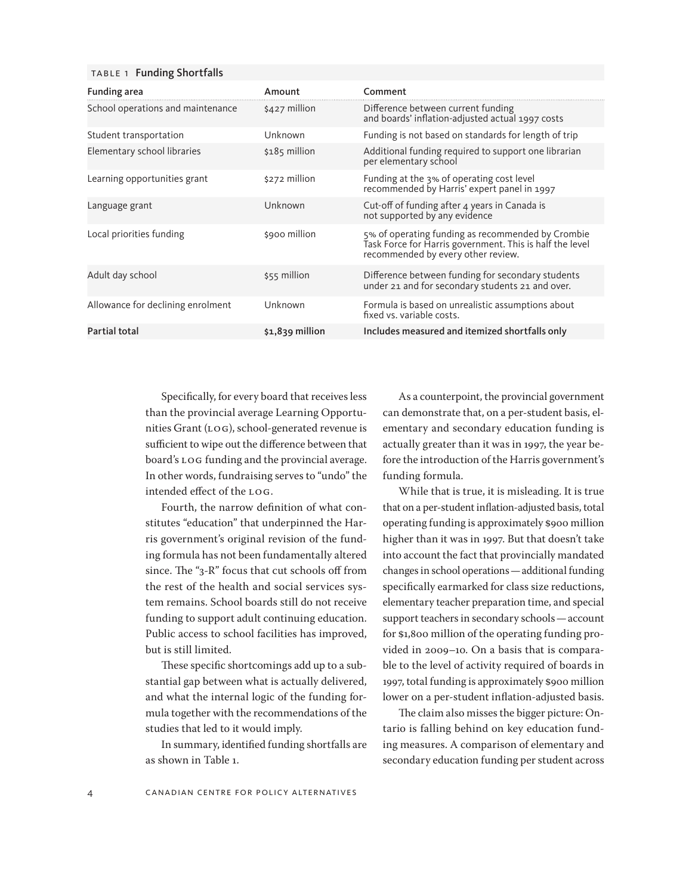TABLE 1 **Funding Shortfalls**

| Funding area | Amount | Comment |
|---|---|---|
| School operations and maintenance | $427 million | Difference between current funding and boards' inflation-adjusted actual 1997 costs |
| Student transportation | Unknown | Funding is not based on standards for length of trip |
| Elementary school libraries | $185 million | Additional funding required to support one librarian per elementary school |
| Learning opportunities grant | $272 million | Funding at the 3% of operating cost level recommended by Harris' expert panel in 1997 |
| Language grant | Unknown | Cut-off of funding after 4 years in Canada is not supported by any evidence |
| Local priorities funding | $900 million | 5% of operating funding as recommended by Crombie Task Force for Harris government. This is half the level recommended by every other review. |
| Adult day school | $55 million | Difference between funding for secondary students under 21 and for secondary students 21 and over. |
| Allowance for declining enrolment | Unknown | Formula is based on unrealistic assumptions about fixed vs. variable costs. |
| **Partial total** | **$1,839 million** | **Includes measured and itemized shortfalls only** |

Specifically, for every board that receives less than the provincial average Learning Opportunities Grant (LOG), school-generated revenue is sufficient to wipe out the difference between that board's LOG funding and the provincial average. In other words, fundraising serves to "undo" the intended effect of the LOG.

Fourth, the narrow definition of what constitutes "education" that underpinned the Harris government's original revision of the funding formula has not been fundamentally altered since. The "3-R" focus that cut schools off from the rest of the health and social services system remains. School boards still do not receive funding to support adult continuing education. Public access to school facilities has improved, but is still limited.

These specific shortcomings add up to a substantial gap between what is actually delivered, and what the internal logic of the funding formula together with the recommendations of the studies that led to it would imply.

In summary, identified funding shortfalls are as shown in Table 1.

As a counterpoint, the provincial government can demonstrate that, on a per-student basis, elementary and secondary education funding is actually greater than it was in 1997, the year before the introduction of the Harris government's funding formula.

While that is true, it is misleading. It is true that on a per-student inflation-adjusted basis, total operating funding is approximately $900 million higher than it was in 1997. But that doesn't take into account the fact that provincially mandated changes in school operations — additional funding specifically earmarked for class size reductions, elementary teacher preparation time, and special support teachers in secondary schools — account for $1,800 million of the operating funding provided in 2009–10. On a basis that is comparable to the level of activity required of boards in 1997, total funding is approximately $900 million lower on a per-student inflation-adjusted basis.

The claim also misses the bigger picture: Ontario is falling behind on key education funding measures. A comparison of elementary and secondary education funding per student across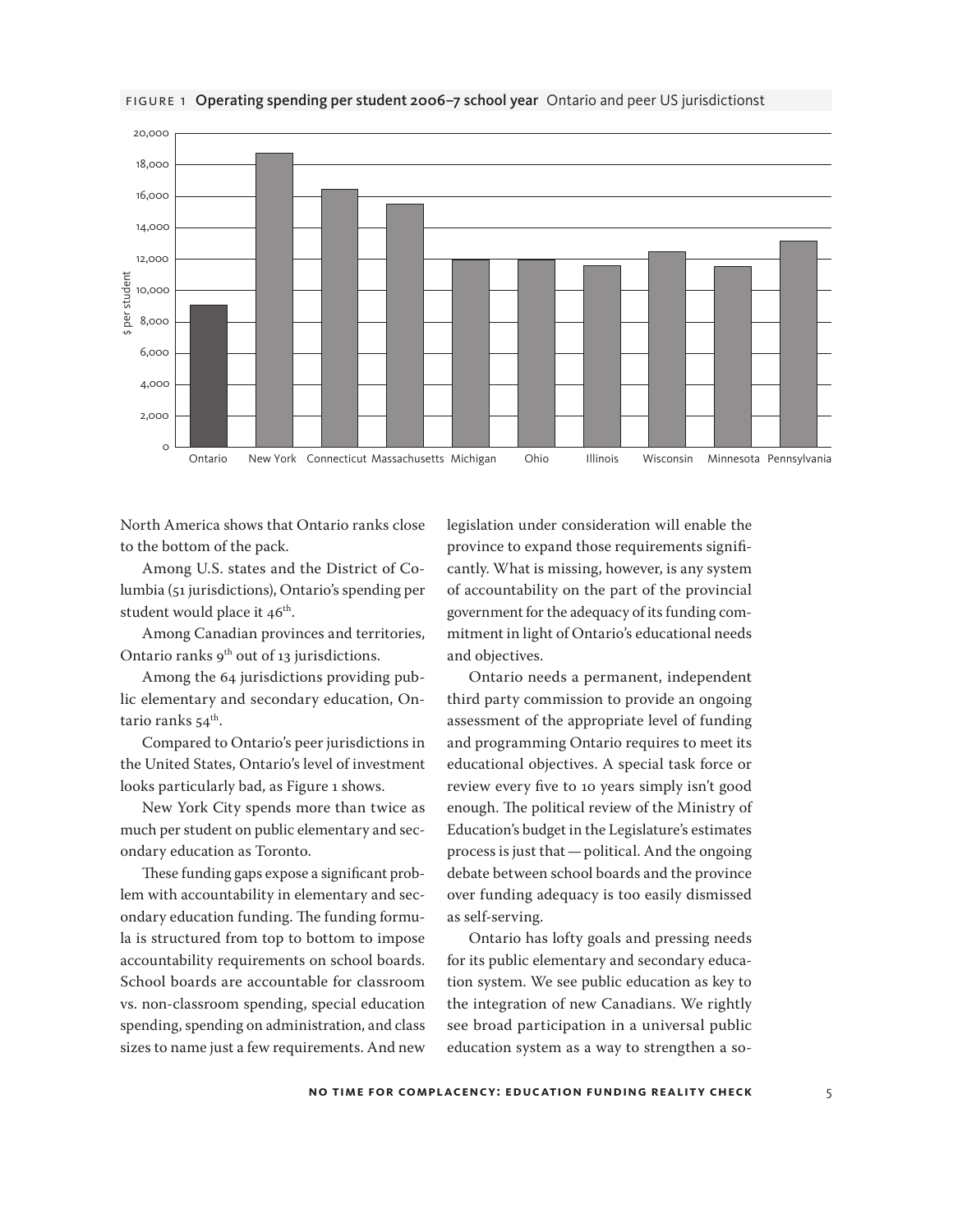FIGURE 1 **Operating spending per student 2006–7 school year** Ontario and peer US jurisdictionst

North America shows that Ontario ranks close to the bottom of the pack.

Among U.S. states and the District of Columbia (51 jurisdictions), Ontario's spending per student would place it 46th.

Among Canadian provinces and territories, Ontario ranks 9th out of 13 jurisdictions.

Among the 64 jurisdictions providing public elementary and secondary education, Ontario ranks 54th.

Compared to Ontario's peer jurisdictions in the United States, Ontario's level of investment looks particularly bad, as Figure 1 shows.

New York City spends more than twice as much per student on public elementary and secondary education as Toronto.

These funding gaps expose a significant problem with accountability in elementary and secondary education funding. The funding formula is structured from top to bottom to impose accountability requirements on school boards. School boards are accountable for classroom vs. non-classroom spending, special education spending, spending on administration, and class sizes to name just a few requirements. And new legislation under consideration will enable the province to expand those requirements significantly. What is missing, however, is any system of accountability on the part of the provincial government for the adequacy of its funding commitment in light of Ontario's educational needs and objectives.

Ontario needs a permanent, independent third party commission to provide an ongoing assessment of the appropriate level of funding and programming Ontario requires to meet its educational objectives. A special task force or review every five to 10 years simply isn't good enough. The political review of the Ministry of Education's budget in the Legislature's estimates process is just that — political. And the ongoing debate between school boards and the province over funding adequacy is too easily dismissed as self-serving.

Ontario has lofty goals and pressing needs for its public elementary and secondary education system. We see public education as key to the integration of new Canadians. We rightly see broad participation in a universal public education system as a way to strengthen a so-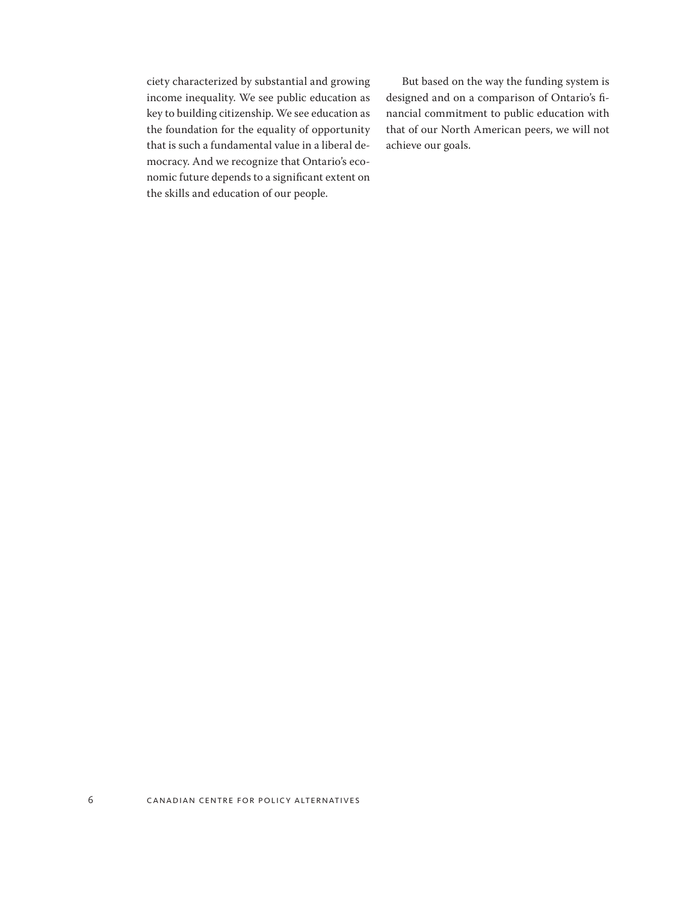ciety characterized by substantial and growing income inequality. We see public education as key to building citizenship. We see education as the foundation for the equality of opportunity that is such a fundamental value in a liberal democracy. And we recognize that Ontario's economic future depends to a significant extent on the skills and education of our people.

But based on the way the funding system is designed and on a comparison of Ontario's financial commitment to public education with that of our North American peers, we will not achieve our goals.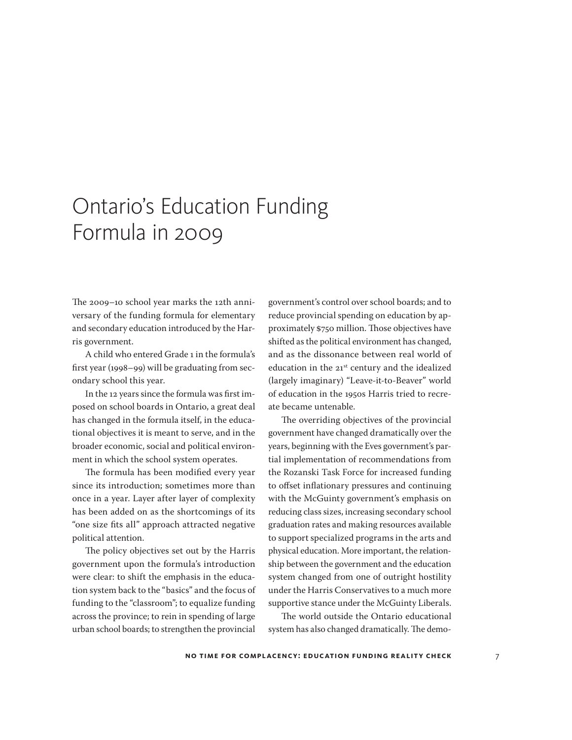# Ontario's Education Funding Formula in 2009

The 2009–10 school year marks the 12th anniversary of the funding formula for elementary and secondary education introduced by the Harris government.

A child who entered Grade 1 in the formula's first year (1998–99) will be graduating from secondary school this year.

In the 12 years since the formula was first imposed on school boards in Ontario, a great deal has changed in the formula itself, in the educational objectives it is meant to serve, and in the broader economic, social and political environment in which the school system operates.

The formula has been modified every year since its introduction; sometimes more than once in a year. Layer after layer of complexity has been added on as the shortcomings of its "one size fits all" approach attracted negative political attention.

The policy objectives set out by the Harris government upon the formula's introduction were clear: to shift the emphasis in the education system back to the "basics" and the focus of funding to the "classroom"; to equalize funding across the province; to rein in spending of large urban school boards; to strengthen the provincial government's control over school boards; and to reduce provincial spending on education by approximately $750 million. Those objectives have shifted as the political environment has changed, and as the dissonance between real world of education in the 21st century and the idealized (largely imaginary) "Leave-it-to-Beaver" world of education in the 1950s Harris tried to recreate became untenable.

The overriding objectives of the provincial government have changed dramatically over the years, beginning with the Eves government's partial implementation of recommendations from the Rozanski Task Force for increased funding to offset inflationary pressures and continuing with the McGuinty government's emphasis on reducing class sizes, increasing secondary school graduation rates and making resources available to support specialized programs in the arts and physical education. More important, the relationship between the government and the education system changed from one of outright hostility under the Harris Conservatives to a much more supportive stance under the McGuinty Liberals.

The world outside the Ontario educational system has also changed dramatically. The demo-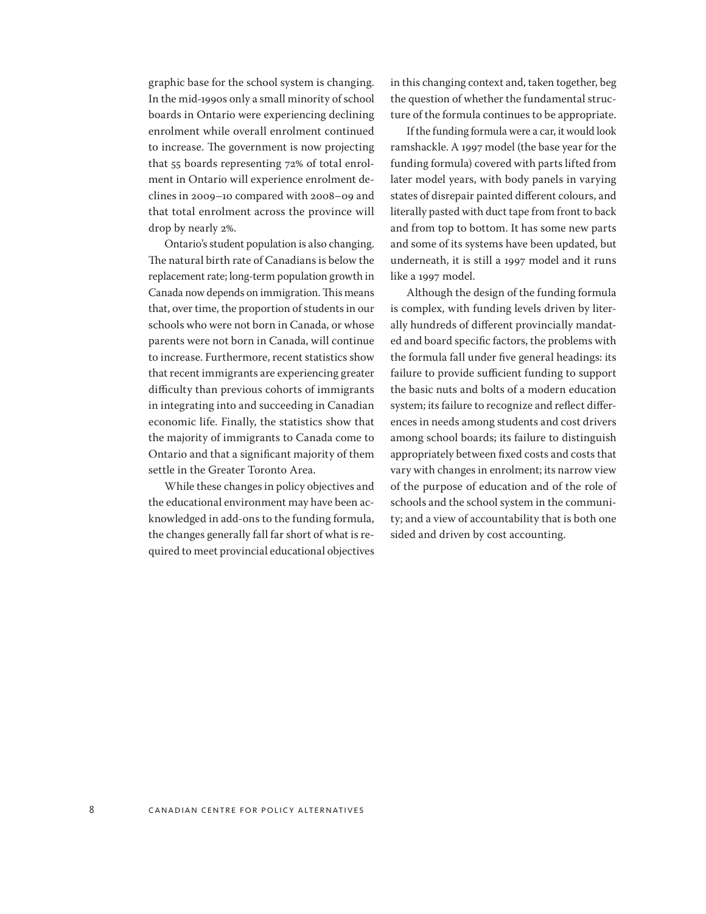graphic base for the school system is changing. In the mid-1990s only a small minority of school boards in Ontario were experiencing declining enrolment while overall enrolment continued to increase. The government is now projecting that 55 boards representing 72% of total enrolment in Ontario will experience enrolment declines in 2009–10 compared with 2008–09 and that total enrolment across the province will drop by nearly 2%.

Ontario's student population is also changing. The natural birth rate of Canadians is below the replacement rate; long-term population growth in Canada now depends on immigration. This means that, over time, the proportion of students in our schools who were not born in Canada, or whose parents were not born in Canada, will continue to increase. Furthermore, recent statistics show that recent immigrants are experiencing greater difficulty than previous cohorts of immigrants in integrating into and succeeding in Canadian economic life. Finally, the statistics show that the majority of immigrants to Canada come to Ontario and that a significant majority of them settle in the Greater Toronto Area.

While these changes in policy objectives and the educational environment may have been acknowledged in add-ons to the funding formula, the changes generally fall far short of what is required to meet provincial educational objectives in this changing context and, taken together, beg the question of whether the fundamental structure of the formula continues to be appropriate.

If the funding formula were a car, it would look ramshackle. A 1997 model (the base year for the funding formula) covered with parts lifted from later model years, with body panels in varying states of disrepair painted different colours, and literally pasted with duct tape from front to back and from top to bottom. It has some new parts and some of its systems have been updated, but underneath, it is still a 1997 model and it runs like a 1997 model.

Although the design of the funding formula is complex, with funding levels driven by literally hundreds of different provincially mandated and board specific factors, the problems with the formula fall under five general headings: its failure to provide sufficient funding to support the basic nuts and bolts of a modern education system; its failure to recognize and reflect differences in needs among students and cost drivers among school boards; its failure to distinguish appropriately between fixed costs and costs that vary with changes in enrolment; its narrow view of the purpose of education and of the role of schools and the school system in the community; and a view of accountability that is both one sided and driven by cost accounting.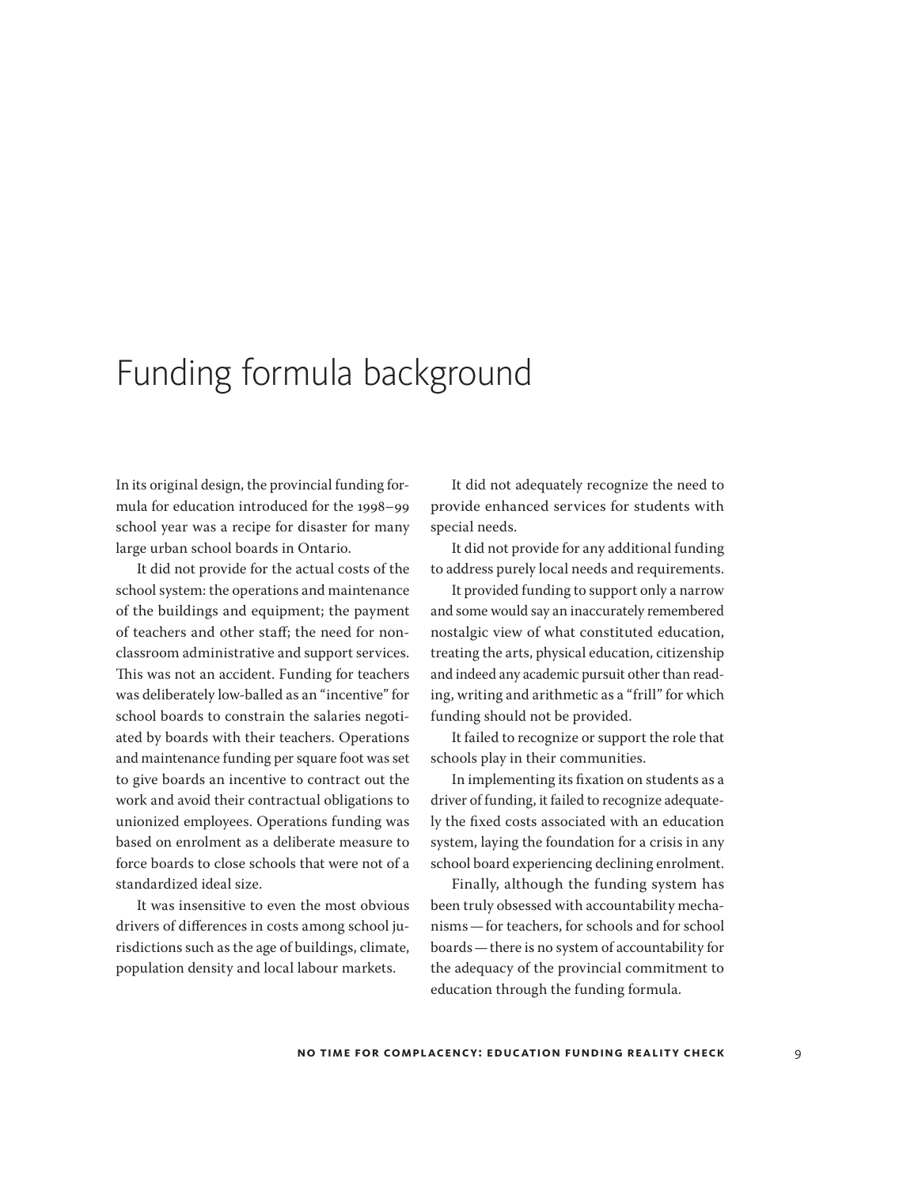# Funding formula background

In its original design, the provincial funding formula for education introduced for the 1998–99 school year was a recipe for disaster for many large urban school boards in Ontario.

It did not provide for the actual costs of the school system: the operations and maintenance of the buildings and equipment; the payment of teachers and other staff; the need for non-classroom administrative and support services. This was not an accident. Funding for teachers was deliberately low-balled as an "incentive" for school boards to constrain the salaries negotiated by boards with their teachers. Operations and maintenance funding per square foot was set to give boards an incentive to contract out the work and avoid their contractual obligations to unionized employees. Operations funding was based on enrolment as a deliberate measure to force boards to close schools that were not of a standardized ideal size.

It was insensitive to even the most obvious drivers of differences in costs among school jurisdictions such as the age of buildings, climate, population density and local labour markets.

It did not adequately recognize the need to provide enhanced services for students with special needs.

It did not provide for any additional funding to address purely local needs and requirements.

It provided funding to support only a narrow and some would say an inaccurately remembered nostalgic view of what constituted education, treating the arts, physical education, citizenship and indeed any academic pursuit other than reading, writing and arithmetic as a "frill" for which funding should not be provided.

It failed to recognize or support the role that schools play in their communities.

In implementing its fixation on students as a driver of funding, it failed to recognize adequately the fixed costs associated with an education system, laying the foundation for a crisis in any school board experiencing declining enrolment.

Finally, although the funding system has been truly obsessed with accountability mechanisms — for teachers, for schools and for school boards — there is no system of accountability for the adequacy of the provincial commitment to education through the funding formula.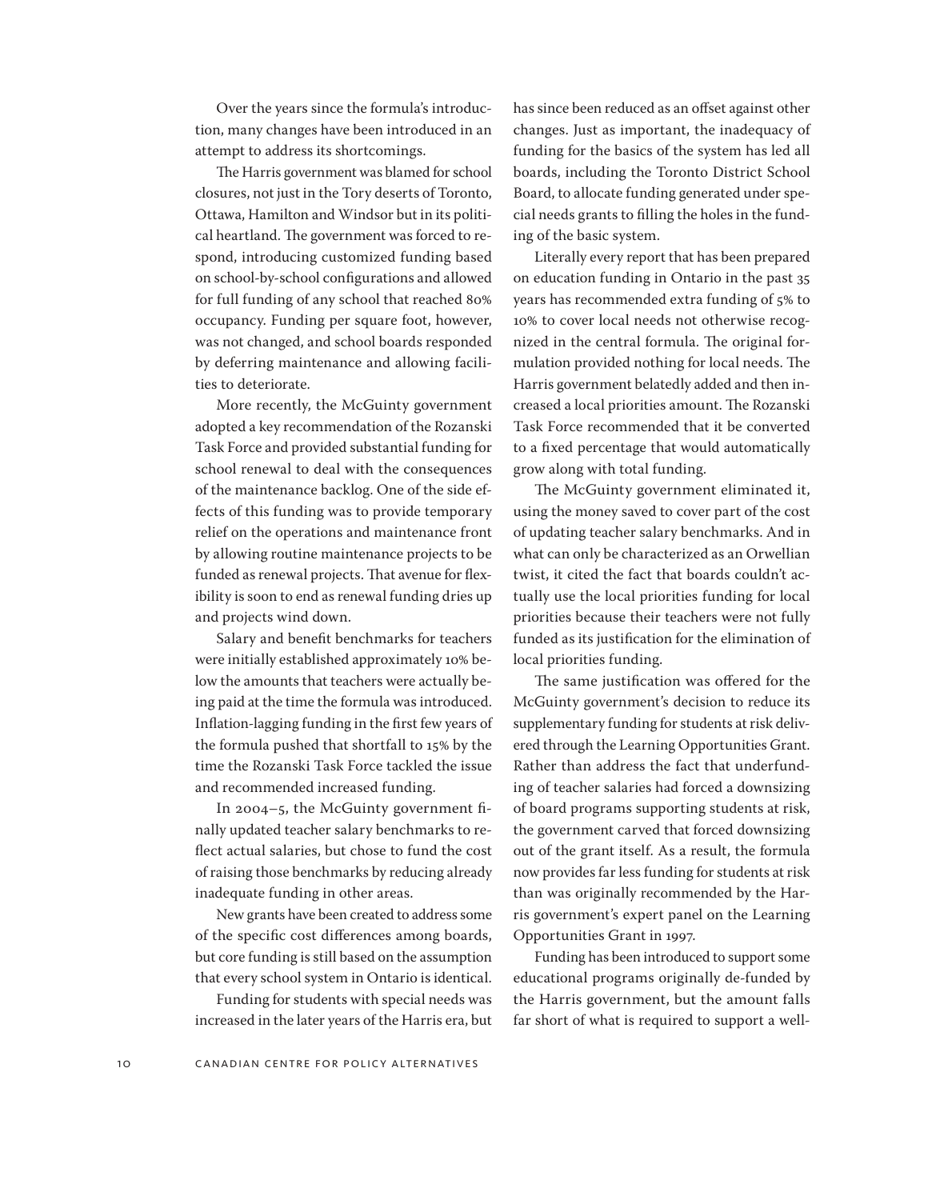Over the years since the formula's introduction, many changes have been introduced in an attempt to address its shortcomings.

The Harris government was blamed for school closures, not just in the Tory deserts of Toronto, Ottawa, Hamilton and Windsor but in its political heartland. The government was forced to respond, introducing customized funding based on school-by-school configurations and allowed for full funding of any school that reached 80% occupancy. Funding per square foot, however, was not changed, and school boards responded by deferring maintenance and allowing facilities to deteriorate.

More recently, the McGuinty government adopted a key recommendation of the Rozanski Task Force and provided substantial funding for school renewal to deal with the consequences of the maintenance backlog. One of the side effects of this funding was to provide temporary relief on the operations and maintenance front by allowing routine maintenance projects to be funded as renewal projects. That avenue for flexibility is soon to end as renewal funding dries up and projects wind down.

Salary and benefit benchmarks for teachers were initially established approximately 10% below the amounts that teachers were actually being paid at the time the formula was introduced. Inflation-lagging funding in the first few years of the formula pushed that shortfall to 15% by the time the Rozanski Task Force tackled the issue and recommended increased funding.

In 2004–5, the McGuinty government finally updated teacher salary benchmarks to reflect actual salaries, but chose to fund the cost of raising those benchmarks by reducing already inadequate funding in other areas.

New grants have been created to address some of the specific cost differences among boards, but core funding is still based on the assumption that every school system in Ontario is identical.

Funding for students with special needs was increased in the later years of the Harris era, but has since been reduced as an offset against other changes. Just as important, the inadequacy of funding for the basics of the system has led all boards, including the Toronto District School Board, to allocate funding generated under special needs grants to filling the holes in the funding of the basic system.

Literally every report that has been prepared on education funding in Ontario in the past 35 years has recommended extra funding of 5% to 10% to cover local needs not otherwise recognized in the central formula. The original formulation provided nothing for local needs. The Harris government belatedly added and then increased a local priorities amount. The Rozanski Task Force recommended that it be converted to a fixed percentage that would automatically grow along with total funding.

The McGuinty government eliminated it, using the money saved to cover part of the cost of updating teacher salary benchmarks. And in what can only be characterized as an Orwellian twist, it cited the fact that boards couldn't actually use the local priorities funding for local priorities because their teachers were not fully funded as its justification for the elimination of local priorities funding.

The same justification was offered for the McGuinty government's decision to reduce its supplementary funding for students at risk delivered through the Learning Opportunities Grant. Rather than address the fact that underfunding of teacher salaries had forced a downsizing of board programs supporting students at risk, the government carved that forced downsizing out of the grant itself. As a result, the formula now provides far less funding for students at risk than was originally recommended by the Harris government's expert panel on the Learning Opportunities Grant in 1997.

Funding has been introduced to support some educational programs originally de-funded by the Harris government, but the amount falls far short of what is required to support a well-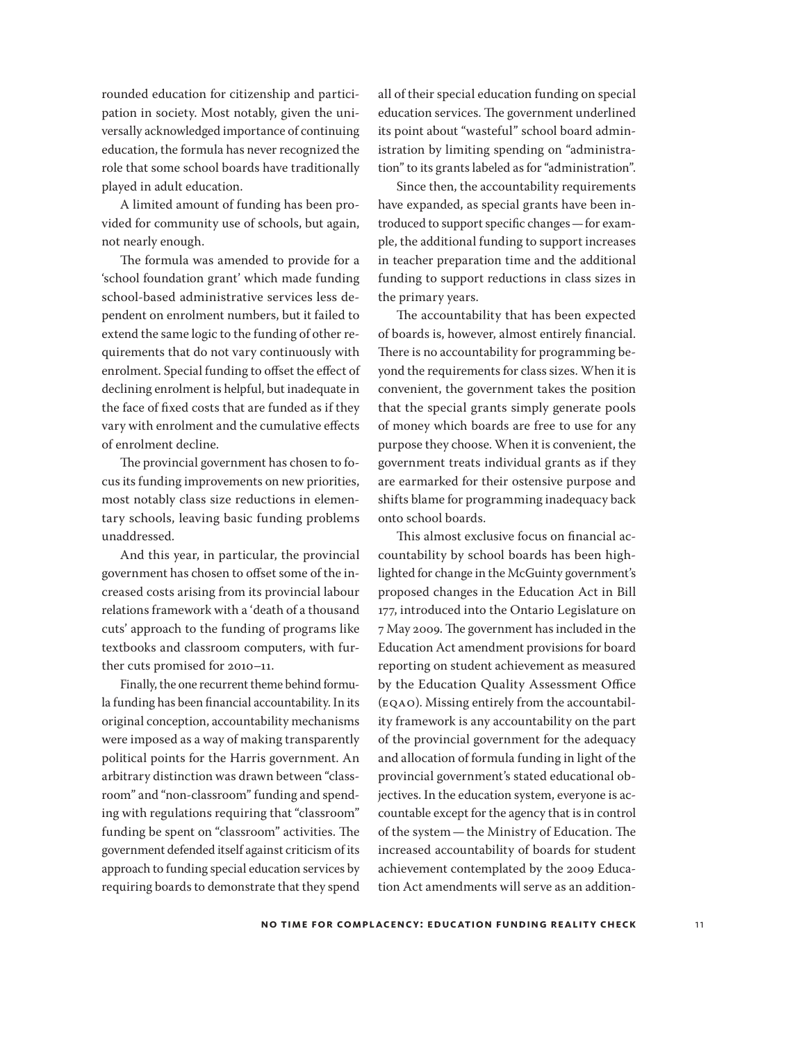rounded education for citizenship and participation in society. Most notably, given the universally acknowledged importance of continuing education, the formula has never recognized the role that some school boards have traditionally played in adult education.

A limited amount of funding has been provided for community use of schools, but again, not nearly enough.

The formula was amended to provide for a 'school foundation grant' which made funding school-based administrative services less dependent on enrolment numbers, but it failed to extend the same logic to the funding of other requirements that do not vary continuously with enrolment. Special funding to offset the effect of declining enrolment is helpful, but inadequate in the face of fixed costs that are funded as if they vary with enrolment and the cumulative effects of enrolment decline.

The provincial government has chosen to focus its funding improvements on new priorities, most notably class size reductions in elementary schools, leaving basic funding problems unaddressed.

And this year, in particular, the provincial government has chosen to offset some of the increased costs arising from its provincial labour relations framework with a 'death of a thousand cuts' approach to the funding of programs like textbooks and classroom computers, with further cuts promised for 2010–11.

Finally, the one recurrent theme behind formula funding has been financial accountability. In its original conception, accountability mechanisms were imposed as a way of making transparently political points for the Harris government. An arbitrary distinction was drawn between "classroom" and "non-classroom" funding and spending with regulations requiring that "classroom" funding be spent on "classroom" activities. The government defended itself against criticism of its approach to funding special education services by requiring boards to demonstrate that they spend all of their special education funding on special education services. The government underlined its point about "wasteful" school board administration by limiting spending on "administration" to its grants labeled as for "administration".

Since then, the accountability requirements have expanded, as special grants have been introduced to support specific changes — for example, the additional funding to support increases in teacher preparation time and the additional funding to support reductions in class sizes in the primary years.

The accountability that has been expected of boards is, however, almost entirely financial. There is no accountability for programming beyond the requirements for class sizes. When it is convenient, the government takes the position that the special grants simply generate pools of money which boards are free to use for any purpose they choose. When it is convenient, the government treats individual grants as if they are earmarked for their ostensive purpose and shifts blame for programming inadequacy back onto school boards.

This almost exclusive focus on financial accountability by school boards has been highlighted for change in the McGuinty government's proposed changes in the Education Act in Bill 177, introduced into the Ontario Legislature on 7 May 2009. The government has included in the Education Act amendment provisions for board reporting on student achievement as measured by the Education Quality Assessment Office (EQAO). Missing entirely from the accountability framework is any accountability on the part of the provincial government for the adequacy and allocation of formula funding in light of the provincial government's stated educational objectives. In the education system, everyone is accountable except for the agency that is in control of the system — the Ministry of Education. The increased accountability of boards for student achievement contemplated by the 2009 Education Act amendments will serve as an addition-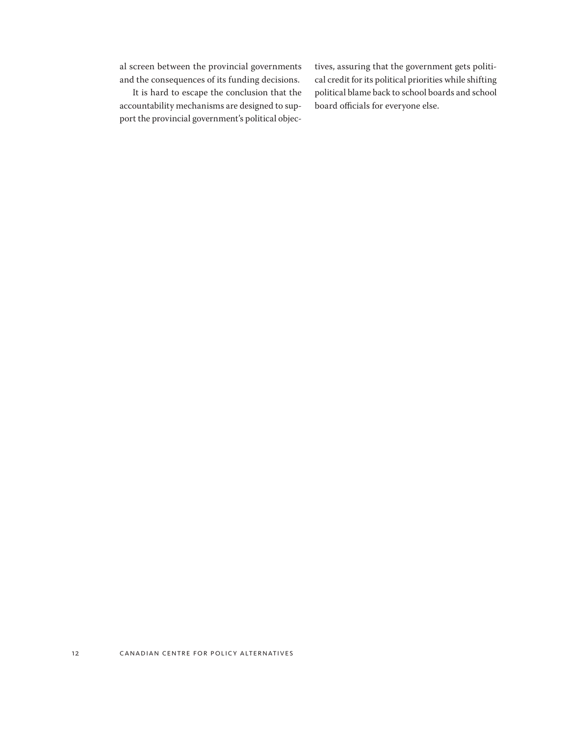al screen between the provincial governments and the consequences of its funding decisions.

It is hard to escape the conclusion that the accountability mechanisms are designed to support the provincial government's political objectives, assuring that the government gets political credit for its political priorities while shifting political blame back to school boards and school board officials for everyone else.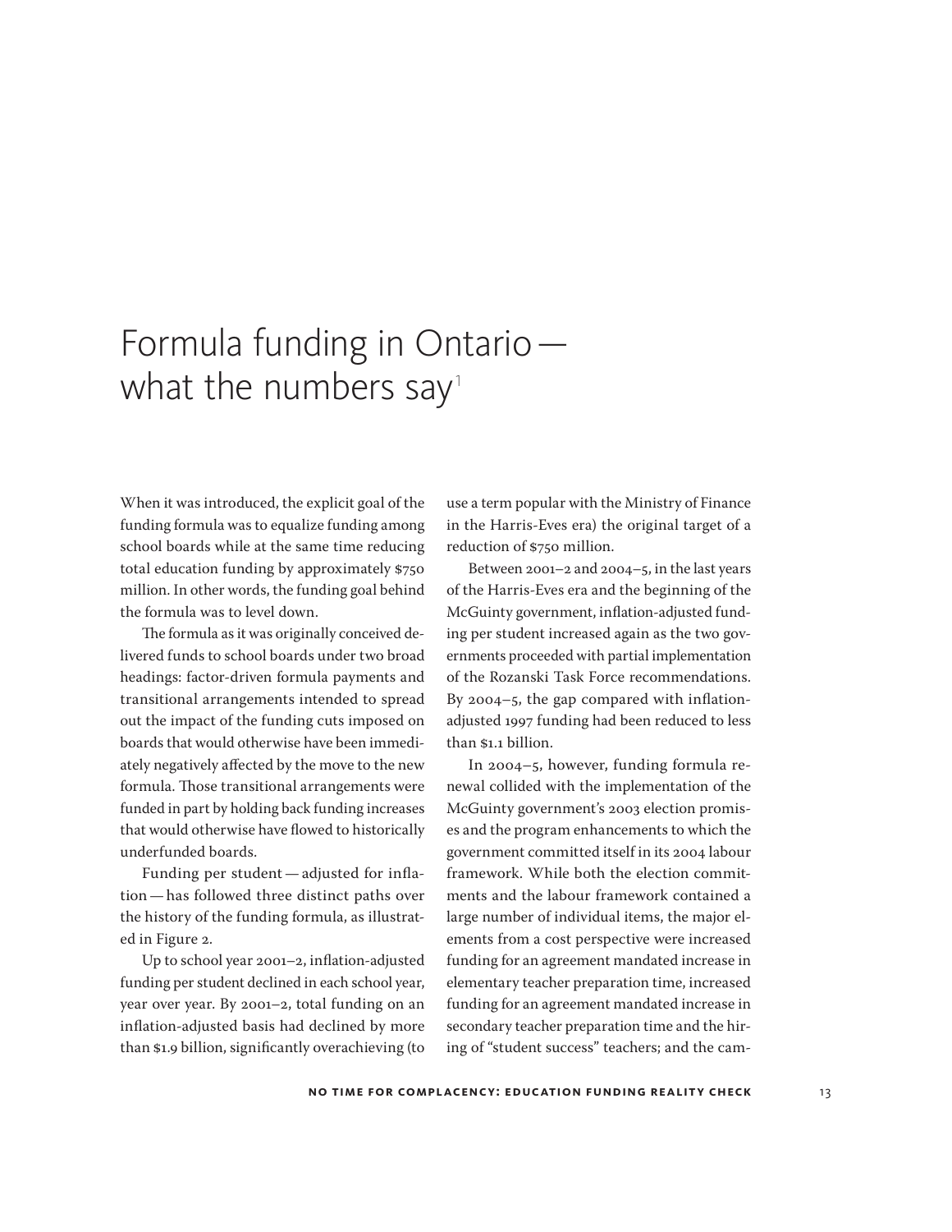# Formula funding in Ontario — what the numbers say[1]

When it was introduced, the explicit goal of the funding formula was to equalize funding among school boards while at the same time reducing total education funding by approximately $750 million. In other words, the funding goal behind the formula was to level down.

The formula as it was originally conceived delivered funds to school boards under two broad headings: factor-driven formula payments and transitional arrangements intended to spread out the impact of the funding cuts imposed on boards that would otherwise have been immediately negatively affected by the move to the new formula. Those transitional arrangements were funded in part by holding back funding increases that would otherwise have flowed to historically underfunded boards.

Funding per student — adjusted for inflation — has followed three distinct paths over the history of the funding formula, as illustrated in Figure 2.

Up to school year 2001–2, inflation-adjusted funding per student declined in each school year, year over year. By 2001–2, total funding on an inflation-adjusted basis had declined by more than $1.9 billion, significantly overachieving (to use a term popular with the Ministry of Finance in the Harris-Eves era) the original target of a reduction of $750 million.

Between 2001–2 and 2004–5, in the last years of the Harris-Eves era and the beginning of the McGuinty government, inflation-adjusted funding per student increased again as the two governments proceeded with partial implementation of the Rozanski Task Force recommendations. By 2004–5, the gap compared with inflation-adjusted 1997 funding had been reduced to less than $1.1 billion.

In 2004–5, however, funding formula renewal collided with the implementation of the McGuinty government's 2003 election promises and the program enhancements to which the government committed itself in its 2004 labour framework. While both the election commitments and the labour framework contained a large number of individual items, the major elements from a cost perspective were increased funding for an agreement mandated increase in elementary teacher preparation time, increased funding for an agreement mandated increase in secondary teacher preparation time and the hiring of "student success" teachers; and the cam-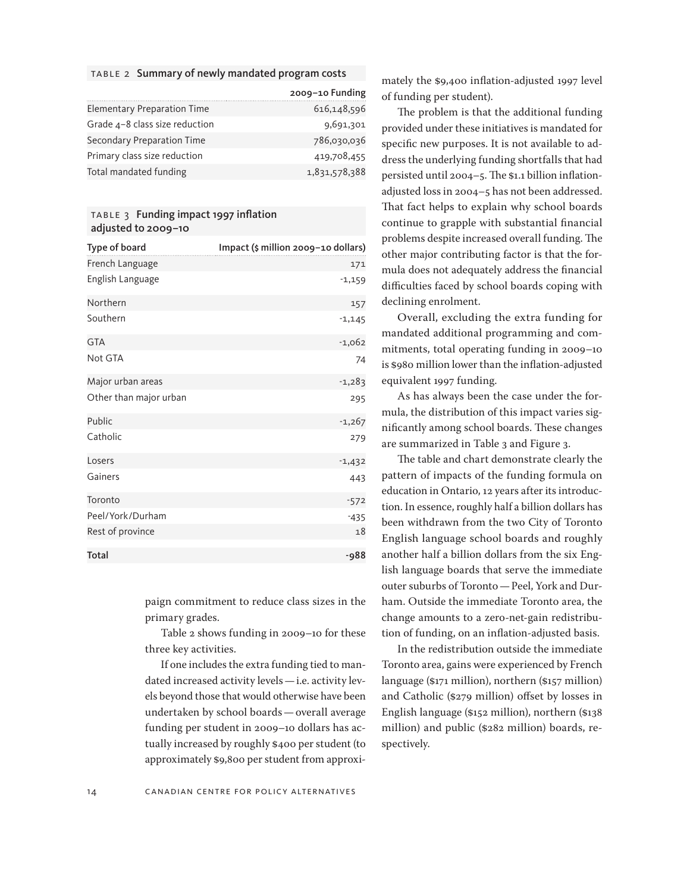**TABLE 2 Summary of newly mandated program costs**

| | 2009–10 Funding |
|---|---|
| Elementary Preparation Time | 616,148,596 |
| Grade 4–8 class size reduction | 9,691,301 |
| Secondary Preparation Time | 786,030,036 |
| Primary class size reduction | 419,708,455 |
| Total mandated funding | 1,831,578,388 |

**TABLE 3 Funding impact 1997 inflation adjusted to 2009–10**

| Type of board | Impact ($ million 2009–10 dollars) |
|---|---|
| French Language | 171 |
| English Language | -1,159 |
| Northern | 157 |
| Southern | -1,145 |
| GTA | -1,062 |
| Not GTA | 74 |
| Major urban areas | -1,283 |
| Other than major urban | 295 |
| Public | -1,267 |
| Catholic | 279 |
| Losers | -1,432 |
| Gainers | 443 |
| Toronto | -572 |
| Peel/York/Durham | -435 |
| Rest of province | 18 |
| **Total** | **-988** |

paign commitment to reduce class sizes in the primary grades.

Table 2 shows funding in 2009–10 for these three key activities.

If one includes the extra funding tied to mandated increased activity levels — i.e. activity levels beyond those that would otherwise have been undertaken by school boards — overall average funding per student in 2009–10 dollars has actually increased by roughly $400 per student (to approximately $9,800 per student from approximately the $9,400 inflation-adjusted 1997 level of funding per student).

The problem is that the additional funding provided under these initiatives is mandated for specific new purposes. It is not available to address the underlying funding shortfalls that had persisted until 2004–5. The $1.1 billion inflation-adjusted loss in 2004–5 has not been addressed. That fact helps to explain why school boards continue to grapple with substantial financial problems despite increased overall funding. The other major contributing factor is that the formula does not adequately address the financial difficulties faced by school boards coping with declining enrolment.

Overall, excluding the extra funding for mandated additional programming and commitments, total operating funding in 2009–10 is $980 million lower than the inflation-adjusted equivalent 1997 funding.

As has always been the case under the formula, the distribution of this impact varies significantly among school boards. These changes are summarized in Table 3 and Figure 3.

The table and chart demonstrate clearly the pattern of impacts of the funding formula on education in Ontario, 12 years after its introduction. In essence, roughly half a billion dollars has been withdrawn from the two City of Toronto English language school boards and roughly another half a billion dollars from the six English language boards that serve the immediate outer suburbs of Toronto — Peel, York and Durham. Outside the immediate Toronto area, the change amounts to a zero-net-gain redistribution of funding, on an inflation-adjusted basis.

In the redistribution outside the immediate Toronto area, gains were experienced by French language ($171 million), northern ($157 million) and Catholic ($279 million) offset by losses in English language ($152 million), northern ($138 million) and public ($282 million) boards, respectively.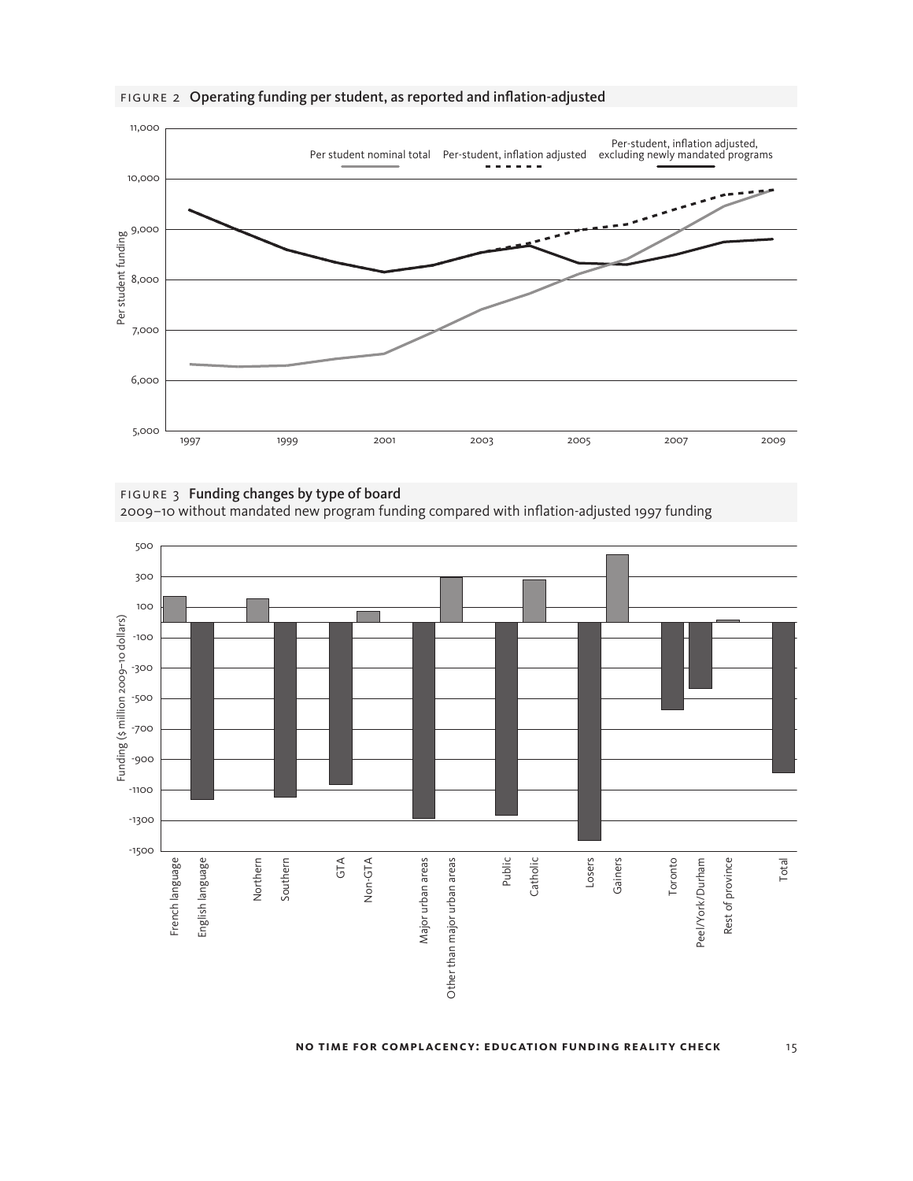FIGURE 2 **Operating funding per student, as reported and inflation-adjusted**

FIGURE 3 **Funding changes by type of board**
2009–10 without mandated new program funding compared with inflation-adjusted 1997 funding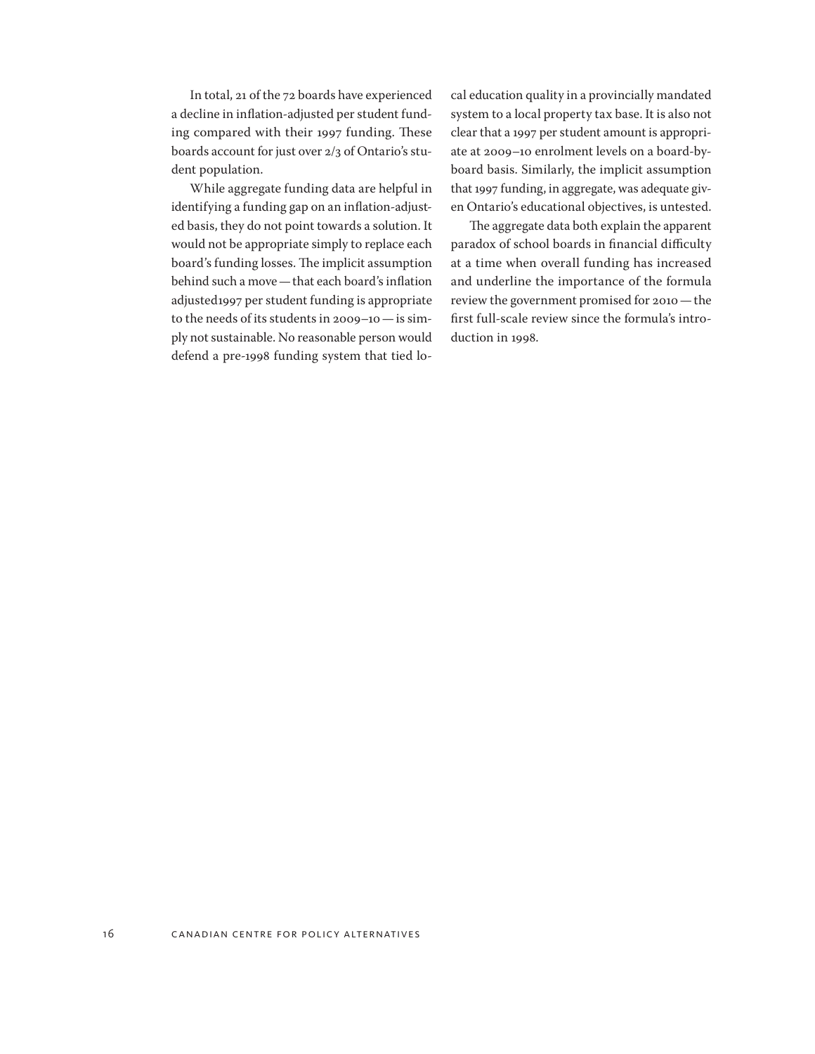In total, 21 of the 72 boards have experienced a decline in inflation-adjusted per student funding compared with their 1997 funding. These boards account for just over 2/3 of Ontario's student population.

While aggregate funding data are helpful in identifying a funding gap on an inflation-adjusted basis, they do not point towards a solution. It would not be appropriate simply to replace each board's funding losses. The implicit assumption behind such a move — that each board's inflation adjusted1997 per student funding is appropriate to the needs of its students in 2009–10 — is simply not sustainable. No reasonable person would defend a pre-1998 funding system that tied local education quality in a provincially mandated system to a local property tax base. It is also not clear that a 1997 per student amount is appropriate at 2009–10 enrolment levels on a board-by-board basis. Similarly, the implicit assumption that 1997 funding, in aggregate, was adequate given Ontario's educational objectives, is untested.

The aggregate data both explain the apparent paradox of school boards in financial difficulty at a time when overall funding has increased and underline the importance of the formula review the government promised for 2010 — the first full-scale review since the formula's introduction in 1998.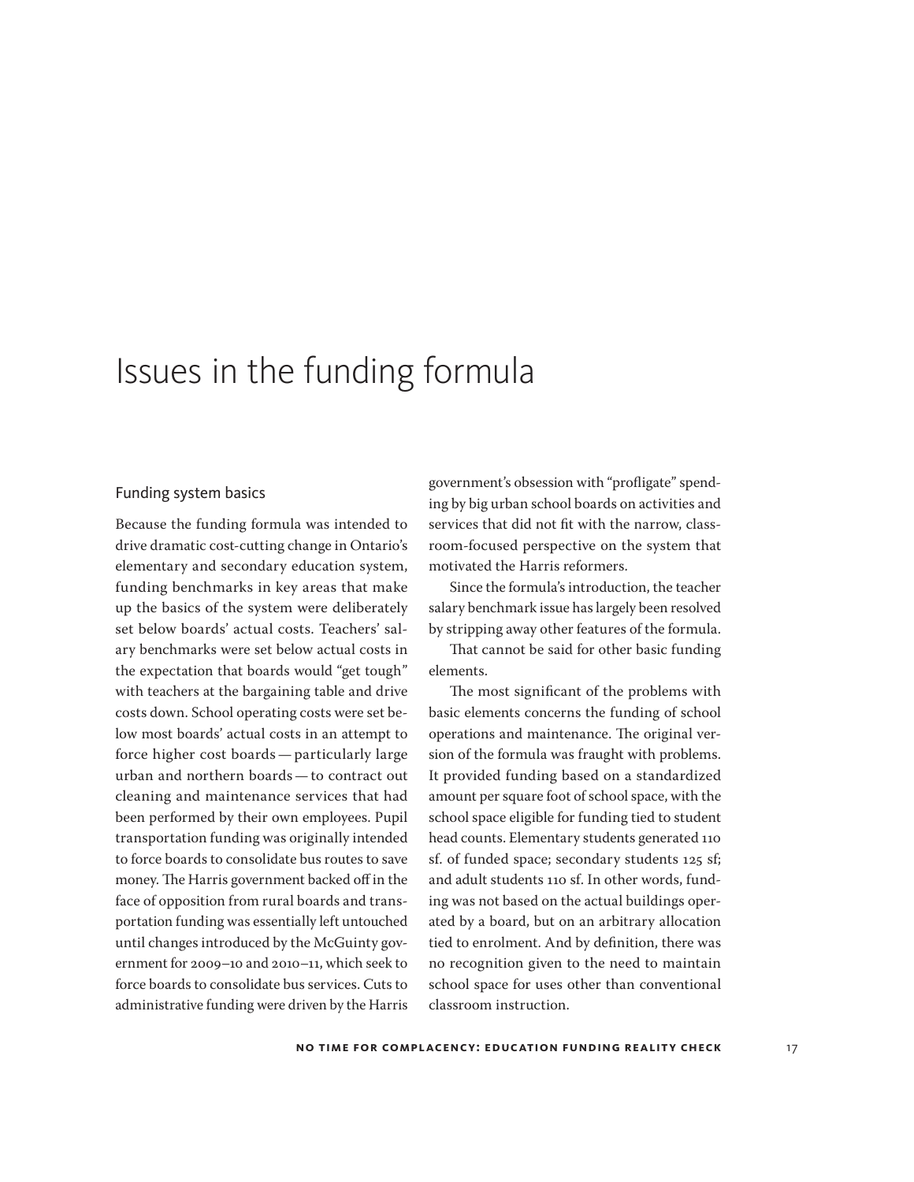# Issues in the funding formula

## Funding system basics

Because the funding formula was intended to drive dramatic cost-cutting change in Ontario's elementary and secondary education system, funding benchmarks in key areas that make up the basics of the system were deliberately set below boards' actual costs. Teachers' salary benchmarks were set below actual costs in the expectation that boards would "get tough" with teachers at the bargaining table and drive costs down. School operating costs were set below most boards' actual costs in an attempt to force higher cost boards — particularly large urban and northern boards — to contract out cleaning and maintenance services that had been performed by their own employees. Pupil transportation funding was originally intended to force boards to consolidate bus routes to save money. The Harris government backed off in the face of opposition from rural boards and transportation funding was essentially left untouched until changes introduced by the McGuinty government for 2009–10 and 2010–11, which seek to force boards to consolidate bus services. Cuts to administrative funding were driven by the Harris government's obsession with "profligate" spending by big urban school boards on activities and services that did not fit with the narrow, classroom-focused perspective on the system that motivated the Harris reformers.

Since the formula's introduction, the teacher salary benchmark issue has largely been resolved by stripping away other features of the formula.

That cannot be said for other basic funding elements.

The most significant of the problems with basic elements concerns the funding of school operations and maintenance. The original version of the formula was fraught with problems. It provided funding based on a standardized amount per square foot of school space, with the school space eligible for funding tied to student head counts. Elementary students generated 110 sf. of funded space; secondary students 125 sf; and adult students 110 sf. In other words, funding was not based on the actual buildings operated by a board, but on an arbitrary allocation tied to enrolment. And by definition, there was no recognition given to the need to maintain school space for uses other than conventional classroom instruction.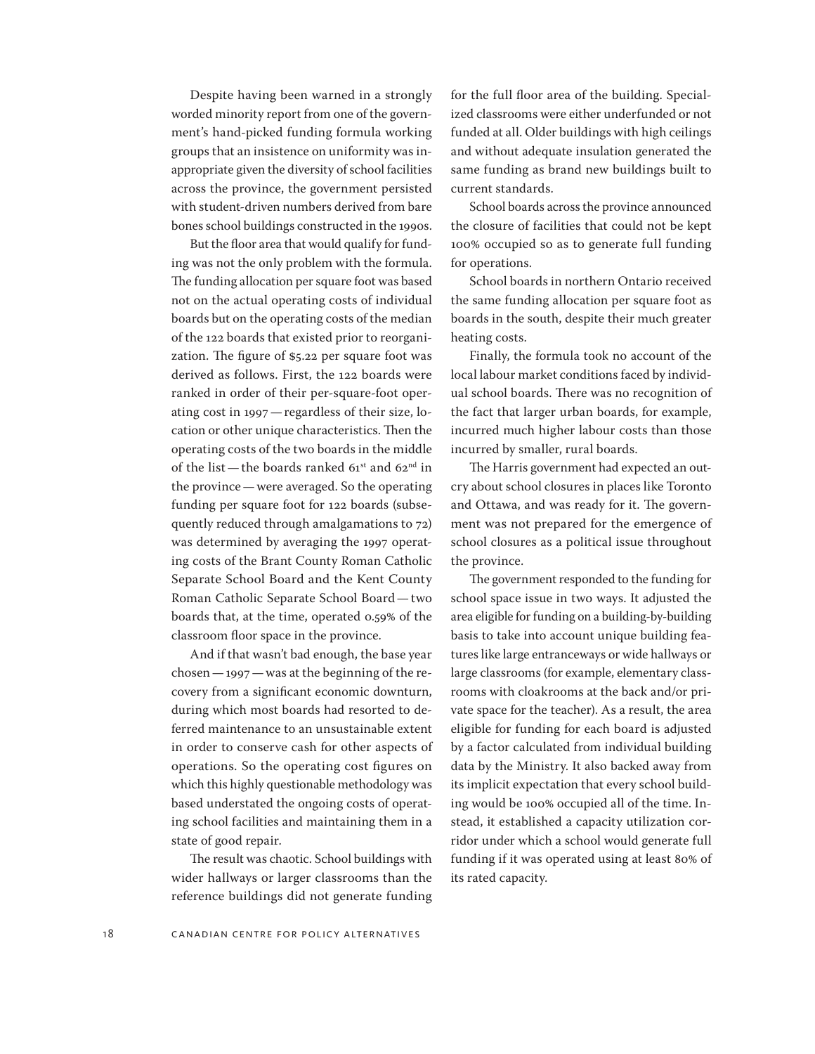Despite having been warned in a strongly worded minority report from one of the government's hand-picked funding formula working groups that an insistence on uniformity was inappropriate given the diversity of school facilities across the province, the government persisted with student-driven numbers derived from bare bones school buildings constructed in the 1990s.

But the floor area that would qualify for funding was not the only problem with the formula. The funding allocation per square foot was based not on the actual operating costs of individual boards but on the operating costs of the median of the 122 boards that existed prior to reorganization. The figure of $5.22 per square foot was derived as follows. First, the 122 boards were ranked in order of their per-square-foot operating cost in 1997 — regardless of their size, location or other unique characteristics. Then the operating costs of the two boards in the middle of the list — the boards ranked 61st and 62nd in the province — were averaged. So the operating funding per square foot for 122 boards (subsequently reduced through amalgamations to 72) was determined by averaging the 1997 operating costs of the Brant County Roman Catholic Separate School Board and the Kent County Roman Catholic Separate School Board — two boards that, at the time, operated 0.59% of the classroom floor space in the province.

And if that wasn't bad enough, the base year chosen — 1997 — was at the beginning of the recovery from a significant economic downturn, during which most boards had resorted to deferred maintenance to an unsustainable extent in order to conserve cash for other aspects of operations. So the operating cost figures on which this highly questionable methodology was based understated the ongoing costs of operating school facilities and maintaining them in a state of good repair.

The result was chaotic. School buildings with wider hallways or larger classrooms than the reference buildings did not generate funding for the full floor area of the building. Specialized classrooms were either underfunded or not funded at all. Older buildings with high ceilings and without adequate insulation generated the same funding as brand new buildings built to current standards.

School boards across the province announced the closure of facilities that could not be kept 100% occupied so as to generate full funding for operations.

School boards in northern Ontario received the same funding allocation per square foot as boards in the south, despite their much greater heating costs.

Finally, the formula took no account of the local labour market conditions faced by individual school boards. There was no recognition of the fact that larger urban boards, for example, incurred much higher labour costs than those incurred by smaller, rural boards.

The Harris government had expected an outcry about school closures in places like Toronto and Ottawa, and was ready for it. The government was not prepared for the emergence of school closures as a political issue throughout the province.

The government responded to the funding for school space issue in two ways. It adjusted the area eligible for funding on a building-by-building basis to take into account unique building features like large entranceways or wide hallways or large classrooms (for example, elementary classrooms with cloakrooms at the back and/or private space for the teacher). As a result, the area eligible for funding for each board is adjusted by a factor calculated from individual building data by the Ministry. It also backed away from its implicit expectation that every school building would be 100% occupied all of the time. Instead, it established a capacity utilization corridor under which a school would generate full funding if it was operated using at least 80% of its rated capacity.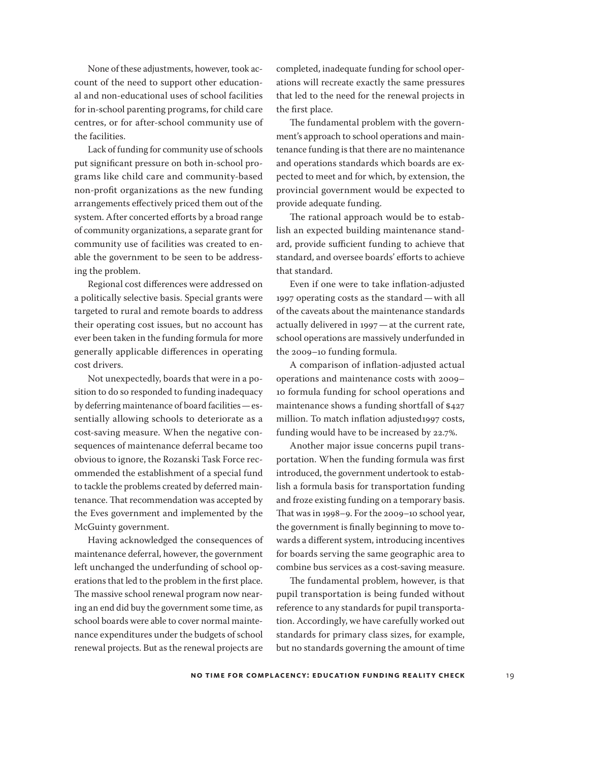None of these adjustments, however, took account of the need to support other educational and non-educational uses of school facilities for in-school parenting programs, for child care centres, or for after-school community use of the facilities.

Lack of funding for community use of schools put significant pressure on both in-school programs like child care and community-based non-profit organizations as the new funding arrangements effectively priced them out of the system. After concerted efforts by a broad range of community organizations, a separate grant for community use of facilities was created to enable the government to be seen to be addressing the problem.

Regional cost differences were addressed on a politically selective basis. Special grants were targeted to rural and remote boards to address their operating cost issues, but no account has ever been taken in the funding formula for more generally applicable differences in operating cost drivers.

Not unexpectedly, boards that were in a position to do so responded to funding inadequacy by deferring maintenance of board facilities — essentially allowing schools to deteriorate as a cost-saving measure. When the negative consequences of maintenance deferral became too obvious to ignore, the Rozanski Task Force recommended the establishment of a special fund to tackle the problems created by deferred maintenance. That recommendation was accepted by the Eves government and implemented by the McGuinty government.

Having acknowledged the consequences of maintenance deferral, however, the government left unchanged the underfunding of school operations that led to the problem in the first place. The massive school renewal program now nearing an end did buy the government some time, as school boards were able to cover normal maintenance expenditures under the budgets of school renewal projects. But as the renewal projects are completed, inadequate funding for school operations will recreate exactly the same pressures that led to the need for the renewal projects in the first place.

The fundamental problem with the government's approach to school operations and maintenance funding is that there are no maintenance and operations standards which boards are expected to meet and for which, by extension, the provincial government would be expected to provide adequate funding.

The rational approach would be to establish an expected building maintenance standard, provide sufficient funding to achieve that standard, and oversee boards' efforts to achieve that standard.

Even if one were to take inflation-adjusted 1997 operating costs as the standard — with all of the caveats about the maintenance standards actually delivered in 1997 — at the current rate, school operations are massively underfunded in the 2009–10 funding formula.

A comparison of inflation-adjusted actual operations and maintenance costs with 2009–10 formula funding for school operations and maintenance shows a funding shortfall of $427 million. To match inflation adjusted1997 costs, funding would have to be increased by 22.7%.

Another major issue concerns pupil transportation. When the funding formula was first introduced, the government undertook to establish a formula basis for transportation funding and froze existing funding on a temporary basis. That was in 1998–9. For the 2009–10 school year, the government is finally beginning to move towards a different system, introducing incentives for boards serving the same geographic area to combine bus services as a cost-saving measure.

The fundamental problem, however, is that pupil transportation is being funded without reference to any standards for pupil transportation. Accordingly, we have carefully worked out standards for primary class sizes, for example, but no standards governing the amount of time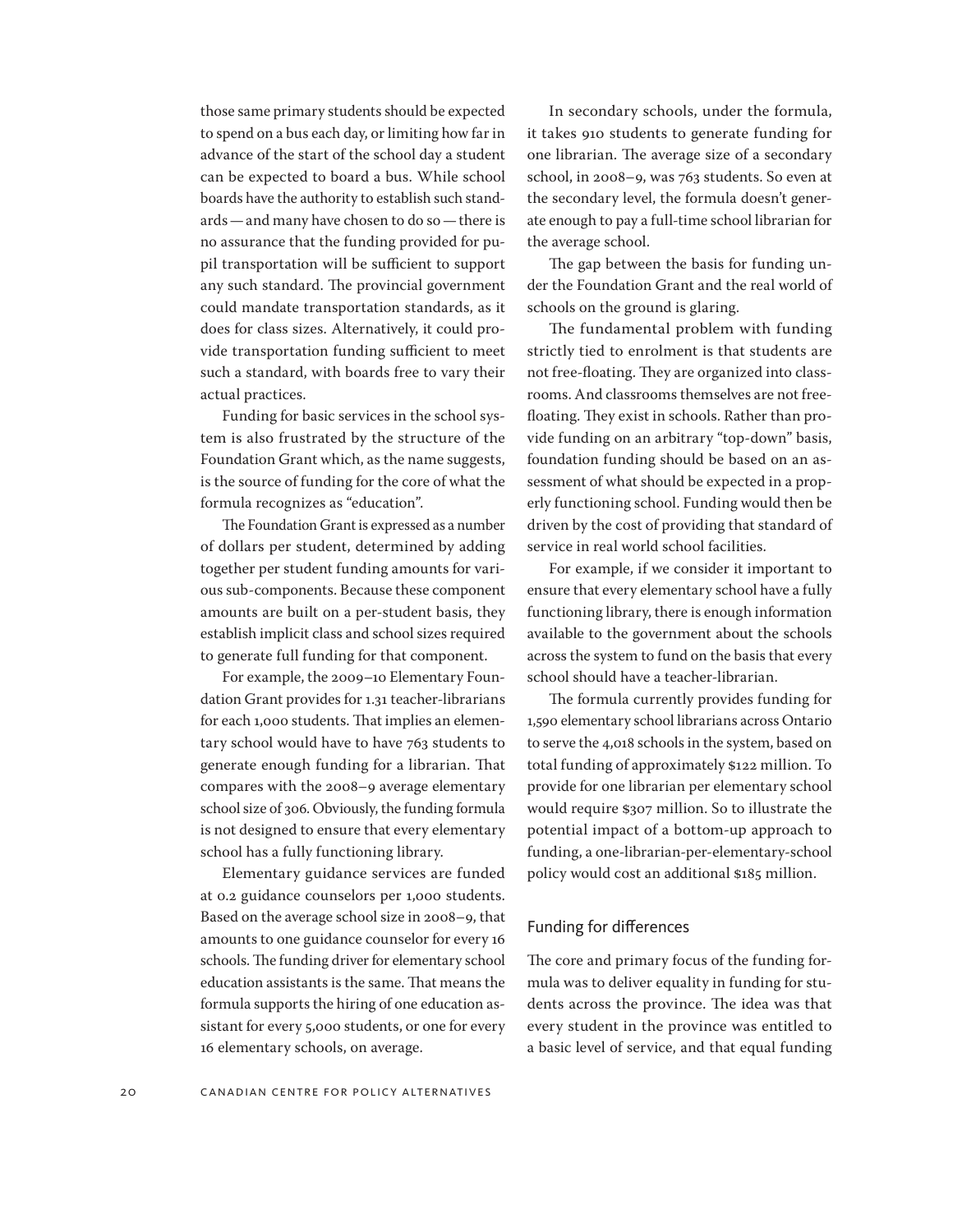those same primary students should be expected to spend on a bus each day, or limiting how far in advance of the start of the school day a student can be expected to board a bus. While school boards have the authority to establish such standards — and many have chosen to do so — there is no assurance that the funding provided for pupil transportation will be sufficient to support any such standard. The provincial government could mandate transportation standards, as it does for class sizes. Alternatively, it could provide transportation funding sufficient to meet such a standard, with boards free to vary their actual practices.

Funding for basic services in the school system is also frustrated by the structure of the Foundation Grant which, as the name suggests, is the source of funding for the core of what the formula recognizes as "education".

The Foundation Grant is expressed as a number of dollars per student, determined by adding together per student funding amounts for various sub-components. Because these component amounts are built on a per-student basis, they establish implicit class and school sizes required to generate full funding for that component.

For example, the 2009–10 Elementary Foundation Grant provides for 1.31 teacher-librarians for each 1,000 students. That implies an elementary school would have to have 763 students to generate enough funding for a librarian. That compares with the 2008–9 average elementary school size of 306. Obviously, the funding formula is not designed to ensure that every elementary school has a fully functioning library.

Elementary guidance services are funded at 0.2 guidance counselors per 1,000 students. Based on the average school size in 2008–9, that amounts to one guidance counselor for every 16 schools. The funding driver for elementary school education assistants is the same. That means the formula supports the hiring of one education assistant for every 5,000 students, or one for every 16 elementary schools, on average.

In secondary schools, under the formula, it takes 910 students to generate funding for one librarian. The average size of a secondary school, in 2008–9, was 763 students. So even at the secondary level, the formula doesn't generate enough to pay a full-time school librarian for the average school.

The gap between the basis for funding under the Foundation Grant and the real world of schools on the ground is glaring.

The fundamental problem with funding strictly tied to enrolment is that students are not free-floating. They are organized into classrooms. And classrooms themselves are not free-floating. They exist in schools. Rather than provide funding on an arbitrary "top-down" basis, foundation funding should be based on an assessment of what should be expected in a properly functioning school. Funding would then be driven by the cost of providing that standard of service in real world school facilities.

For example, if we consider it important to ensure that every elementary school have a fully functioning library, there is enough information available to the government about the schools across the system to fund on the basis that every school should have a teacher-librarian.

The formula currently provides funding for 1,590 elementary school librarians across Ontario to serve the 4,018 schools in the system, based on total funding of approximately $122 million. To provide for one librarian per elementary school would require $307 million. So to illustrate the potential impact of a bottom-up approach to funding, a one-librarian-per-elementary-school policy would cost an additional $185 million.

## Funding for differences

The core and primary focus of the funding formula was to deliver equality in funding for students across the province. The idea was that every student in the province was entitled to a basic level of service, and that equal funding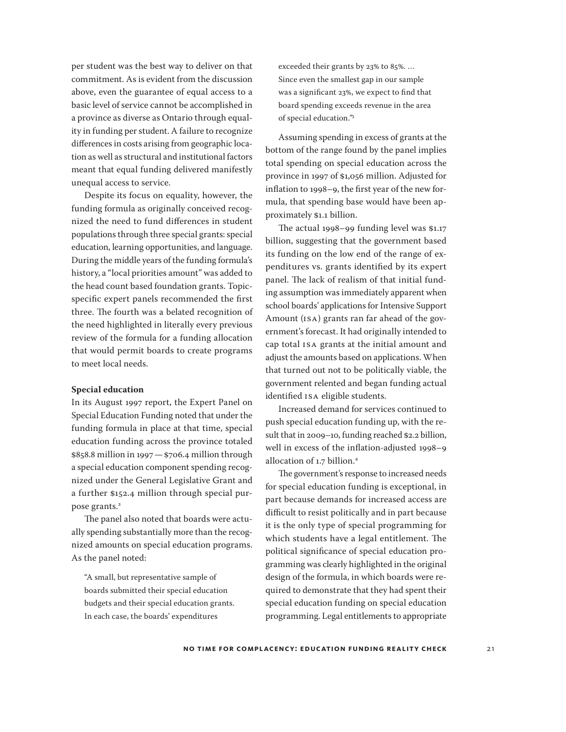per student was the best way to deliver on that commitment. As is evident from the discussion above, even the guarantee of equal access to a basic level of service cannot be accomplished in a province as diverse as Ontario through equality in funding per student. A failure to recognize differences in costs arising from geographic location as well as structural and institutional factors meant that equal funding delivered manifestly unequal access to service.

Despite its focus on equality, however, the funding formula as originally conceived recognized the need to fund differences in student populations through three special grants: special education, learning opportunities, and language. During the middle years of the funding formula's history, a "local priorities amount" was added to the head count based foundation grants. Topic-specific expert panels recommended the first three. The fourth was a belated recognition of the need highlighted in literally every previous review of the formula for a funding allocation that would permit boards to create programs to meet local needs.

### Special education

In its August 1997 report, the Expert Panel on Special Education Funding noted that under the funding formula in place at that time, special education funding across the province totaled \$858.8 million in 1997 — \$706.4 million through a special education component spending recognized under the General Legislative Grant and a further \$152.4 million through special purpose grants.[2]

The panel also noted that boards were actually spending substantially more than the recognized amounts on special education programs. As the panel noted:

> "A small, but representative sample of boards submitted their special education budgets and their special education grants. In each case, the boards' expenditures exceeded their grants by 23% to 85%. … Since even the smallest gap in our sample was a significant 23%, we expect to find that board spending exceeds revenue in the area of special education."[3]

Assuming spending in excess of grants at the bottom of the range found by the panel implies total spending on special education across the province in 1997 of \$1,056 million. Adjusted for inflation to 1998–9, the first year of the new formula, that spending base would have been approximately \$1.1 billion.

The actual 1998–99 funding level was \$1.17 billion, suggesting that the government based its funding on the low end of the range of expenditures vs. grants identified by its expert panel. The lack of realism of that initial funding assumption was immediately apparent when school boards' applications for Intensive Support Amount (ISA) grants ran far ahead of the government's forecast. It had originally intended to cap total ISA grants at the initial amount and adjust the amounts based on applications. When that turned out not to be politically viable, the government relented and began funding actual identified ISA eligible students.

Increased demand for services continued to push special education funding up, with the result that in 2009–10, funding reached \$2.2 billion, well in excess of the inflation-adjusted 1998–9 allocation of 1.7 billion.[4]

The government's response to increased needs for special education funding is exceptional, in part because demands for increased access are difficult to resist politically and in part because it is the only type of special programming for which students have a legal entitlement. The political significance of special education programming was clearly highlighted in the original design of the formula, in which boards were required to demonstrate that they had spent their special education funding on special education programming. Legal entitlements to appropriate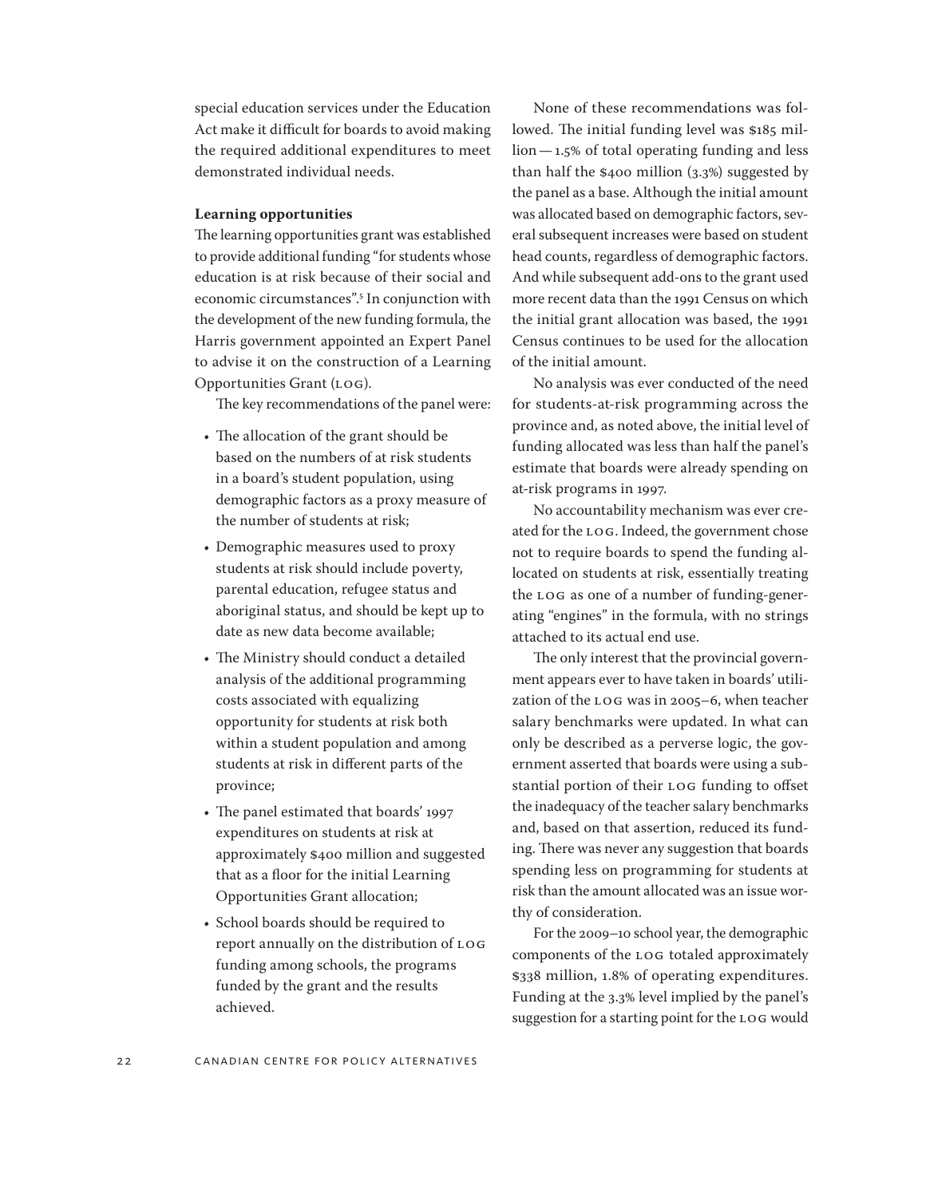special education services under the Education Act make it difficult for boards to avoid making the required additional expenditures to meet demonstrated individual needs.

**Learning opportunities**

The learning opportunities grant was established to provide additional funding "for students whose education is at risk because of their social and economic circumstances".[5] In conjunction with the development of the new funding formula, the Harris government appointed an Expert Panel to advise it on the construction of a Learning Opportunities Grant (LOG).

The key recommendations of the panel were:

- The allocation of the grant should be based on the numbers of at risk students in a board's student population, using demographic factors as a proxy measure of the number of students at risk;
- Demographic measures used to proxy students at risk should include poverty, parental education, refugee status and aboriginal status, and should be kept up to date as new data become available;
- The Ministry should conduct a detailed analysis of the additional programming costs associated with equalizing opportunity for students at risk both within a student population and among students at risk in different parts of the province;
- The panel estimated that boards' 1997 expenditures on students at risk at approximately $400 million and suggested that as a floor for the initial Learning Opportunities Grant allocation;
- School boards should be required to report annually on the distribution of LOG funding among schools, the programs funded by the grant and the results achieved.

None of these recommendations was followed. The initial funding level was $185 million — 1.5% of total operating funding and less than half the $400 million (3.3%) suggested by the panel as a base. Although the initial amount was allocated based on demographic factors, several subsequent increases were based on student head counts, regardless of demographic factors. And while subsequent add-ons to the grant used more recent data than the 1991 Census on which the initial grant allocation was based, the 1991 Census continues to be used for the allocation of the initial amount.

No analysis was ever conducted of the need for students-at-risk programming across the province and, as noted above, the initial level of funding allocated was less than half the panel's estimate that boards were already spending on at-risk programs in 1997.

No accountability mechanism was ever created for the LOG. Indeed, the government chose not to require boards to spend the funding allocated on students at risk, essentially treating the LOG as one of a number of funding-generating "engines" in the formula, with no strings attached to its actual end use.

The only interest that the provincial government appears ever to have taken in boards' utilization of the LOG was in 2005–6, when teacher salary benchmarks were updated. In what can only be described as a perverse logic, the government asserted that boards were using a substantial portion of their LOG funding to offset the inadequacy of the teacher salary benchmarks and, based on that assertion, reduced its funding. There was never any suggestion that boards spending less on programming for students at risk than the amount allocated was an issue worthy of consideration.

For the 2009–10 school year, the demographic components of the LOG totaled approximately $338 million, 1.8% of operating expenditures. Funding at the 3.3% level implied by the panel's suggestion for a starting point for the LOG would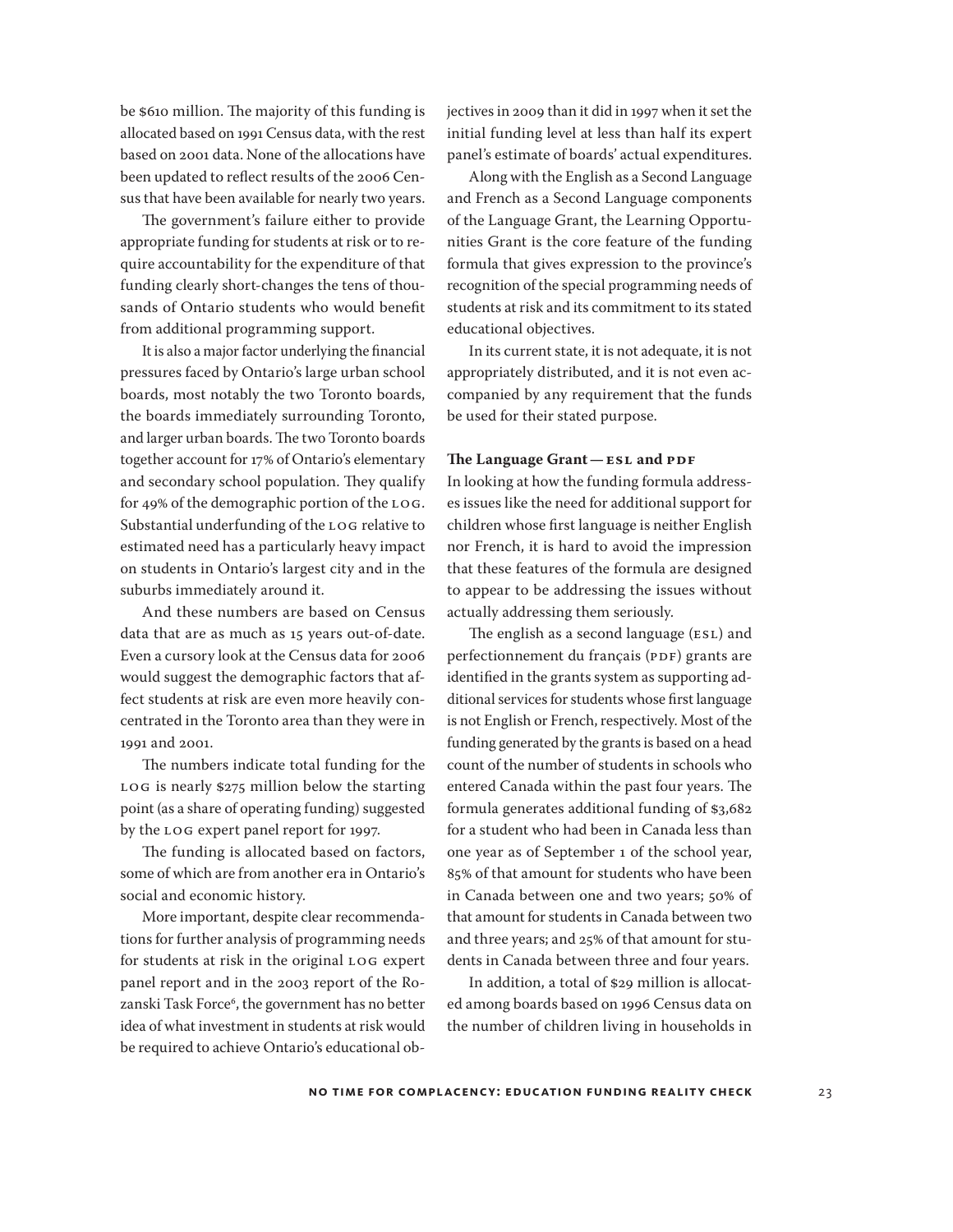be $610 million. The majority of this funding is allocated based on 1991 Census data, with the rest based on 2001 data. None of the allocations have been updated to reflect results of the 2006 Census that have been available for nearly two years.

The government's failure either to provide appropriate funding for students at risk or to require accountability for the expenditure of that funding clearly short-changes the tens of thousands of Ontario students who would benefit from additional programming support.

It is also a major factor underlying the financial pressures faced by Ontario's large urban school boards, most notably the two Toronto boards, the boards immediately surrounding Toronto, and larger urban boards. The two Toronto boards together account for 17% of Ontario's elementary and secondary school population. They qualify for 49% of the demographic portion of the LOG. Substantial underfunding of the LOG relative to estimated need has a particularly heavy impact on students in Ontario's largest city and in the suburbs immediately around it.

And these numbers are based on Census data that are as much as 15 years out-of-date. Even a cursory look at the Census data for 2006 would suggest the demographic factors that affect students at risk are even more heavily concentrated in the Toronto area than they were in 1991 and 2001.

The numbers indicate total funding for the LOG is nearly $275 million below the starting point (as a share of operating funding) suggested by the LOG expert panel report for 1997.

The funding is allocated based on factors, some of which are from another era in Ontario's social and economic history.

More important, despite clear recommendations for further analysis of programming needs for students at risk in the original LOG expert panel report and in the 2003 report of the Rozanski Task Force[6], the government has no better idea of what investment in students at risk would be required to achieve Ontario's educational objectives in 2009 than it did in 1997 when it set the initial funding level at less than half its expert panel's estimate of boards' actual expenditures.

Along with the English as a Second Language and French as a Second Language components of the Language Grant, the Learning Opportunities Grant is the core feature of the funding formula that gives expression to the province's recognition of the special programming needs of students at risk and its commitment to its stated educational objectives.

In its current state, it is not adequate, it is not appropriately distributed, and it is not even accompanied by any requirement that the funds be used for their stated purpose.

**The Language Grant — ESL and PDF**

In looking at how the funding formula addresses issues like the need for additional support for children whose first language is neither English nor French, it is hard to avoid the impression that these features of the formula are designed to appear to be addressing the issues without actually addressing them seriously.

The english as a second language (ESL) and perfectionnement du français (PDF) grants are identified in the grants system as supporting additional services for students whose first language is not English or French, respectively. Most of the funding generated by the grants is based on a head count of the number of students in schools who entered Canada within the past four years. The formula generates additional funding of $3,682 for a student who had been in Canada less than one year as of September 1 of the school year, 85% of that amount for students who have been in Canada between one and two years; 50% of that amount for students in Canada between two and three years; and 25% of that amount for students in Canada between three and four years.

In addition, a total of $29 million is allocated among boards based on 1996 Census data on the number of children living in households in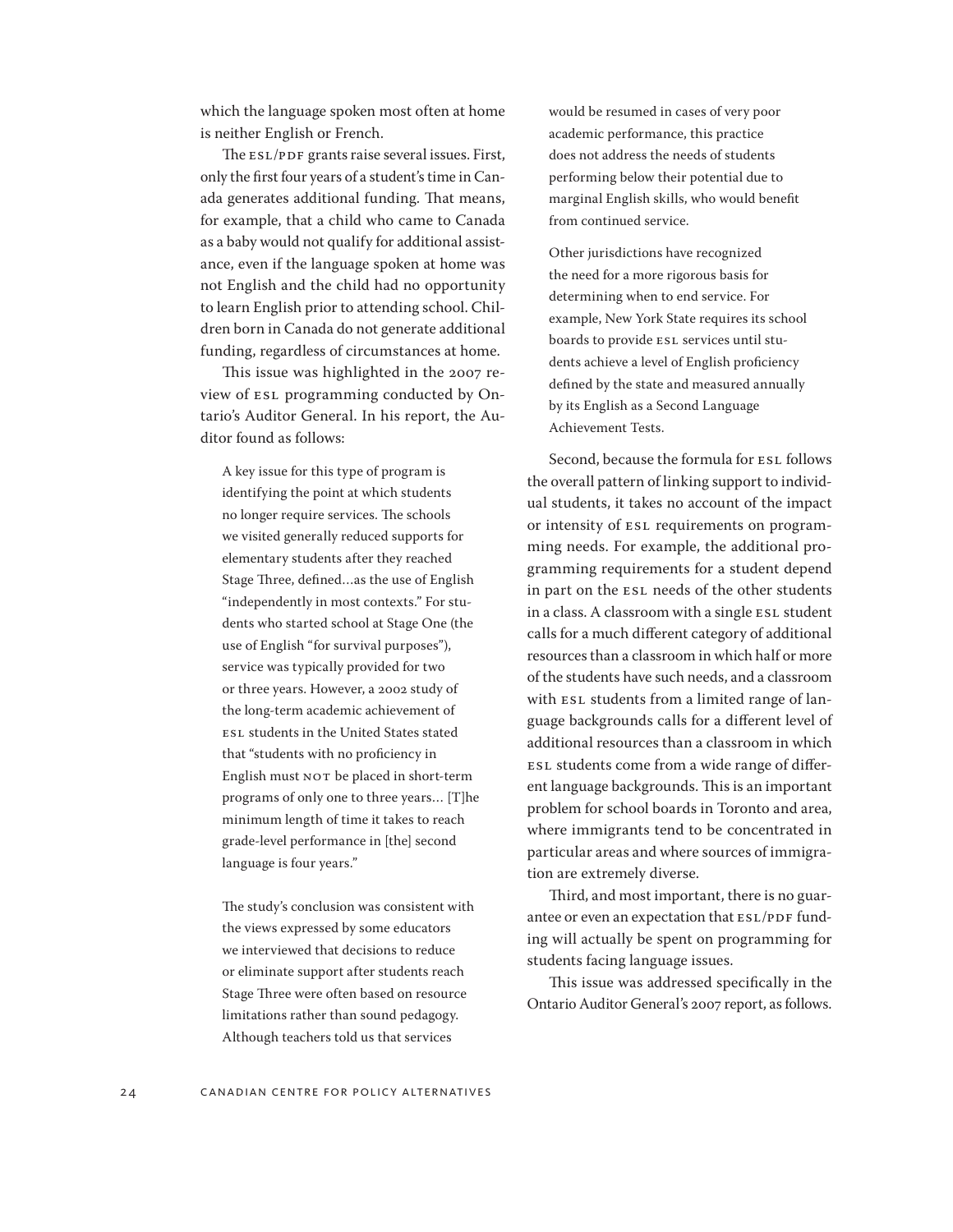which the language spoken most often at home is neither English or French.

The ESL/PDF grants raise several issues. First, only the first four years of a student's time in Canada generates additional funding. That means, for example, that a child who came to Canada as a baby would not qualify for additional assistance, even if the language spoken at home was not English and the child had no opportunity to learn English prior to attending school. Children born in Canada do not generate additional funding, regardless of circumstances at home.

This issue was highlighted in the 2007 review of ESL programming conducted by Ontario's Auditor General. In his report, the Auditor found as follows:

> A key issue for this type of program is identifying the point at which students no longer require services. The schools we visited generally reduced supports for elementary students after they reached Stage Three, defined…as the use of English "independently in most contexts." For students who started school at Stage One (the use of English "for survival purposes"), service was typically provided for two or three years. However, a 2002 study of the long-term academic achievement of ESL students in the United States stated that "students with no proficiency in English must NOT be placed in short-term programs of only one to three years… [T]he minimum length of time it takes to reach grade-level performance in [the] second language is four years."
>
> The study's conclusion was consistent with the views expressed by some educators we interviewed that decisions to reduce or eliminate support after students reach Stage Three were often based on resource limitations rather than sound pedagogy. Although teachers told us that services would be resumed in cases of very poor academic performance, this practice does not address the needs of students performing below their potential due to marginal English skills, who would benefit from continued service.
>
> Other jurisdictions have recognized the need for a more rigorous basis for determining when to end service. For example, New York State requires its school boards to provide ESL services until students achieve a level of English proficiency defined by the state and measured annually by its English as a Second Language Achievement Tests.

Second, because the formula for ESL follows the overall pattern of linking support to individual students, it takes no account of the impact or intensity of ESL requirements on programming needs. For example, the additional programming requirements for a student depend in part on the ESL needs of the other students in a class. A classroom with a single ESL student calls for a much different category of additional resources than a classroom in which half or more of the students have such needs, and a classroom with ESL students from a limited range of language backgrounds calls for a different level of additional resources than a classroom in which ESL students come from a wide range of different language backgrounds. This is an important problem for school boards in Toronto and area, where immigrants tend to be concentrated in particular areas and where sources of immigration are extremely diverse.

Third, and most important, there is no guarantee or even an expectation that ESL/PDF funding will actually be spent on programming for students facing language issues.

This issue was addressed specifically in the Ontario Auditor General's 2007 report, as follows.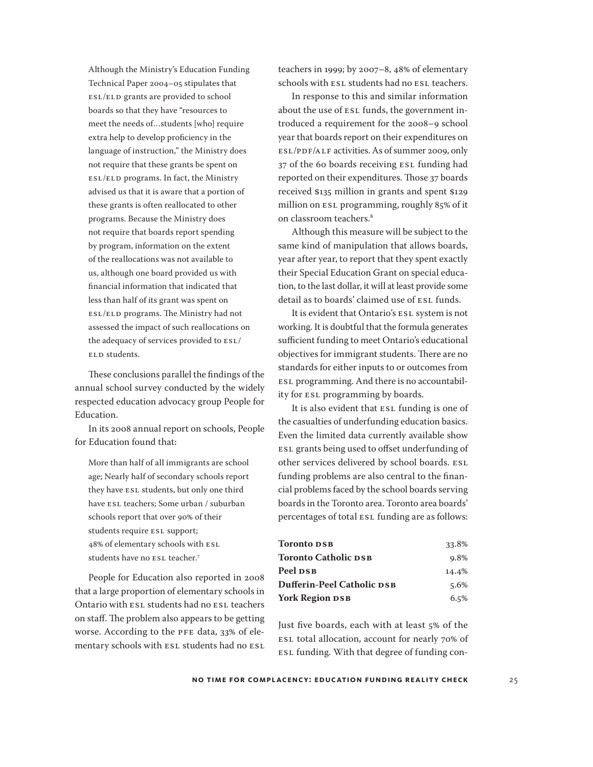> Although the Ministry's Education Funding Technical Paper 2004–05 stipulates that ESL/ELD grants are provided to school boards so that they have "resources to meet the needs of…students [who] require extra help to develop proficiency in the language of instruction," the Ministry does not require that these grants be spent on ESL/ELD programs. In fact, the Ministry advised us that it is aware that a portion of these grants is often reallocated to other programs. Because the Ministry does not require that boards report spending by program, information on the extent of the reallocations was not available to us, although one board provided us with financial information that indicated that less than half of its grant was spent on ESL/ELD programs. The Ministry had not assessed the impact of such reallocations on the adequacy of services provided to ESL/ELD students.

These conclusions parallel the findings of the annual school survey conducted by the widely respected education advocacy group People for Education.

In its 2008 annual report on schools, People for Education found that:

> More than half of all immigrants are school age; Nearly half of secondary schools report they have ESL students, but only one third have ESL teachers; Some urban / suburban schools report that over 90% of their students require ESL support; 48% of elementary schools with ESL students have no ESL teacher.[7]

People for Education also reported in 2008 that a large proportion of elementary schools in Ontario with ESL students had no ESL teachers on staff. The problem also appears to be getting worse. According to the PFE data, 33% of elementary schools with ESL students had no ESL teachers in 1999; by 2007–8, 48% of elementary schools with ESL students had no ESL teachers.

In response to this and similar information about the use of ESL funds, the government introduced a requirement for the 2008–9 school year that boards report on their expenditures on ESL/PDF/ALF activities. As of summer 2009, only 37 of the 60 boards receiving ESL funding had reported on their expenditures. Those 37 boards received $135 million in grants and spent $129 million on ESL programming, roughly 85% of it on classroom teachers.[8]

Although this measure will be subject to the same kind of manipulation that allows boards, year after year, to report that they spent exactly their Special Education Grant on special education, to the last dollar, it will at least provide some detail as to boards' claimed use of ESL funds.

It is evident that Ontario's ESL system is not working. It is doubtful that the formula generates sufficient funding to meet Ontario's educational objectives for immigrant students. There are no standards for either inputs to or outcomes from ESL programming. And there is no accountability for ESL programming by boards.

It is also evident that ESL funding is one of the casualties of underfunding education basics. Even the limited data currently available show ESL grants being used to offset underfunding of other services delivered by school boards. ESL funding problems are also central to the financial problems faced by the school boards serving boards in the Toronto area. Toronto area boards' percentages of total ESL funding are as follows:

| | |
|---|---|
| **Toronto DSB** | 33.8% |
| **Toronto Catholic DSB** | 9.8% |
| **Peel DSB** | 14.4% |
| **Dufferin-Peel Catholic DSB** | 5.6% |
| **York Region DSB** | 6.5% |

Just five boards, each with at least 5% of the ESL total allocation, account for nearly 70% of ESL funding. With that degree of funding con-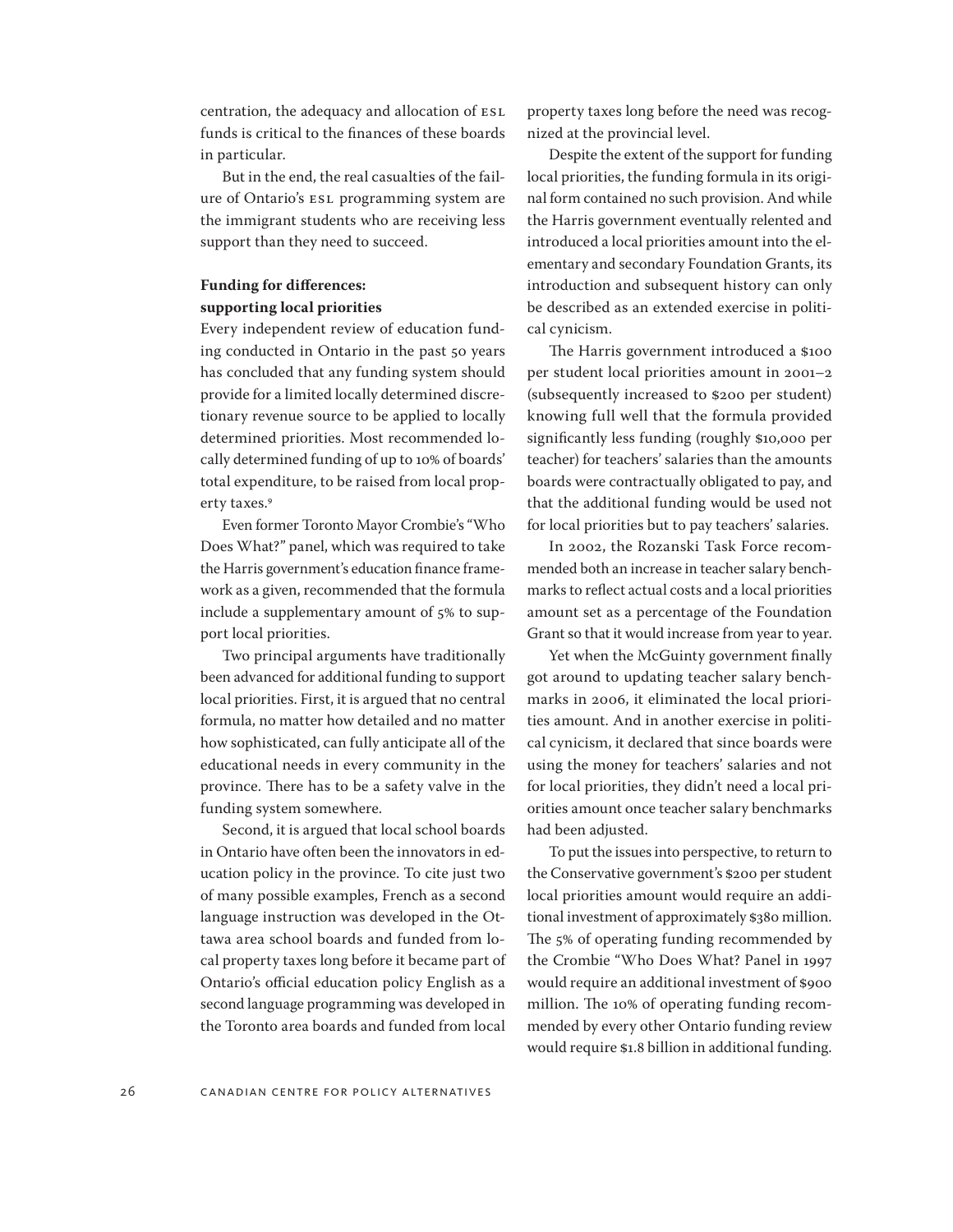centration, the adequacy and allocation of ESL funds is critical to the finances of these boards in particular.

But in the end, the real casualties of the failure of Ontario's ESL programming system are the immigrant students who are receiving less support than they need to succeed.

### Funding for differences: supporting local priorities

Every independent review of education funding conducted in Ontario in the past 50 years has concluded that any funding system should provide for a limited locally determined discretionary revenue source to be applied to locally determined priorities. Most recommended locally determined funding of up to 10% of boards' total expenditure, to be raised from local property taxes.[9]

Even former Toronto Mayor Crombie's "Who Does What?" panel, which was required to take the Harris government's education finance framework as a given, recommended that the formula include a supplementary amount of 5% to support local priorities.

Two principal arguments have traditionally been advanced for additional funding to support local priorities. First, it is argued that no central formula, no matter how detailed and no matter how sophisticated, can fully anticipate all of the educational needs in every community in the province. There has to be a safety valve in the funding system somewhere.

Second, it is argued that local school boards in Ontario have often been the innovators in education policy in the province. To cite just two of many possible examples, French as a second language instruction was developed in the Ottawa area school boards and funded from local property taxes long before it became part of Ontario's official education policy English as a second language programming was developed in the Toronto area boards and funded from local property taxes long before the need was recognized at the provincial level.

Despite the extent of the support for funding local priorities, the funding formula in its original form contained no such provision. And while the Harris government eventually relented and introduced a local priorities amount into the elementary and secondary Foundation Grants, its introduction and subsequent history can only be described as an extended exercise in political cynicism.

The Harris government introduced a $100 per student local priorities amount in 2001–2 (subsequently increased to $200 per student) knowing full well that the formula provided significantly less funding (roughly $10,000 per teacher) for teachers' salaries than the amounts boards were contractually obligated to pay, and that the additional funding would be used not for local priorities but to pay teachers' salaries.

In 2002, the Rozanski Task Force recommended both an increase in teacher salary benchmarks to reflect actual costs and a local priorities amount set as a percentage of the Foundation Grant so that it would increase from year to year.

Yet when the McGuinty government finally got around to updating teacher salary benchmarks in 2006, it eliminated the local priorities amount. And in another exercise in political cynicism, it declared that since boards were using the money for teachers' salaries and not for local priorities, they didn't need a local priorities amount once teacher salary benchmarks had been adjusted.

To put the issues into perspective, to return to the Conservative government's $200 per student local priorities amount would require an additional investment of approximately $380 million. The 5% of operating funding recommended by the Crombie "Who Does What? Panel in 1997 would require an additional investment of $900 million. The 10% of operating funding recommended by every other Ontario funding review would require $1.8 billion in additional funding.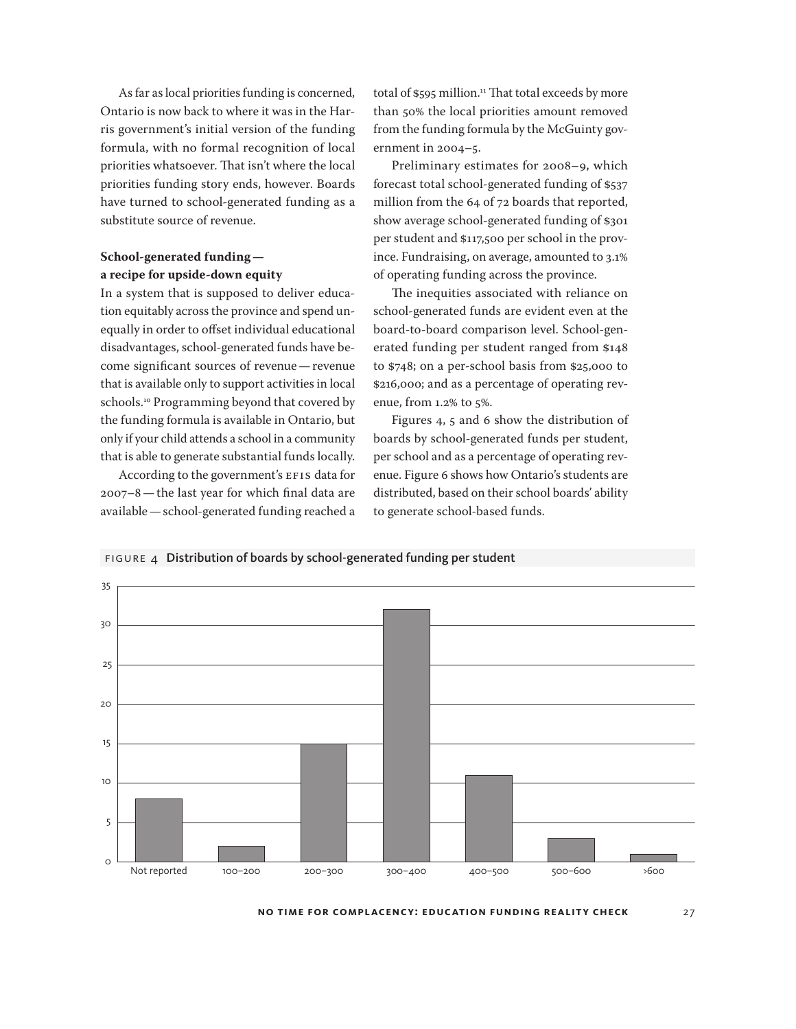As far as local priorities funding is concerned, Ontario is now back to where it was in the Harris government's initial version of the funding formula, with no formal recognition of local priorities whatsoever. That isn't where the local priorities funding story ends, however. Boards have turned to school-generated funding as a substitute source of revenue.

### School-generated funding — a recipe for upside-down equity

In a system that is supposed to deliver education equitably across the province and spend unequally in order to offset individual educational disadvantages, school-generated funds have become significant sources of revenue — revenue that is available only to support activities in local schools.[10] Programming beyond that covered by the funding formula is available in Ontario, but only if your child attends a school in a community that is able to generate substantial funds locally.

According to the government's EFIS data for 2007–8 — the last year for which final data are available — school-generated funding reached a total of $595 million.[11] That total exceeds by more than 50% the local priorities amount removed from the funding formula by the McGuinty government in 2004–5.

Preliminary estimates for 2008–9, which forecast total school-generated funding of $537 million from the 64 of 72 boards that reported, show average school-generated funding of $301 per student and $117,500 per school in the province. Fundraising, on average, amounted to 3.1% of operating funding across the province.

The inequities associated with reliance on school-generated funds are evident even at the board-to-board comparison level. School-generated funding per student ranged from $148 to $748; on a per-school basis from $25,000 to $216,000; and as a percentage of operating revenue, from 1.2% to 5%.

Figures 4, 5 and 6 show the distribution of boards by school-generated funds per student, per school and as a percentage of operating revenue. Figure 6 shows how Ontario's students are distributed, based on their school boards' ability to generate school-based funds.

FIGURE 4 Distribution of boards by school-generated funding per student

| Funding per student ($) | Number of boards |
|---|---|
| Not reported | 8 |
| 100–200 | 2 |
| 200–300 | 15 |
| 300–400 | 32 |
| 400–500 | 11 |
| 500–600 | 3 |
| >600 | 1 |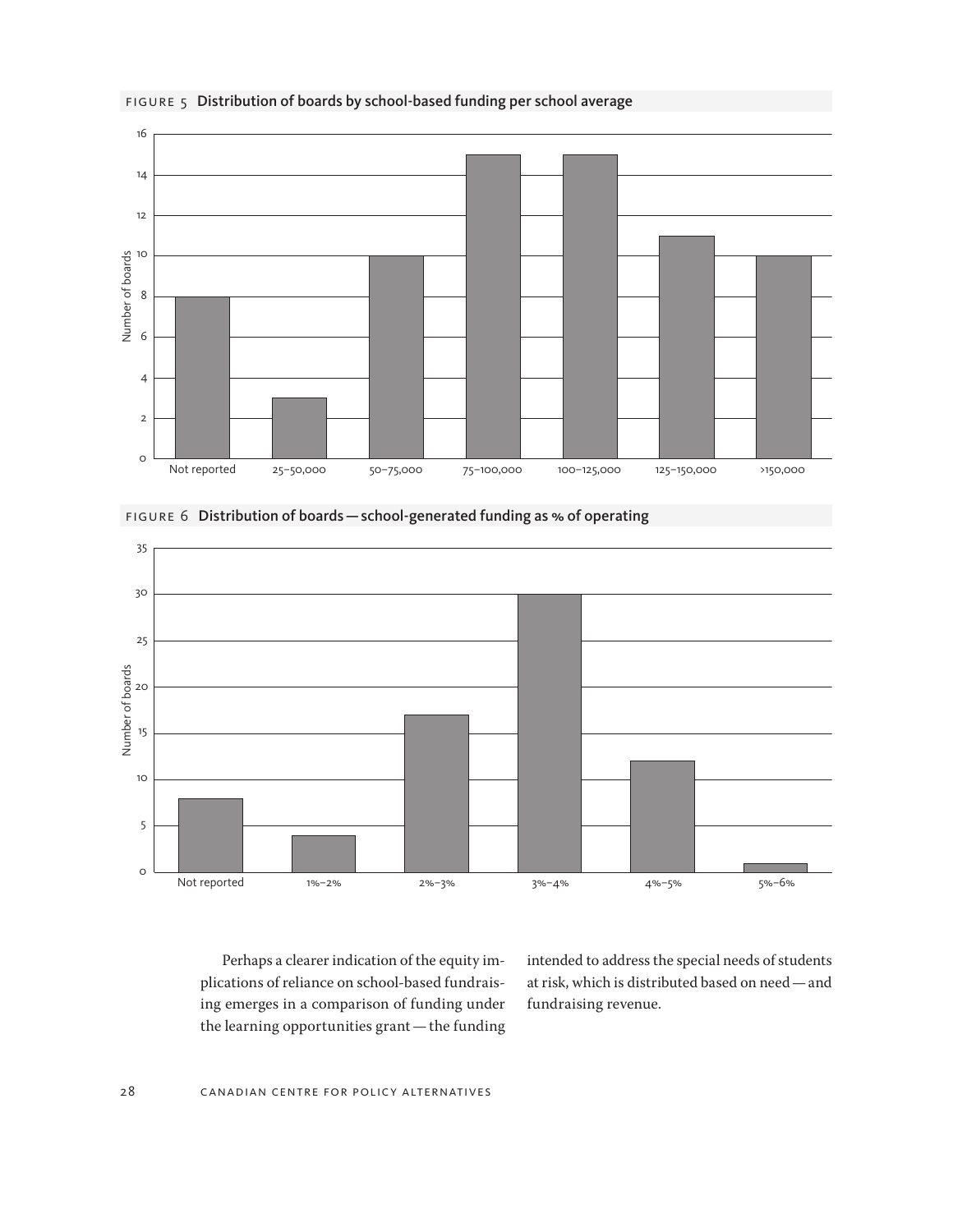FIGURE 5 **Distribution of boards by school-based funding per school average**

| School-based funding per school average | Number of boards |
|---|---|
| Not reported | 8 |
| 25–50,000 | 3 |
| 50–75,000 | 10 |
| 75–100,000 | 15 |
| 100–125,000 | 15 |
| 125–150,000 | 11 |
| >150,000 | 10 |

FIGURE 6 **Distribution of boards — school-generated funding as % of operating**

| School-generated funding as % of operating | Number of boards |
|---|---|
| Not reported | 8 |
| 1%–2% | 4 |
| 2%–3% | 17 |
| 3%–4% | 30 |
| 4%–5% | 12 |
| 5%–6% | 1 |

Perhaps a clearer indication of the equity implications of reliance on school-based fundraising emerges in a comparison of funding under the learning opportunities grant — the funding intended to address the special needs of students at risk, which is distributed based on need — and fundraising revenue.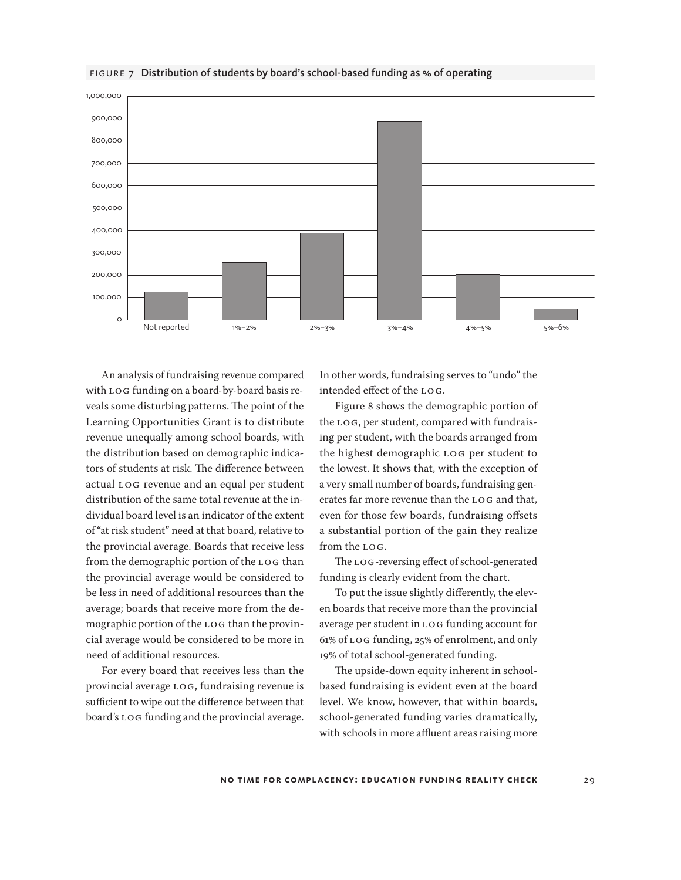FIGURE 7 **Distribution of students by board's school-based funding as % of operating**

An analysis of fundraising revenue compared with LOG funding on a board-by-board basis reveals some disturbing patterns. The point of the Learning Opportunities Grant is to distribute revenue unequally among school boards, with the distribution based on demographic indicators of students at risk. The difference between actual LOG revenue and an equal per student distribution of the same total revenue at the individual board level is an indicator of the extent of "at risk student" need at that board, relative to the provincial average. Boards that receive less from the demographic portion of the LOG than the provincial average would be considered to be less in need of additional resources than the average; boards that receive more from the demographic portion of the LOG than the provincial average would be considered to be more in need of additional resources.

For every board that receives less than the provincial average LOG, fundraising revenue is sufficient to wipe out the difference between that board's LOG funding and the provincial average. In other words, fundraising serves to "undo" the intended effect of the LOG.

Figure 8 shows the demographic portion of the LOG, per student, compared with fundraising per student, with the boards arranged from the highest demographic LOG per student to the lowest. It shows that, with the exception of a very small number of boards, fundraising generates far more revenue than the LOG and that, even for those few boards, fundraising offsets a substantial portion of the gain they realize from the LOG.

The LOG-reversing effect of school-generated funding is clearly evident from the chart.

To put the issue slightly differently, the eleven boards that receive more than the provincial average per student in LOG funding account for 61% of LOG funding, 25% of enrolment, and only 19% of total school-generated funding.

The upside-down equity inherent in school-based fundraising is evident even at the board level. We know, however, that within boards, school-generated funding varies dramatically, with schools in more affluent areas raising more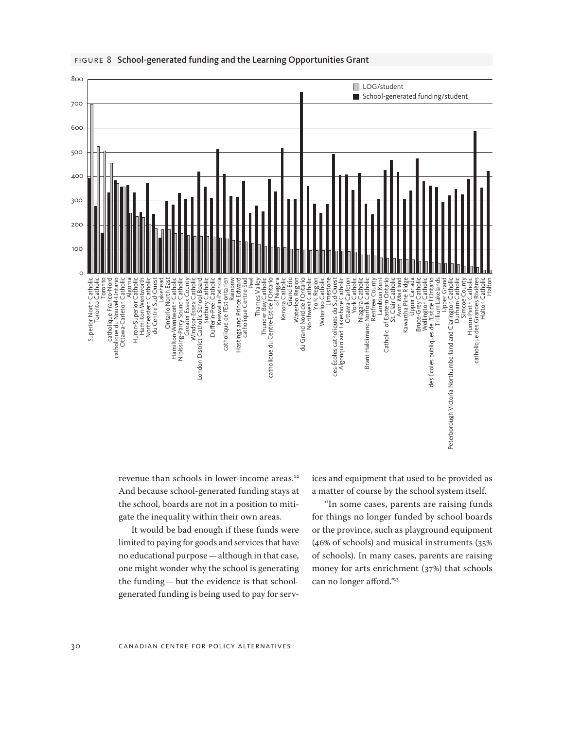FIGURE 8 **School-generated funding and the Learning Opportunities Grant**

revenue than schools in lower-income areas.[12] And because school-generated funding stays at the school, boards are not in a position to mitigate the inequality within their own areas.

It would be bad enough if these funds were limited to paying for goods and services that have no educational purpose — although in that case, one might wonder why the school is generating the funding — but the evidence is that school-generated funding is being used to pay for services and equipment that used to be provided as a matter of course by the school system itself.

"In some cases, parents are raising funds for things no longer funded by school boards or the province, such as playground equipment (46% of schools) and musical instruments (35% of schools). In many cases, parents are raising money for arts enrichment (37%) that schools can no longer afford."[13]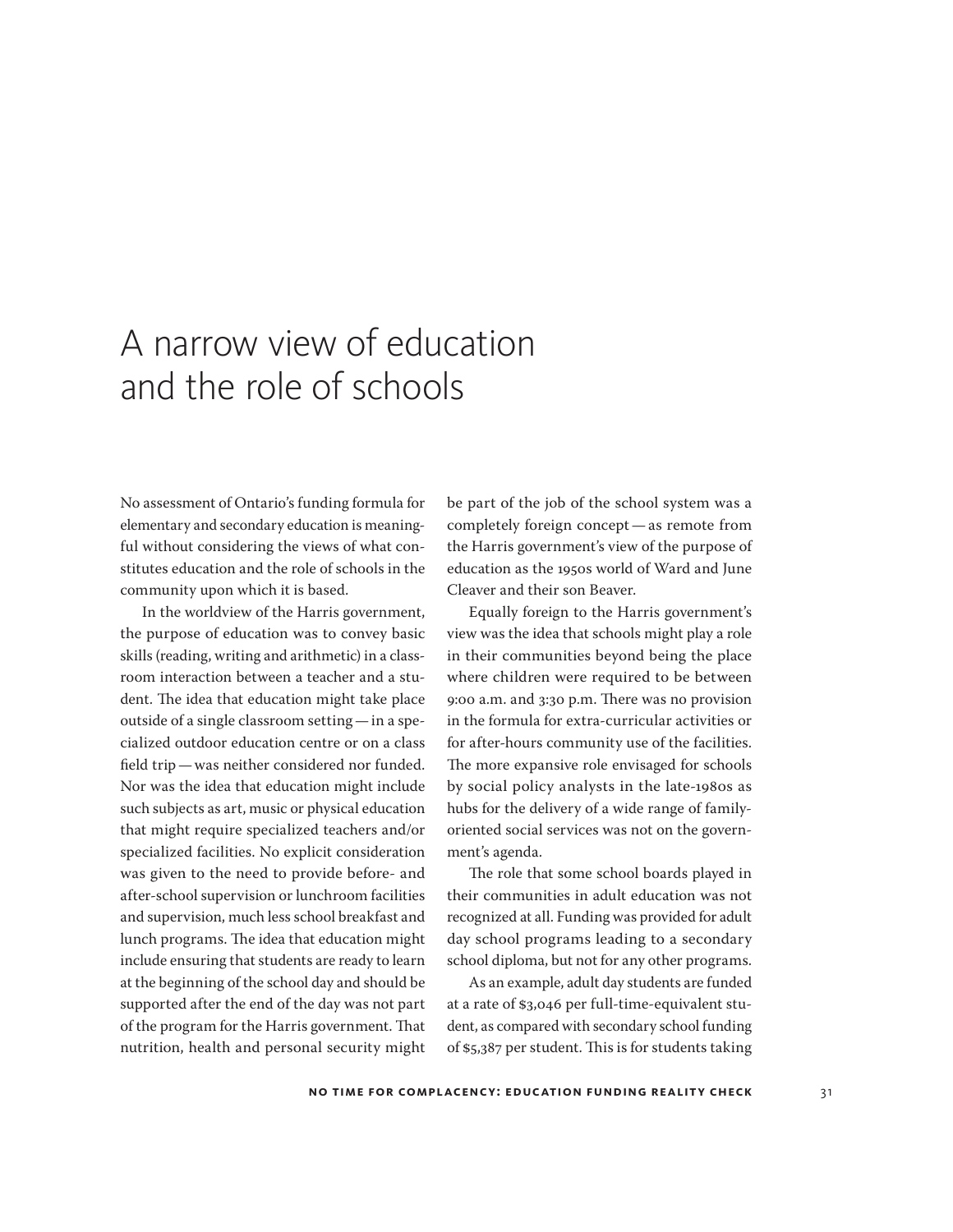# A narrow view of education and the role of schools

No assessment of Ontario's funding formula for elementary and secondary education is meaningful without considering the views of what constitutes education and the role of schools in the community upon which it is based.

In the worldview of the Harris government, the purpose of education was to convey basic skills (reading, writing and arithmetic) in a classroom interaction between a teacher and a student. The idea that education might take place outside of a single classroom setting — in a specialized outdoor education centre or on a class field trip — was neither considered nor funded. Nor was the idea that education might include such subjects as art, music or physical education that might require specialized teachers and/or specialized facilities. No explicit consideration was given to the need to provide before- and after-school supervision or lunchroom facilities and supervision, much less school breakfast and lunch programs. The idea that education might include ensuring that students are ready to learn at the beginning of the school day and should be supported after the end of the day was not part of the program for the Harris government. That nutrition, health and personal security might be part of the job of the school system was a completely foreign concept — as remote from the Harris government's view of the purpose of education as the 1950s world of Ward and June Cleaver and their son Beaver.

Equally foreign to the Harris government's view was the idea that schools might play a role in their communities beyond being the place where children were required to be between 9:00 a.m. and 3:30 p.m. There was no provision in the formula for extra-curricular activities or for after-hours community use of the facilities. The more expansive role envisaged for schools by social policy analysts in the late-1980s as hubs for the delivery of a wide range of family-oriented social services was not on the government's agenda.

The role that some school boards played in their communities in adult education was not recognized at all. Funding was provided for adult day school programs leading to a secondary school diploma, but not for any other programs.

As an example, adult day students are funded at a rate of $3,046 per full-time-equivalent student, as compared with secondary school funding of $5,387 per student. This is for students taking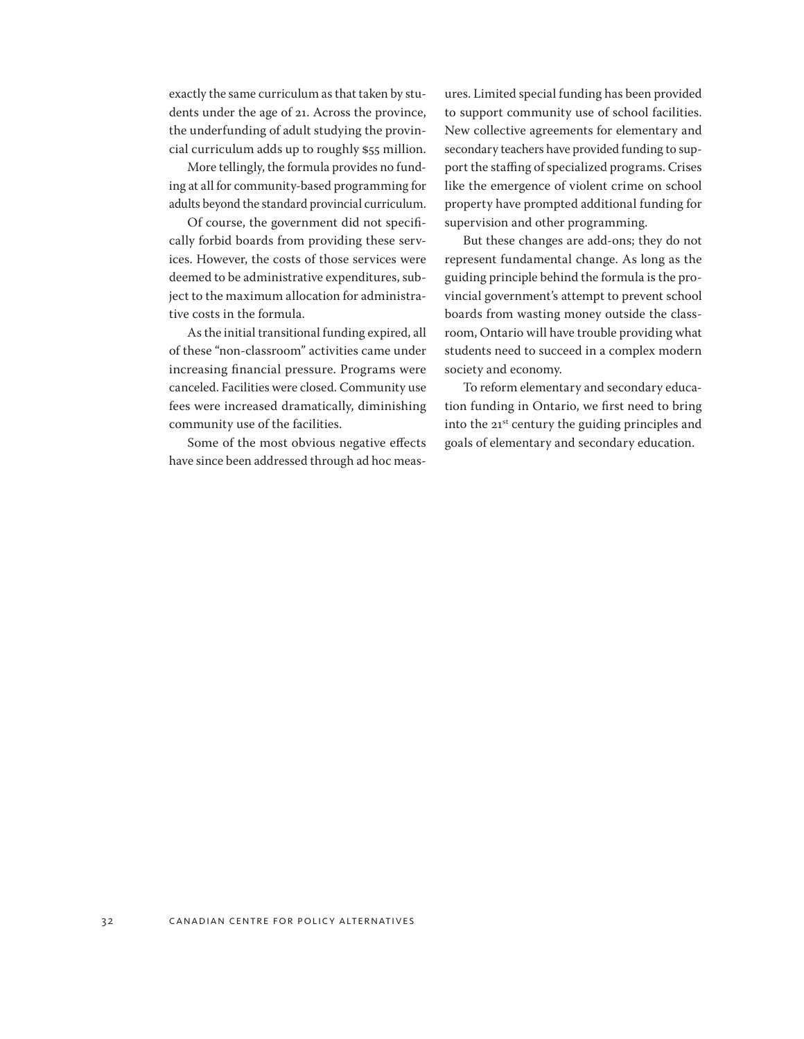exactly the same curriculum as that taken by students under the age of 21. Across the province, the underfunding of adult studying the provincial curriculum adds up to roughly $55 million.

More tellingly, the formula provides no funding at all for community-based programming for adults beyond the standard provincial curriculum.

Of course, the government did not specifically forbid boards from providing these services. However, the costs of those services were deemed to be administrative expenditures, subject to the maximum allocation for administrative costs in the formula.

As the initial transitional funding expired, all of these "non-classroom" activities came under increasing financial pressure. Programs were canceled. Facilities were closed. Community use fees were increased dramatically, diminishing community use of the facilities.

Some of the most obvious negative effects have since been addressed through ad hoc measures. Limited special funding has been provided to support community use of school facilities. New collective agreements for elementary and secondary teachers have provided funding to support the staffing of specialized programs. Crises like the emergence of violent crime on school property have prompted additional funding for supervision and other programming.

But these changes are add-ons; they do not represent fundamental change. As long as the guiding principle behind the formula is the provincial government's attempt to prevent school boards from wasting money outside the classroom, Ontario will have trouble providing what students need to succeed in a complex modern society and economy.

To reform elementary and secondary education funding in Ontario, we first need to bring into the 21st century the guiding principles and goals of elementary and secondary education.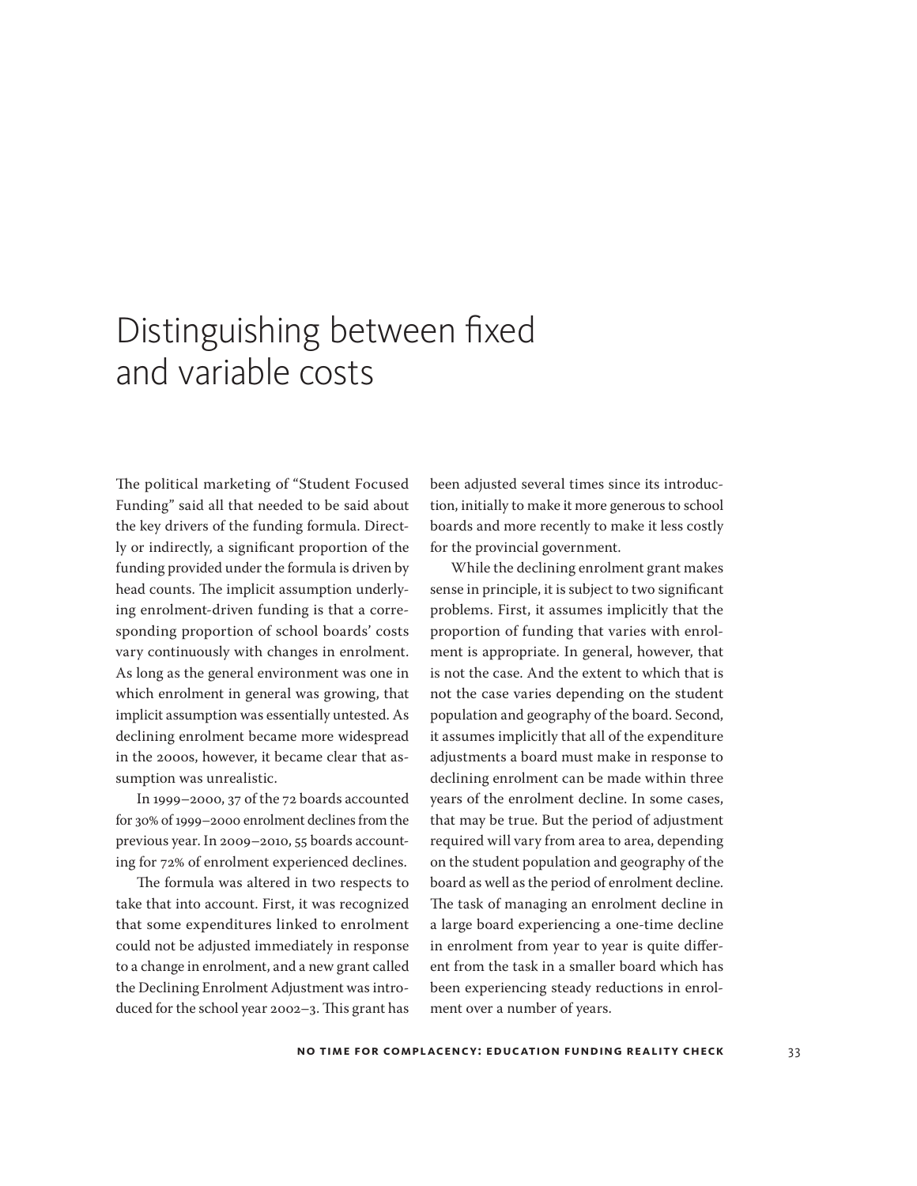# Distinguishing between fixed and variable costs

The political marketing of "Student Focused Funding" said all that needed to be said about the key drivers of the funding formula. Directly or indirectly, a significant proportion of the funding provided under the formula is driven by head counts. The implicit assumption underlying enrolment-driven funding is that a corresponding proportion of school boards' costs vary continuously with changes in enrolment. As long as the general environment was one in which enrolment in general was growing, that implicit assumption was essentially untested. As declining enrolment became more widespread in the 2000s, however, it became clear that assumption was unrealistic.

In 1999–2000, 37 of the 72 boards accounted for 30% of 1999–2000 enrolment declines from the previous year. In 2009–2010, 55 boards accounting for 72% of enrolment experienced declines.

The formula was altered in two respects to take that into account. First, it was recognized that some expenditures linked to enrolment could not be adjusted immediately in response to a change in enrolment, and a new grant called the Declining Enrolment Adjustment was introduced for the school year 2002–3. This grant has been adjusted several times since its introduction, initially to make it more generous to school boards and more recently to make it less costly for the provincial government.

While the declining enrolment grant makes sense in principle, it is subject to two significant problems. First, it assumes implicitly that the proportion of funding that varies with enrolment is appropriate. In general, however, that is not the case. And the extent to which that is not the case varies depending on the student population and geography of the board. Second, it assumes implicitly that all of the expenditure adjustments a board must make in response to declining enrolment can be made within three years of the enrolment decline. In some cases, that may be true. But the period of adjustment required will vary from area to area, depending on the student population and geography of the board as well as the period of enrolment decline. The task of managing an enrolment decline in a large board experiencing a one-time decline in enrolment from year to year is quite different from the task in a smaller board which has been experiencing steady reductions in enrolment over a number of years.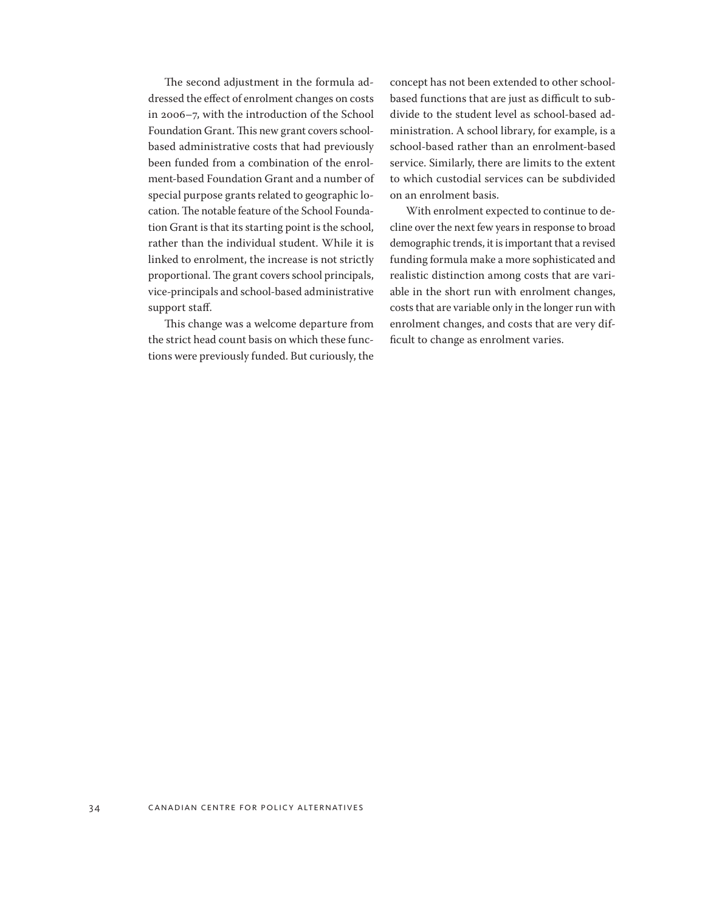The second adjustment in the formula addressed the effect of enrolment changes on costs in 2006–7, with the introduction of the School Foundation Grant. This new grant covers school-based administrative costs that had previously been funded from a combination of the enrolment-based Foundation Grant and a number of special purpose grants related to geographic location. The notable feature of the School Foundation Grant is that its starting point is the school, rather than the individual student. While it is linked to enrolment, the increase is not strictly proportional. The grant covers school principals, vice-principals and school-based administrative support staff.

This change was a welcome departure from the strict head count basis on which these functions were previously funded. But curiously, the concept has not been extended to other school-based functions that are just as difficult to subdivide to the student level as school-based administration. A school library, for example, is a school-based rather than an enrolment-based service. Similarly, there are limits to the extent to which custodial services can be subdivided on an enrolment basis.

With enrolment expected to continue to decline over the next few years in response to broad demographic trends, it is important that a revised funding formula make a more sophisticated and realistic distinction among costs that are variable in the short run with enrolment changes, costs that are variable only in the longer run with enrolment changes, and costs that are very difficult to change as enrolment varies.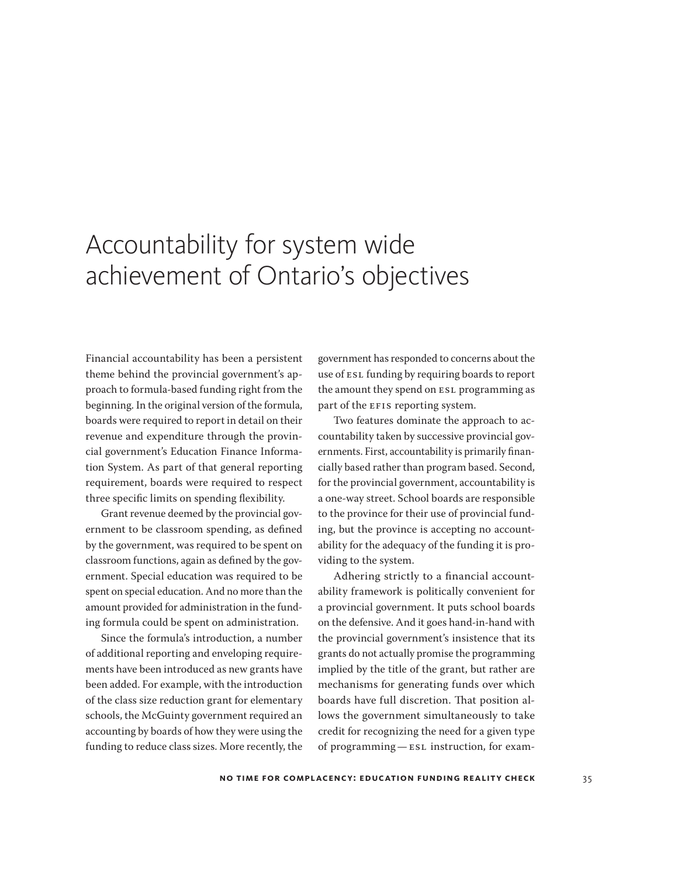# Accountability for system wide achievement of Ontario's objectives

Financial accountability has been a persistent theme behind the provincial government's approach to formula-based funding right from the beginning. In the original version of the formula, boards were required to report in detail on their revenue and expenditure through the provincial government's Education Finance Information System. As part of that general reporting requirement, boards were required to respect three specific limits on spending flexibility.

Grant revenue deemed by the provincial government to be classroom spending, as defined by the government, was required to be spent on classroom functions, again as defined by the government. Special education was required to be spent on special education. And no more than the amount provided for administration in the funding formula could be spent on administration.

Since the formula's introduction, a number of additional reporting and enveloping requirements have been introduced as new grants have been added. For example, with the introduction of the class size reduction grant for elementary schools, the McGuinty government required an accounting by boards of how they were using the funding to reduce class sizes. More recently, the government has responded to concerns about the use of ESL funding by requiring boards to report the amount they spend on ESL programming as part of the EFIS reporting system.

Two features dominate the approach to accountability taken by successive provincial governments. First, accountability is primarily financially based rather than program based. Second, for the provincial government, accountability is a one-way street. School boards are responsible to the province for their use of provincial funding, but the province is accepting no accountability for the adequacy of the funding it is providing to the system.

Adhering strictly to a financial accountability framework is politically convenient for a provincial government. It puts school boards on the defensive. And it goes hand-in-hand with the provincial government's insistence that its grants do not actually promise the programming implied by the title of the grant, but rather are mechanisms for generating funds over which boards have full discretion. That position allows the government simultaneously to take credit for recognizing the need for a given type of programming — ESL instruction, for exam-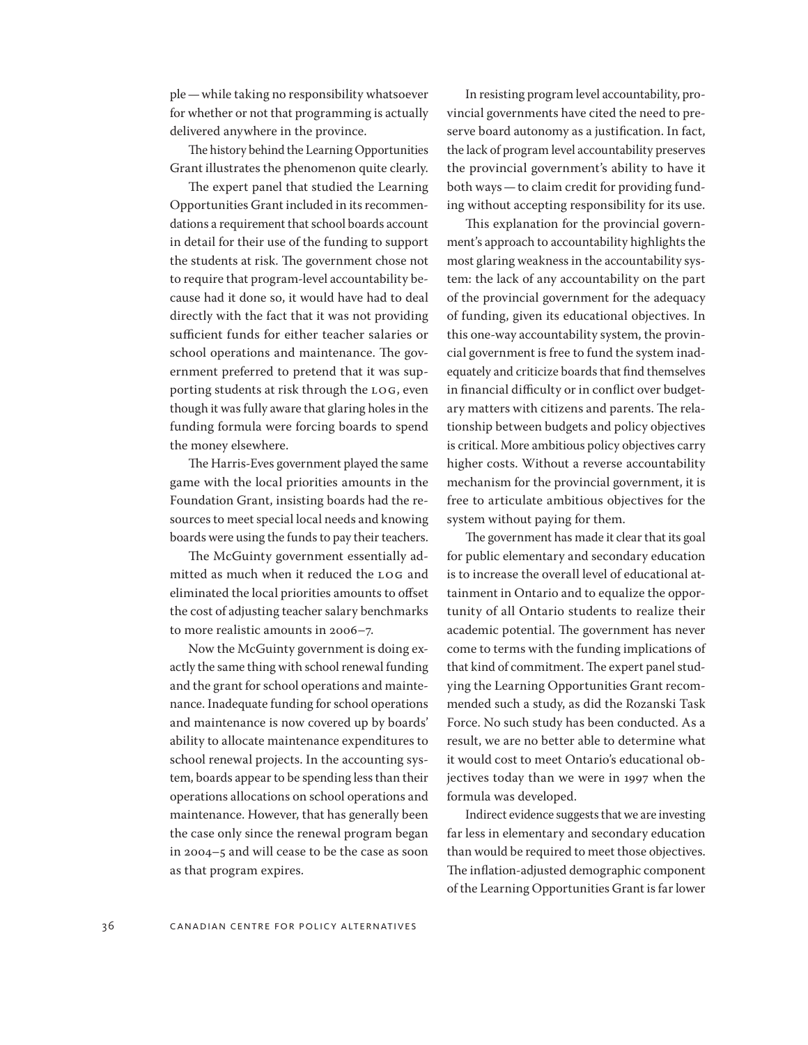ple — while taking no responsibility whatsoever for whether or not that programming is actually delivered anywhere in the province.

The history behind the Learning Opportunities Grant illustrates the phenomenon quite clearly.

The expert panel that studied the Learning Opportunities Grant included in its recommendations a requirement that school boards account in detail for their use of the funding to support the students at risk. The government chose not to require that program-level accountability because had it done so, it would have had to deal directly with the fact that it was not providing sufficient funds for either teacher salaries or school operations and maintenance. The government preferred to pretend that it was supporting students at risk through the LOG, even though it was fully aware that glaring holes in the funding formula were forcing boards to spend the money elsewhere.

The Harris-Eves government played the same game with the local priorities amounts in the Foundation Grant, insisting boards had the resources to meet special local needs and knowing boards were using the funds to pay their teachers.

The McGuinty government essentially admitted as much when it reduced the LOG and eliminated the local priorities amounts to offset the cost of adjusting teacher salary benchmarks to more realistic amounts in 2006–7.

Now the McGuinty government is doing exactly the same thing with school renewal funding and the grant for school operations and maintenance. Inadequate funding for school operations and maintenance is now covered up by boards' ability to allocate maintenance expenditures to school renewal projects. In the accounting system, boards appear to be spending less than their operations allocations on school operations and maintenance. However, that has generally been the case only since the renewal program began in 2004–5 and will cease to be the case as soon as that program expires.

In resisting program level accountability, provincial governments have cited the need to preserve board autonomy as a justification. In fact, the lack of program level accountability preserves the provincial government's ability to have it both ways — to claim credit for providing funding without accepting responsibility for its use.

This explanation for the provincial government's approach to accountability highlights the most glaring weakness in the accountability system: the lack of any accountability on the part of the provincial government for the adequacy of funding, given its educational objectives. In this one-way accountability system, the provincial government is free to fund the system inadequately and criticize boards that find themselves in financial difficulty or in conflict over budgetary matters with citizens and parents. The relationship between budgets and policy objectives is critical. More ambitious policy objectives carry higher costs. Without a reverse accountability mechanism for the provincial government, it is free to articulate ambitious objectives for the system without paying for them.

The government has made it clear that its goal for public elementary and secondary education is to increase the overall level of educational attainment in Ontario and to equalize the opportunity of all Ontario students to realize their academic potential. The government has never come to terms with the funding implications of that kind of commitment. The expert panel studying the Learning Opportunities Grant recommended such a study, as did the Rozanski Task Force. No such study has been conducted. As a result, we are no better able to determine what it would cost to meet Ontario's educational objectives today than we were in 1997 when the formula was developed.

Indirect evidence suggests that we are investing far less in elementary and secondary education than would be required to meet those objectives. The inflation-adjusted demographic component of the Learning Opportunities Grant is far lower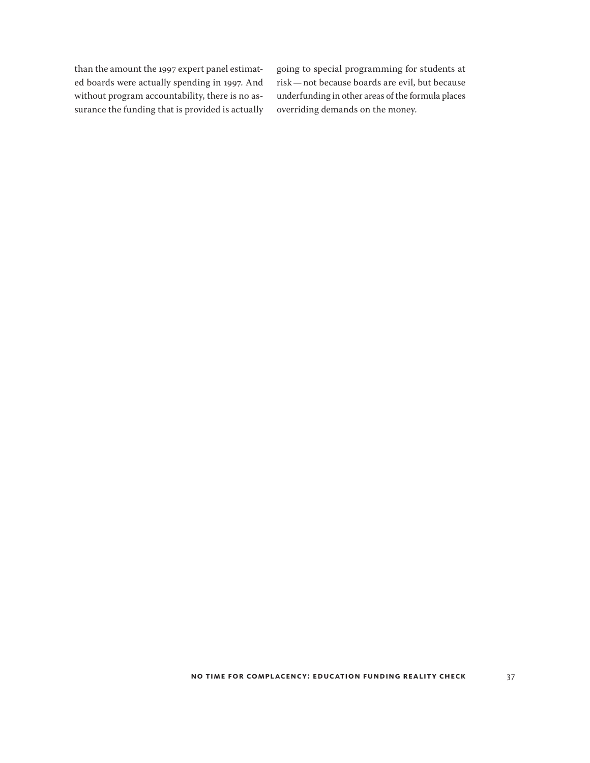than the amount the 1997 expert panel estimated boards were actually spending in 1997. And without program accountability, there is no assurance the funding that is provided is actually going to special programming for students at risk — not because boards are evil, but because underfunding in other areas of the formula places overriding demands on the money.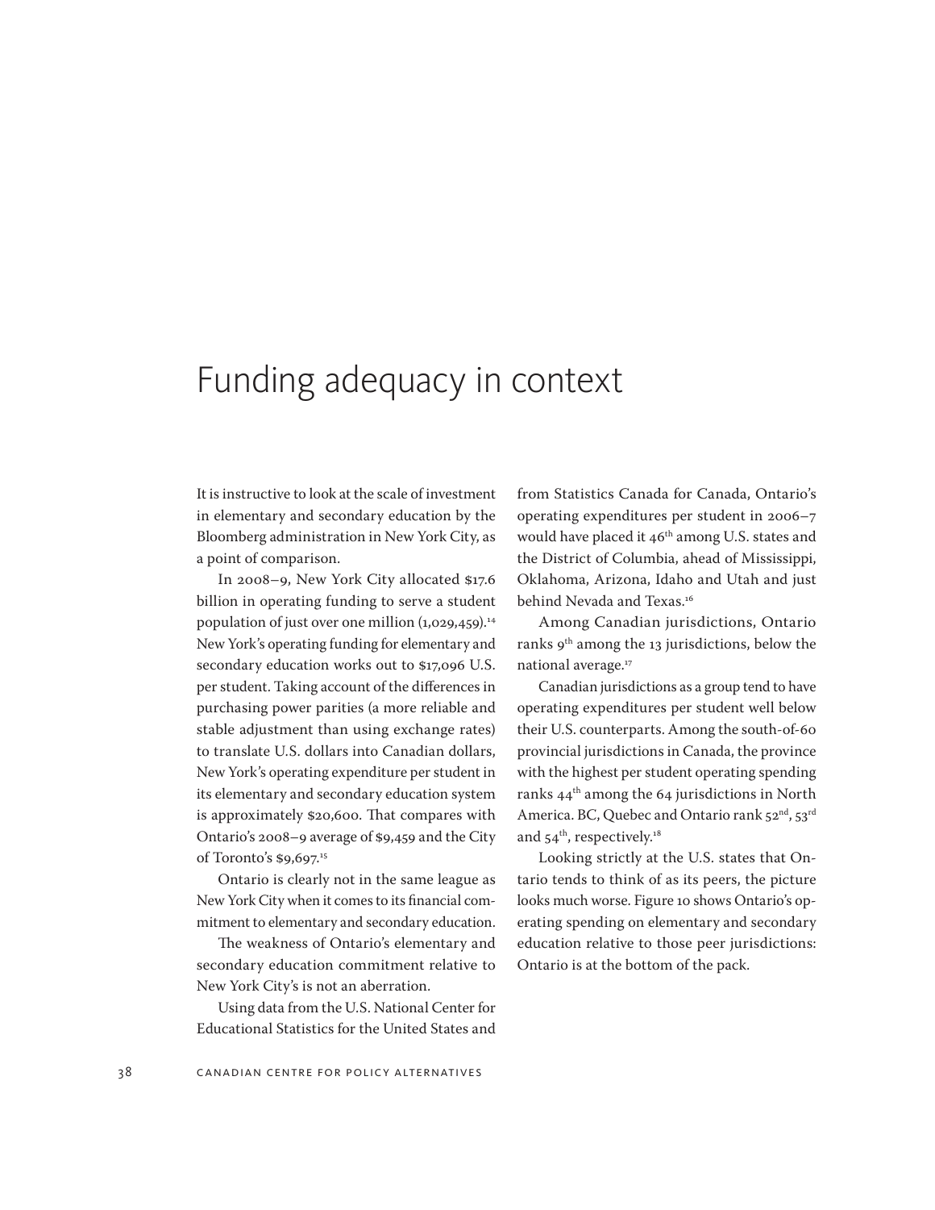# Funding adequacy in context

It is instructive to look at the scale of investment in elementary and secondary education by the Bloomberg administration in New York City, as a point of comparison.

In 2008–9, New York City allocated $17.6 billion in operating funding to serve a student population of just over one million (1,029,459).[14] New York's operating funding for elementary and secondary education works out to $17,096 U.S. per student. Taking account of the differences in purchasing power parities (a more reliable and stable adjustment than using exchange rates) to translate U.S. dollars into Canadian dollars, New York's operating expenditure per student in its elementary and secondary education system is approximately $20,600. That compares with Ontario's 2008–9 average of $9,459 and the City of Toronto's $9,697.[15]

Ontario is clearly not in the same league as New York City when it comes to its financial commitment to elementary and secondary education.

The weakness of Ontario's elementary and secondary education commitment relative to New York City's is not an aberration.

Using data from the U.S. National Center for Educational Statistics for the United States and from Statistics Canada for Canada, Ontario's operating expenditures per student in 2006–7 would have placed it 46th among U.S. states and the District of Columbia, ahead of Mississippi, Oklahoma, Arizona, Idaho and Utah and just behind Nevada and Texas.[16]

Among Canadian jurisdictions, Ontario ranks 9th among the 13 jurisdictions, below the national average.[17]

Canadian jurisdictions as a group tend to have operating expenditures per student well below their U.S. counterparts. Among the south-of-60 provincial jurisdictions in Canada, the province with the highest per student operating spending ranks 44th among the 64 jurisdictions in North America. BC, Quebec and Ontario rank 52nd, 53rd and 54th, respectively.[18]

Looking strictly at the U.S. states that Ontario tends to think of as its peers, the picture looks much worse. Figure 10 shows Ontario's operating spending on elementary and secondary education relative to those peer jurisdictions: Ontario is at the bottom of the pack.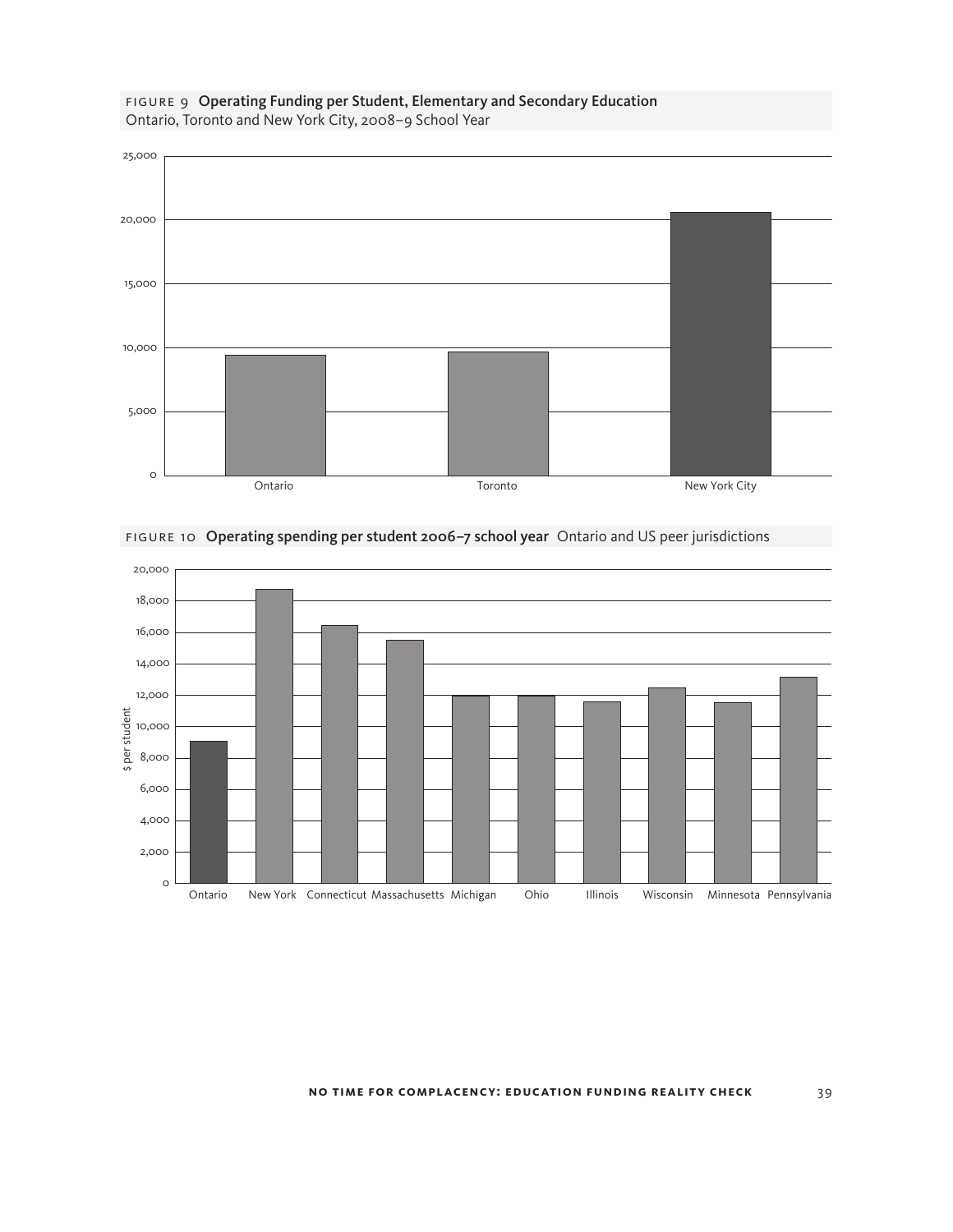FIGURE 9 **Operating Funding per Student, Elementary and Secondary Education**
Ontario, Toronto and New York City, 2008–9 School Year

FIGURE 10 **Operating spending per student 2006–7 school year** Ontario and US peer jurisdictions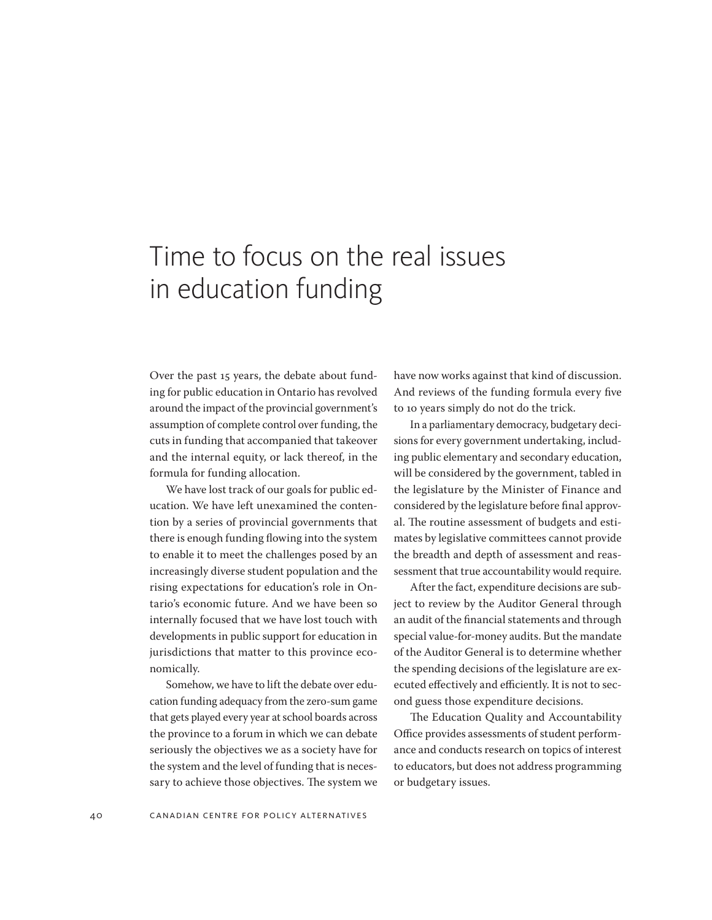# Time to focus on the real issues in education funding

Over the past 15 years, the debate about funding for public education in Ontario has revolved around the impact of the provincial government's assumption of complete control over funding, the cuts in funding that accompanied that takeover and the internal equity, or lack thereof, in the formula for funding allocation.

We have lost track of our goals for public education. We have left unexamined the contention by a series of provincial governments that there is enough funding flowing into the system to enable it to meet the challenges posed by an increasingly diverse student population and the rising expectations for education's role in Ontario's economic future. And we have been so internally focused that we have lost touch with developments in public support for education in jurisdictions that matter to this province economically.

Somehow, we have to lift the debate over education funding adequacy from the zero-sum game that gets played every year at school boards across the province to a forum in which we can debate seriously the objectives we as a society have for the system and the level of funding that is necessary to achieve those objectives. The system we have now works against that kind of discussion. And reviews of the funding formula every five to 10 years simply do not do the trick.

In a parliamentary democracy, budgetary decisions for every government undertaking, including public elementary and secondary education, will be considered by the government, tabled in the legislature by the Minister of Finance and considered by the legislature before final approval. The routine assessment of budgets and estimates by legislative committees cannot provide the breadth and depth of assessment and reassessment that true accountability would require.

After the fact, expenditure decisions are subject to review by the Auditor General through an audit of the financial statements and through special value-for-money audits. But the mandate of the Auditor General is to determine whether the spending decisions of the legislature are executed effectively and efficiently. It is not to second guess those expenditure decisions.

The Education Quality and Accountability Office provides assessments of student performance and conducts research on topics of interest to educators, but does not address programming or budgetary issues.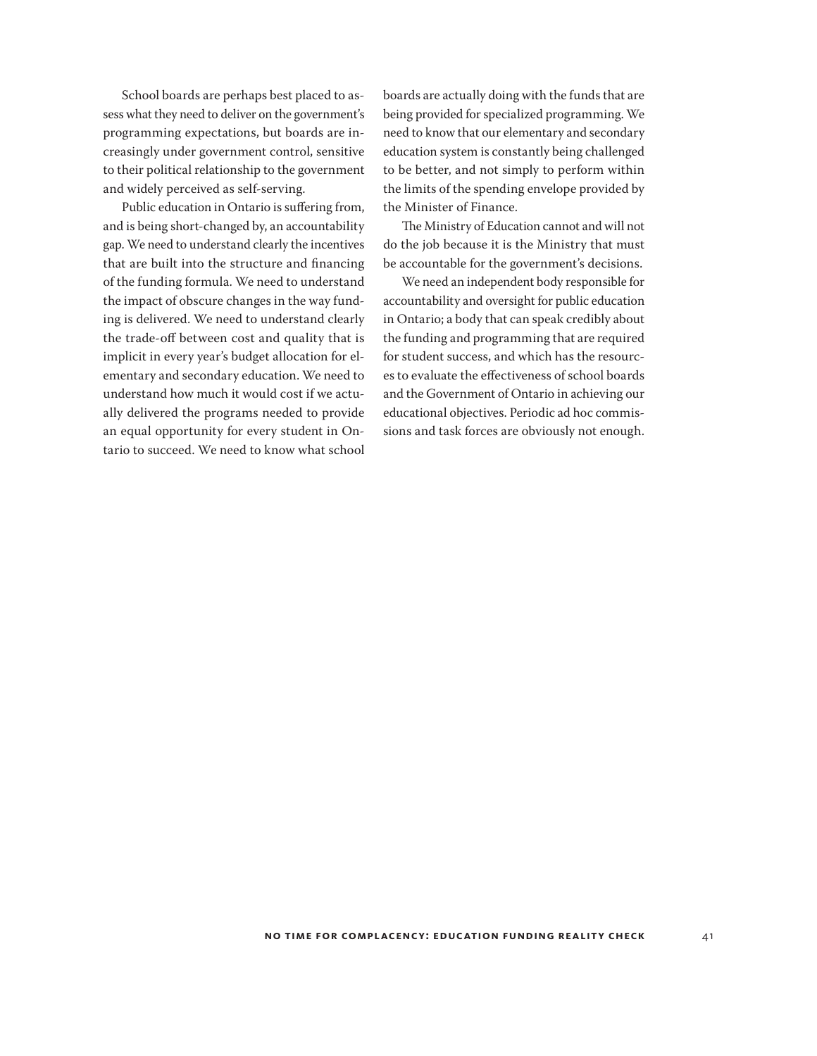School boards are perhaps best placed to assess what they need to deliver on the government's programming expectations, but boards are increasingly under government control, sensitive to their political relationship to the government and widely perceived as self-serving.

Public education in Ontario is suffering from, and is being short-changed by, an accountability gap. We need to understand clearly the incentives that are built into the structure and financing of the funding formula. We need to understand the impact of obscure changes in the way funding is delivered. We need to understand clearly the trade-off between cost and quality that is implicit in every year's budget allocation for elementary and secondary education. We need to understand how much it would cost if we actually delivered the programs needed to provide an equal opportunity for every student in Ontario to succeed. We need to know what school boards are actually doing with the funds that are being provided for specialized programming. We need to know that our elementary and secondary education system is constantly being challenged to be better, and not simply to perform within the limits of the spending envelope provided by the Minister of Finance.

The Ministry of Education cannot and will not do the job because it is the Ministry that must be accountable for the government's decisions.

We need an independent body responsible for accountability and oversight for public education in Ontario; a body that can speak credibly about the funding and programming that are required for student success, and which has the resources to evaluate the effectiveness of school boards and the Government of Ontario in achieving our educational objectives. Periodic ad hoc commissions and task forces are obviously not enough.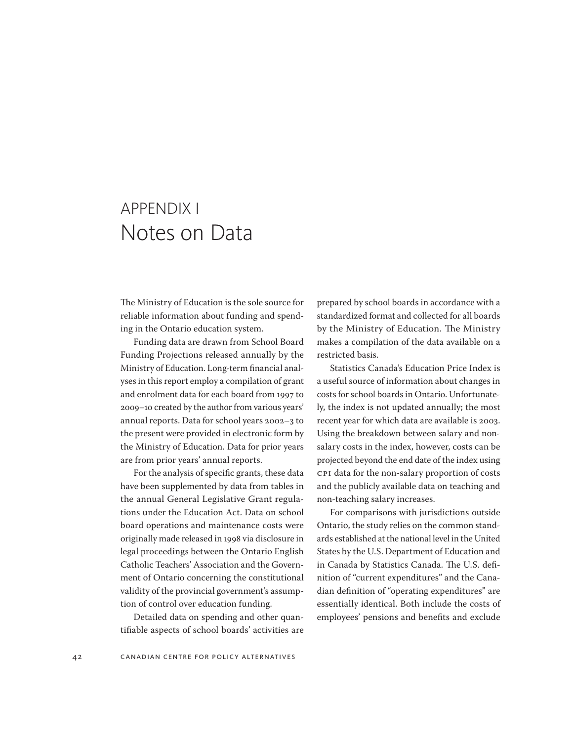# APPENDIX I
# Notes on Data

The Ministry of Education is the sole source for reliable information about funding and spending in the Ontario education system.

Funding data are drawn from School Board Funding Projections released annually by the Ministry of Education. Long-term financial analyses in this report employ a compilation of grant and enrolment data for each board from 1997 to 2009–10 created by the author from various years' annual reports. Data for school years 2002–3 to the present were provided in electronic form by the Ministry of Education. Data for prior years are from prior years' annual reports.

For the analysis of specific grants, these data have been supplemented by data from tables in the annual General Legislative Grant regulations under the Education Act. Data on school board operations and maintenance costs were originally made released in 1998 via disclosure in legal proceedings between the Ontario English Catholic Teachers' Association and the Government of Ontario concerning the constitutional validity of the provincial government's assumption of control over education funding.

Detailed data on spending and other quantifiable aspects of school boards' activities are prepared by school boards in accordance with a standardized format and collected for all boards by the Ministry of Education. The Ministry makes a compilation of the data available on a restricted basis.

Statistics Canada's Education Price Index is a useful source of information about changes in costs for school boards in Ontario. Unfortunately, the index is not updated annually; the most recent year for which data are available is 2003. Using the breakdown between salary and non-salary costs in the index, however, costs can be projected beyond the end date of the index using CPI data for the non-salary proportion of costs and the publicly available data on teaching and non-teaching salary increases.

For comparisons with jurisdictions outside Ontario, the study relies on the common standards established at the national level in the United States by the U.S. Department of Education and in Canada by Statistics Canada. The U.S. definition of "current expenditures" and the Canadian definition of "operating expenditures" are essentially identical. Both include the costs of employees' pensions and benefits and exclude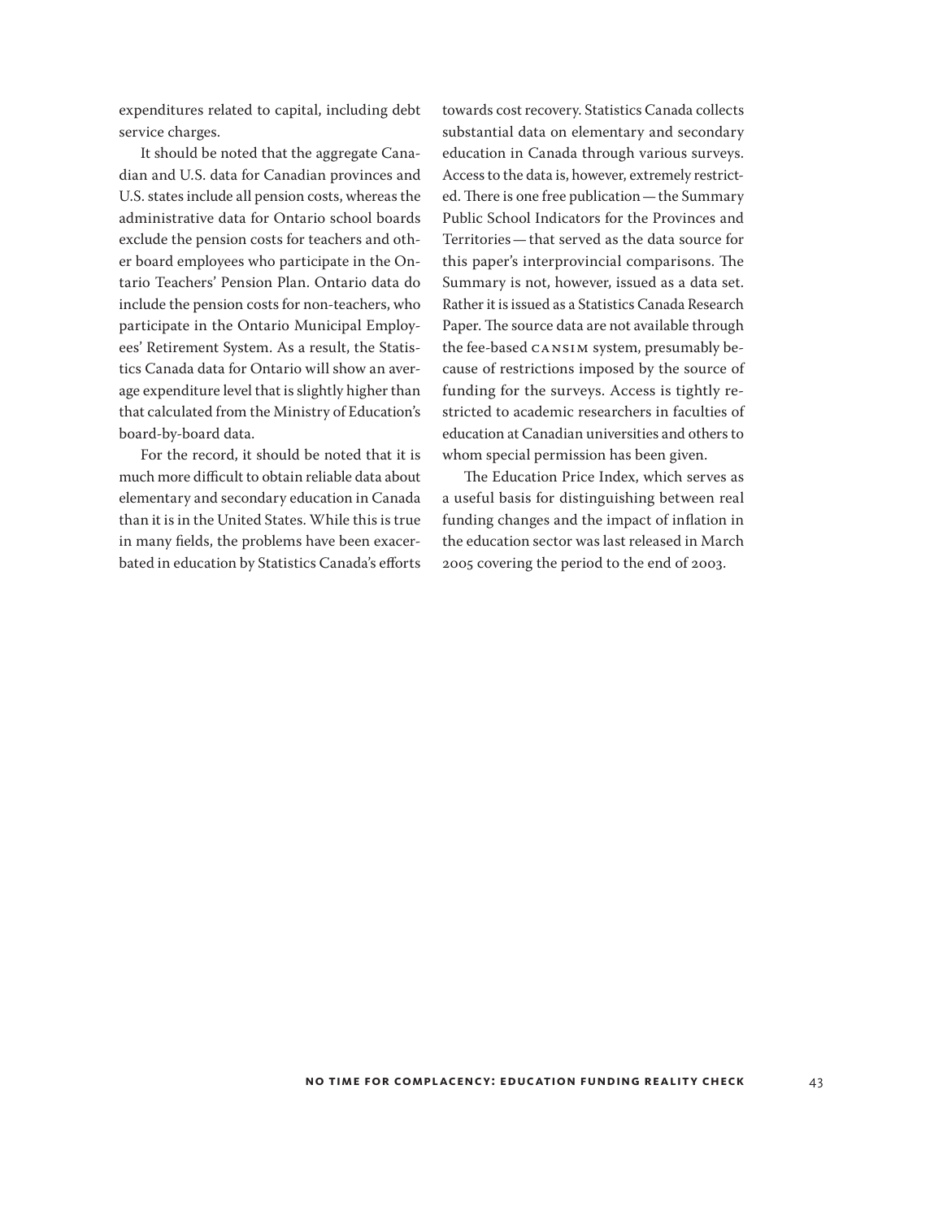expenditures related to capital, including debt service charges.

It should be noted that the aggregate Canadian and U.S. data for Canadian provinces and U.S. states include all pension costs, whereas the administrative data for Ontario school boards exclude the pension costs for teachers and other board employees who participate in the Ontario Teachers' Pension Plan. Ontario data do include the pension costs for non-teachers, who participate in the Ontario Municipal Employees' Retirement System. As a result, the Statistics Canada data for Ontario will show an average expenditure level that is slightly higher than that calculated from the Ministry of Education's board-by-board data.

For the record, it should be noted that it is much more difficult to obtain reliable data about elementary and secondary education in Canada than it is in the United States. While this is true in many fields, the problems have been exacerbated in education by Statistics Canada's efforts towards cost recovery. Statistics Canada collects substantial data on elementary and secondary education in Canada through various surveys. Access to the data is, however, extremely restricted. There is one free publication — the Summary Public School Indicators for the Provinces and Territories — that served as the data source for this paper's interprovincial comparisons. The Summary is not, however, issued as a data set. Rather it is issued as a Statistics Canada Research Paper. The source data are not available through the fee-based CANSIM system, presumably because of restrictions imposed by the source of funding for the surveys. Access is tightly restricted to academic researchers in faculties of education at Canadian universities and others to whom special permission has been given.

The Education Price Index, which serves as a useful basis for distinguishing between real funding changes and the impact of inflation in the education sector was last released in March 2005 covering the period to the end of 2003.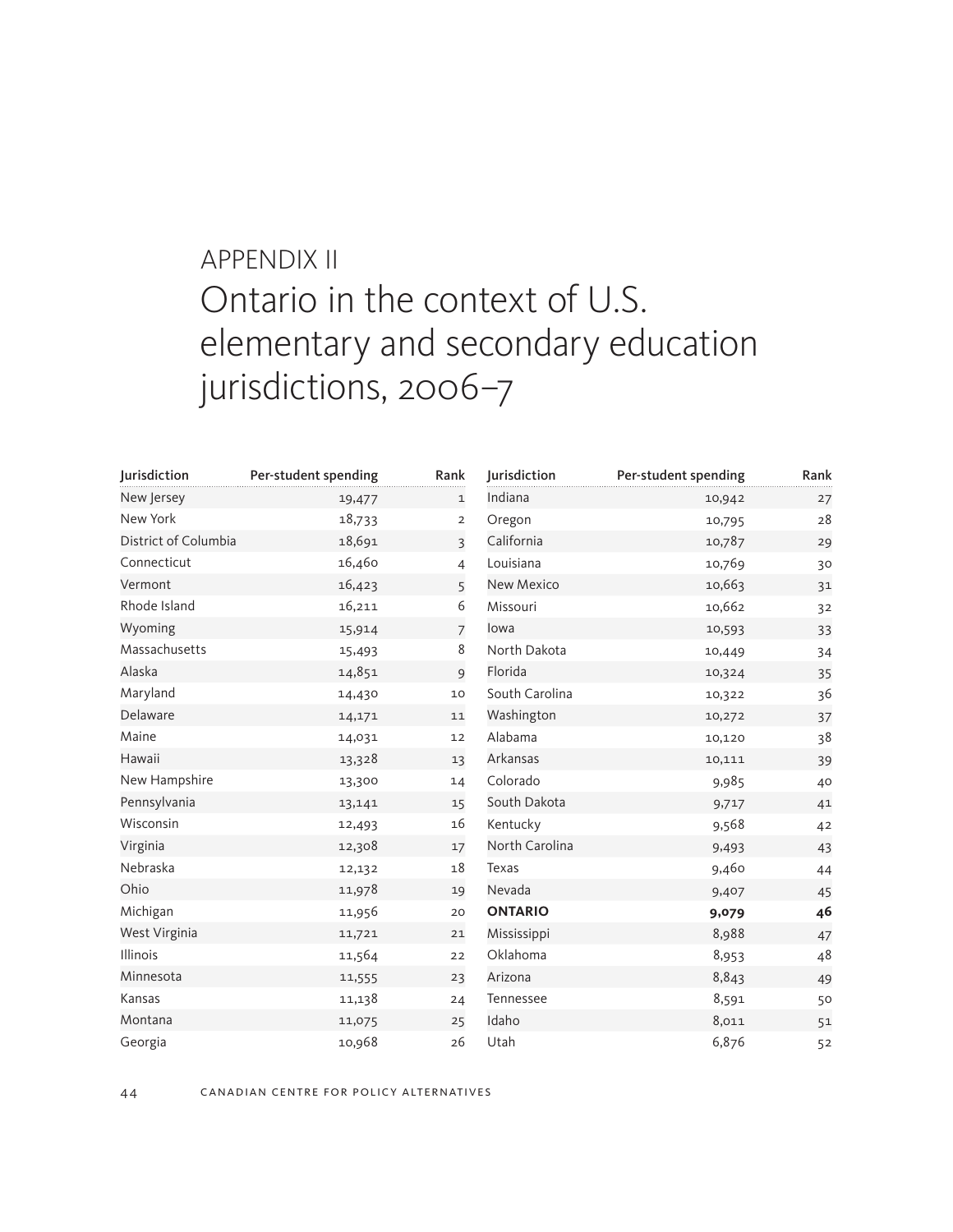# APPENDIX II

# Ontario in the context of U.S. elementary and secondary education jurisdictions, 2006–7

| Jurisdiction | Per-student spending | Rank |
|---|---|---|
| New Jersey | 19,477 | 1 |
| New York | 18,733 | 2 |
| District of Columbia | 18,691 | 3 |
| Connecticut | 16,460 | 4 |
| Vermont | 16,423 | 5 |
| Rhode Island | 16,211 | 6 |
| Wyoming | 15,914 | 7 |
| Massachusetts | 15,493 | 8 |
| Alaska | 14,851 | 9 |
| Maryland | 14,430 | 10 |
| Delaware | 14,171 | 11 |
| Maine | 14,031 | 12 |
| Hawaii | 13,328 | 13 |
| New Hampshire | 13,300 | 14 |
| Pennsylvania | 13,141 | 15 |
| Wisconsin | 12,493 | 16 |
| Virginia | 12,308 | 17 |
| Nebraska | 12,132 | 18 |
| Ohio | 11,978 | 19 |
| Michigan | 11,956 | 20 |
| West Virginia | 11,721 | 21 |
| Illinois | 11,564 | 22 |
| Minnesota | 11,555 | 23 |
| Kansas | 11,138 | 24 |
| Montana | 11,075 | 25 |
| Georgia | 10,968 | 26 |
| Indiana | 10,942 | 27 |
| Oregon | 10,795 | 28 |
| California | 10,787 | 29 |
| Louisiana | 10,769 | 30 |
| New Mexico | 10,663 | 31 |
| Missouri | 10,662 | 32 |
| Iowa | 10,593 | 33 |
| North Dakota | 10,449 | 34 |
| Florida | 10,324 | 35 |
| South Carolina | 10,322 | 36 |
| Washington | 10,272 | 37 |
| Alabama | 10,120 | 38 |
| Arkansas | 10,111 | 39 |
| Colorado | 9,985 | 40 |
| South Dakota | 9,717 | 41 |
| Kentucky | 9,568 | 42 |
| North Carolina | 9,493 | 43 |
| Texas | 9,460 | 44 |
| Nevada | 9,407 | 45 |
| **ONTARIO** | **9,079** | **46** |
| Mississippi | 8,988 | 47 |
| Oklahoma | 8,953 | 48 |
| Arizona | 8,843 | 49 |
| Tennessee | 8,591 | 50 |
| Idaho | 8,011 | 51 |
| Utah | 6,876 | 52 |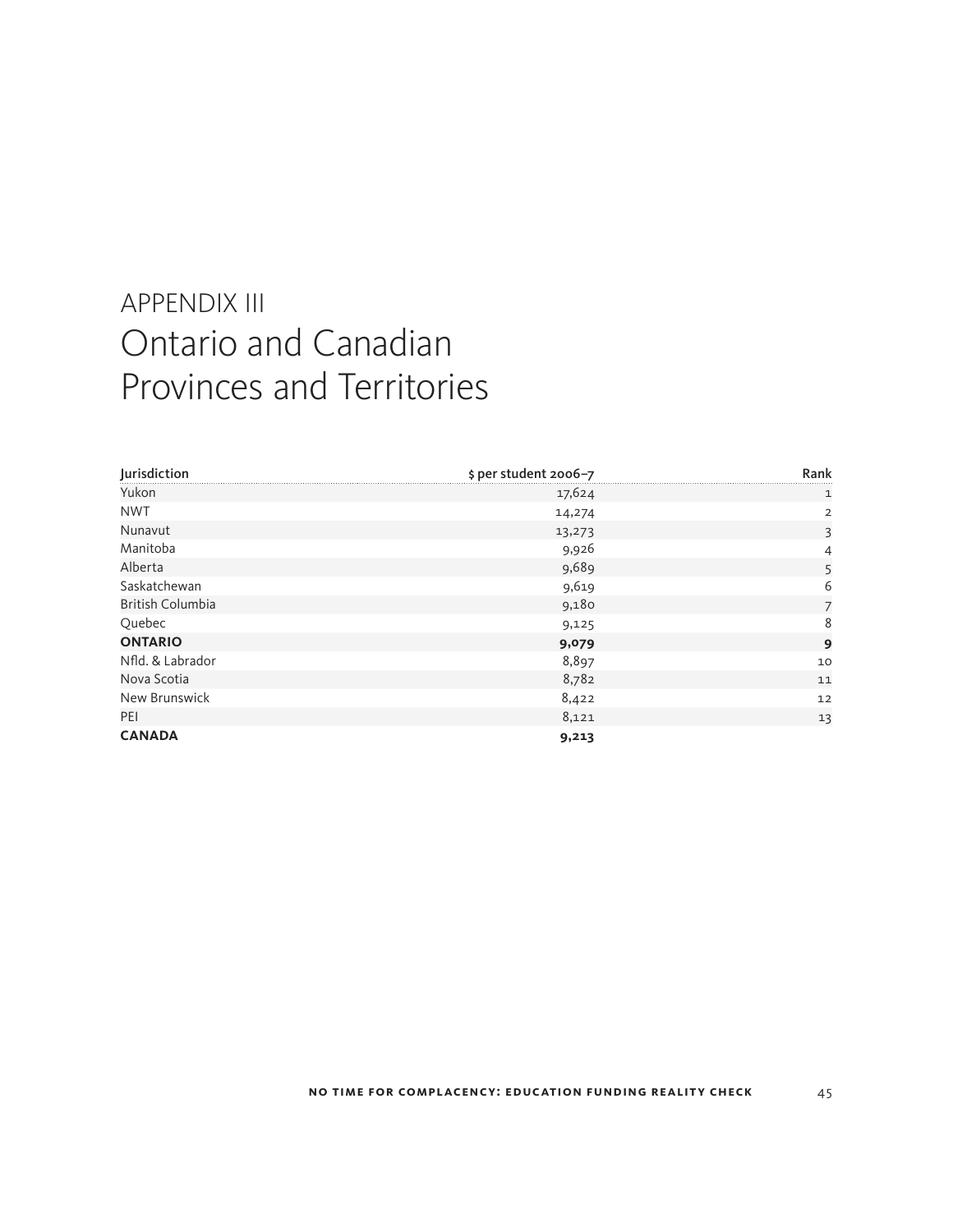# APPENDIX III
# Ontario and Canadian Provinces and Territories

| Jurisdiction | $ per student 2006–7 | Rank |
| --- | --- | --- |
| Yukon | 17,624 | 1 |
| NWT | 14,274 | 2 |
| Nunavut | 13,273 | 3 |
| Manitoba | 9,926 | 4 |
| Alberta | 9,689 | 5 |
| Saskatchewan | 9,619 | 6 |
| British Columbia | 9,180 | 7 |
| Quebec | 9,125 | 8 |
| **ONTARIO** | **9,079** | **9** |
| Nfld. & Labrador | 8,897 | 10 |
| Nova Scotia | 8,782 | 11 |
| New Brunswick | 8,422 | 12 |
| PEI | 8,121 | 13 |
| **CANADA** | **9,213** | |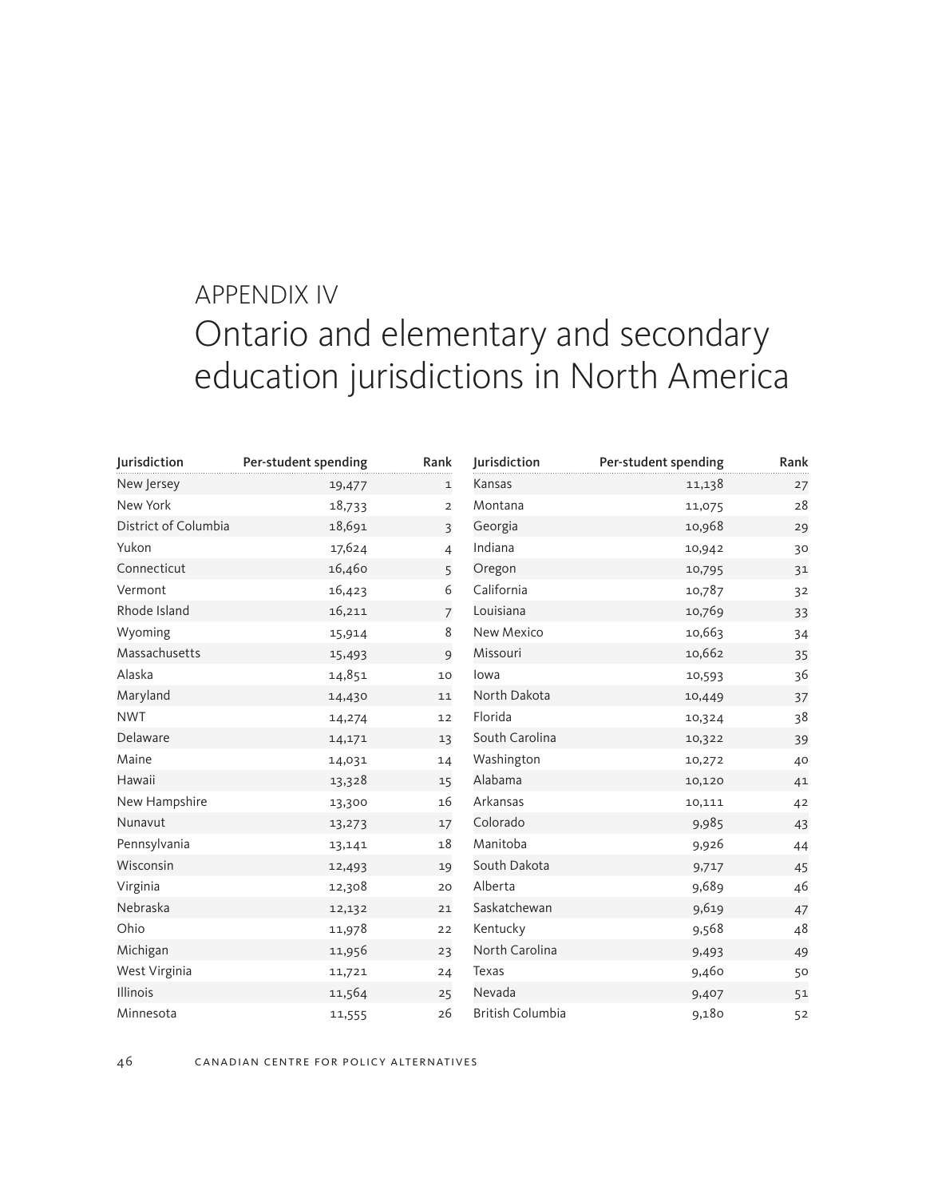# APPENDIX IV

# Ontario and elementary and secondary education jurisdictions in North America

| Jurisdiction | Per-student spending | Rank |
|---|---|---|
| New Jersey | 19,477 | 1 |
| New York | 18,733 | 2 |
| District of Columbia | 18,691 | 3 |
| Yukon | 17,624 | 4 |
| Connecticut | 16,460 | 5 |
| Vermont | 16,423 | 6 |
| Rhode Island | 16,211 | 7 |
| Wyoming | 15,914 | 8 |
| Massachusetts | 15,493 | 9 |
| Alaska | 14,851 | 10 |
| Maryland | 14,430 | 11 |
| NWT | 14,274 | 12 |
| Delaware | 14,171 | 13 |
| Maine | 14,031 | 14 |
| Hawaii | 13,328 | 15 |
| New Hampshire | 13,300 | 16 |
| Nunavut | 13,273 | 17 |
| Pennsylvania | 13,141 | 18 |
| Wisconsin | 12,493 | 19 |
| Virginia | 12,308 | 20 |
| Nebraska | 12,132 | 21 |
| Ohio | 11,978 | 22 |
| Michigan | 11,956 | 23 |
| West Virginia | 11,721 | 24 |
| Illinois | 11,564 | 25 |
| Minnesota | 11,555 | 26 |
| Kansas | 11,138 | 27 |
| Montana | 11,075 | 28 |
| Georgia | 10,968 | 29 |
| Indiana | 10,942 | 30 |
| Oregon | 10,795 | 31 |
| California | 10,787 | 32 |
| Louisiana | 10,769 | 33 |
| New Mexico | 10,663 | 34 |
| Missouri | 10,662 | 35 |
| Iowa | 10,593 | 36 |
| North Dakota | 10,449 | 37 |
| Florida | 10,324 | 38 |
| South Carolina | 10,322 | 39 |
| Washington | 10,272 | 40 |
| Alabama | 10,120 | 41 |
| Arkansas | 10,111 | 42 |
| Colorado | 9,985 | 43 |
| Manitoba | 9,926 | 44 |
| South Dakota | 9,717 | 45 |
| Alberta | 9,689 | 46 |
| Saskatchewan | 9,619 | 47 |
| Kentucky | 9,568 | 48 |
| North Carolina | 9,493 | 49 |
| Texas | 9,460 | 50 |
| Nevada | 9,407 | 51 |
| British Columbia | 9,180 | 52 |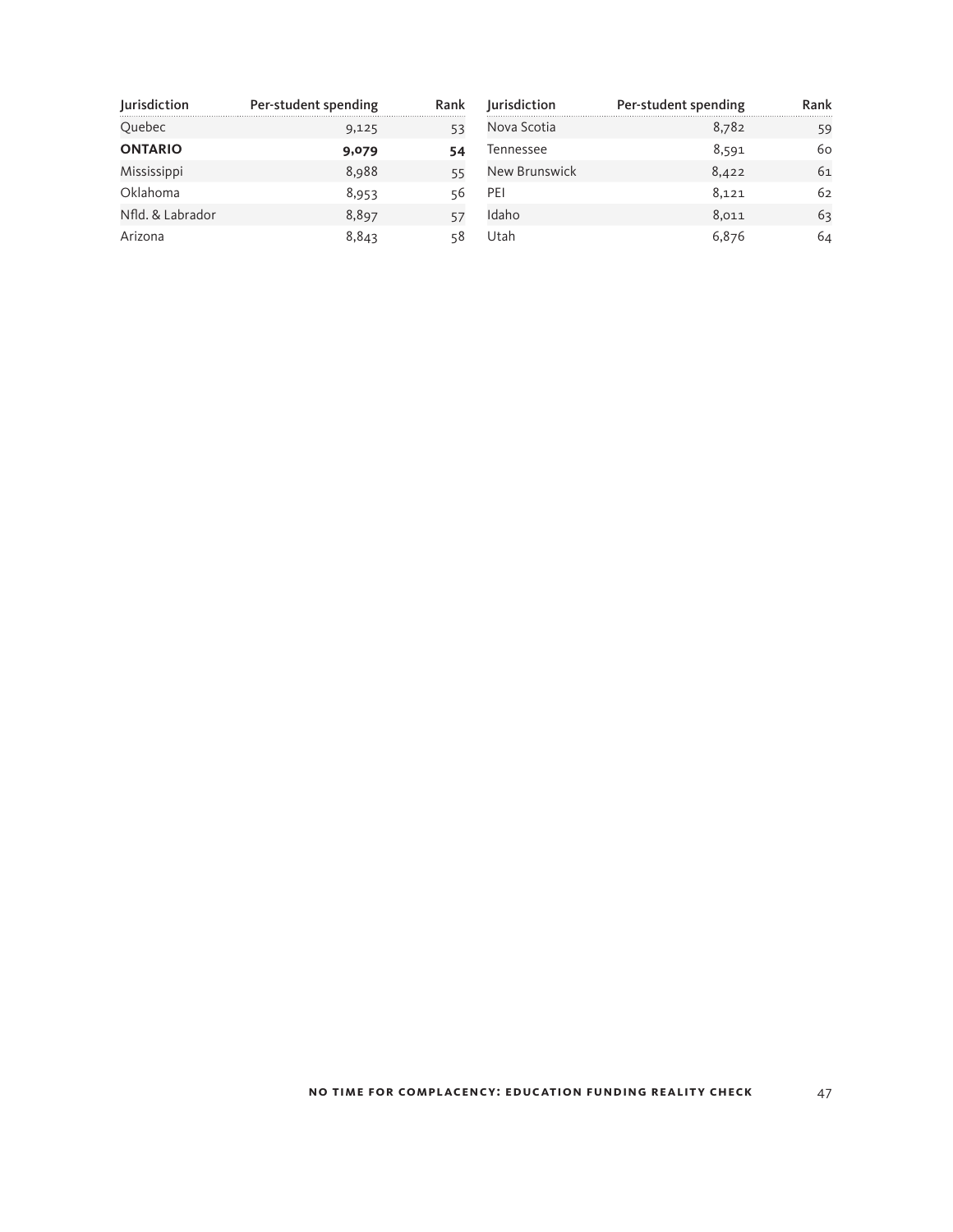| Jurisdiction | Per-student spending | Rank |
|---|---|---|
| Quebec | 9,125 | 53 |
| **ONTARIO** | **9,079** | **54** |
| Mississippi | 8,988 | 55 |
| Oklahoma | 8,953 | 56 |
| Nfld. & Labrador | 8,897 | 57 |
| Arizona | 8,843 | 58 |
| Nova Scotia | 8,782 | 59 |
| Tennessee | 8,591 | 60 |
| New Brunswick | 8,422 | 61 |
| PEI | 8,121 | 62 |
| Idaho | 8,011 | 63 |
| Utah | 6,876 | 64 |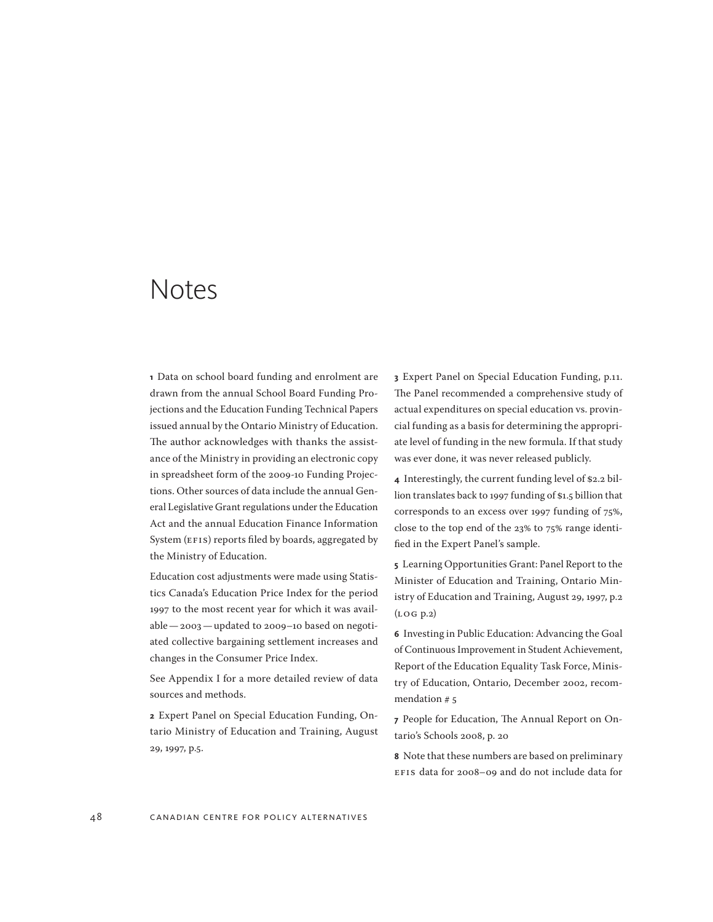# Notes

**1** Data on school board funding and enrolment are drawn from the annual School Board Funding Projections and the Education Funding Technical Papers issued annual by the Ontario Ministry of Education. The author acknowledges with thanks the assistance of the Ministry in providing an electronic copy in spreadsheet form of the 2009-10 Funding Projections. Other sources of data include the annual General Legislative Grant regulations under the Education Act and the annual Education Finance Information System (EFIS) reports filed by boards, aggregated by the Ministry of Education.

Education cost adjustments were made using Statistics Canada's Education Price Index for the period 1997 to the most recent year for which it was available — 2003 — updated to 2009–10 based on negotiated collective bargaining settlement increases and changes in the Consumer Price Index.

See Appendix I for a more detailed review of data sources and methods.

**2** Expert Panel on Special Education Funding, Ontario Ministry of Education and Training, August 29, 1997, p.5.

**3** Expert Panel on Special Education Funding, p.11. The Panel recommended a comprehensive study of actual expenditures on special education vs. provincial funding as a basis for determining the appropriate level of funding in the new formula. If that study was ever done, it was never released publicly.

**4** Interestingly, the current funding level of $2.2 billion translates back to 1997 funding of $1.5 billion that corresponds to an excess over 1997 funding of 75%, close to the top end of the 23% to 75% range identified in the Expert Panel's sample.

**5** Learning Opportunities Grant: Panel Report to the Minister of Education and Training, Ontario Ministry of Education and Training, August 29, 1997, p.2 (LOG p.2)

**6** Investing in Public Education: Advancing the Goal of Continuous Improvement in Student Achievement, Report of the Education Equality Task Force, Ministry of Education, Ontario, December 2002, recommendation # 5

**7** People for Education, The Annual Report on Ontario's Schools 2008, p. 20

**8** Note that these numbers are based on preliminary EFIS data for 2008–09 and do not include data for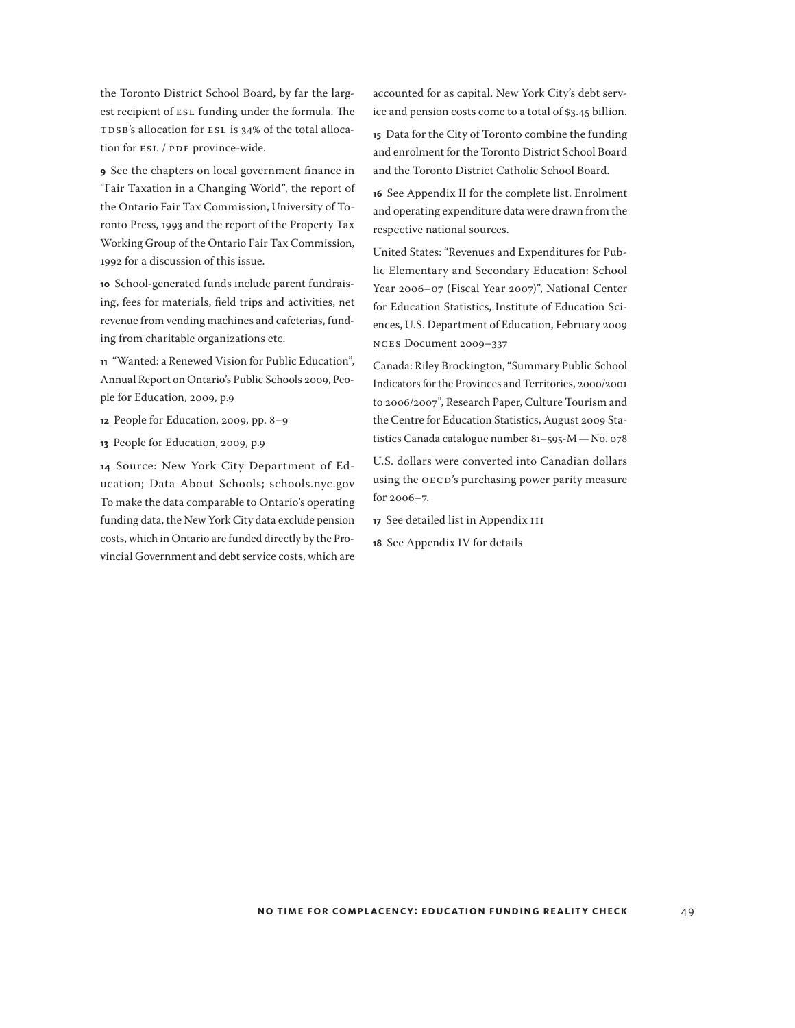the Toronto District School Board, by far the largest recipient of ESL funding under the formula. The TDSB's allocation for ESL is 34% of the total allocation for ESL / PDF province-wide.

**9** See the chapters on local government finance in "Fair Taxation in a Changing World", the report of the Ontario Fair Tax Commission, University of Toronto Press, 1993 and the report of the Property Tax Working Group of the Ontario Fair Tax Commission, 1992 for a discussion of this issue.

**10** School-generated funds include parent fundraising, fees for materials, field trips and activities, net revenue from vending machines and cafeterias, funding from charitable organizations etc.

**11** "Wanted: a Renewed Vision for Public Education", Annual Report on Ontario's Public Schools 2009, People for Education, 2009, p.9

**12** People for Education, 2009, pp. 8–9

**13** People for Education, 2009, p.9

**14** Source: New York City Department of Education; Data About Schools; schools.nyc.gov To make the data comparable to Ontario's operating funding data, the New York City data exclude pension costs, which in Ontario are funded directly by the Provincial Government and debt service costs, which are accounted for as capital. New York City's debt service and pension costs come to a total of $3.45 billion.

**15** Data for the City of Toronto combine the funding and enrolment for the Toronto District School Board and the Toronto District Catholic School Board.

**16** See Appendix II for the complete list. Enrolment and operating expenditure data were drawn from the respective national sources.

United States: "Revenues and Expenditures for Public Elementary and Secondary Education: School Year 2006–07 (Fiscal Year 2007)", National Center for Education Statistics, Institute of Education Sciences, U.S. Department of Education, February 2009 NCES Document 2009–337

Canada: Riley Brockington, "Summary Public School Indicators for the Provinces and Territories, 2000/2001 to 2006/2007", Research Paper, Culture Tourism and the Centre for Education Statistics, August 2009 Statistics Canada catalogue number 81–595-M — No. 078

U.S. dollars were converted into Canadian dollars using the OECD's purchasing power parity measure for 2006–7.

**17** See detailed list in Appendix III

**18** See Appendix IV for details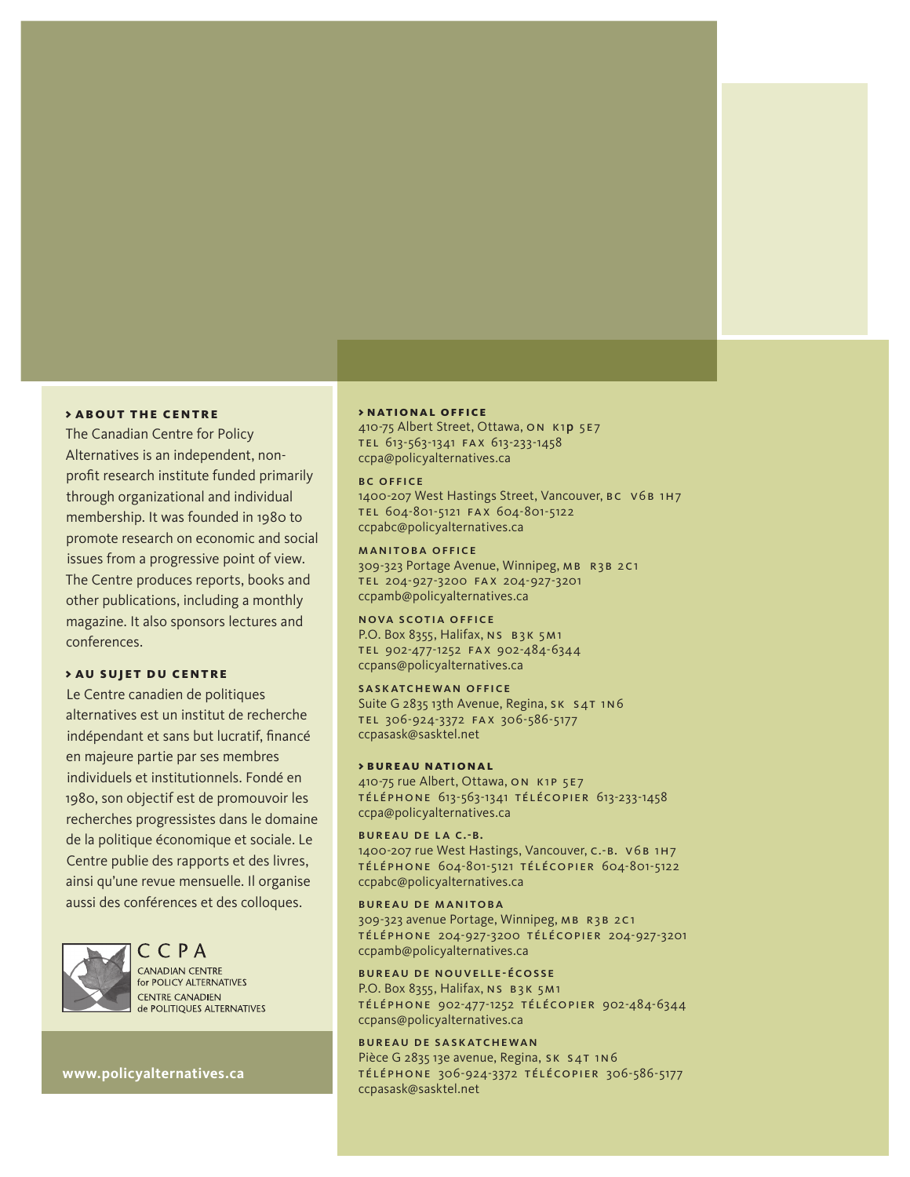### › ABOUT THE CENTRE

The Canadian Centre for Policy Alternatives is an independent, non-profit research institute funded primarily through organizational and individual membership. It was founded in 1980 to promote research on economic and social issues from a progressive point of view. The Centre produces reports, books and other publications, including a monthly magazine. It also sponsors lectures and conferences.

### › AU SUJET DU CENTRE

Le Centre canadien de politiques alternatives est un institut de recherche indépendant et sans but lucratif, financé en majeure partie par ses membres individuels et institutionnels. Fondé en 1980, son objectif est de promouvoir les recherches progressistes dans le domaine de la politique économique et sociale. Le Centre publie des rapports et des livres, ainsi qu'une revue mensuelle. Il organise aussi des conférences et des colloques.

CCPA
CANADIAN CENTRE for POLICY ALTERNATIVES
CENTRE CANADIEN de POLITIQUES ALTERNATIVES

**www.policyalternatives.ca**

### › NATIONAL OFFICE

410-75 Albert Street, Ottawa, ON K1P 5E7
TEL 613-563-1341 FAX 613-233-1458
ccpa@policyalternatives.ca

**BC OFFICE**

1400-207 West Hastings Street, Vancouver, BC V6B 1H7
TEL 604-801-5121 FAX 604-801-5122
ccpabc@policyalternatives.ca

**MANITOBA OFFICE**

309-323 Portage Avenue, Winnipeg, MB R3B 2C1
TEL 204-927-3200 FAX 204-927-3201
ccpamb@policyalternatives.ca

**NOVA SCOTIA OFFICE**

P.O. Box 8355, Halifax, NS B3K 5M1
TEL 902-477-1252 FAX 902-484-6344
ccpans@policyalternatives.ca

**SASKATCHEWAN OFFICE**

Suite G 2835 13th Avenue, Regina, SK S4T 1N6
TEL 306-924-3372 FAX 306-586-5177
ccpasask@sasktel.net

### › BUREAU NATIONAL

410-75 rue Albert, Ottawa, ON K1P 5E7
TÉLÉPHONE 613-563-1341 TÉLÉCOPIER 613-233-1458
ccpa@policyalternatives.ca

**BUREAU DE LA C.-B.**

1400-207 rue West Hastings, Vancouver, C.-B. V6B 1H7
TÉLÉPHONE 604-801-5121 TÉLÉCOPIER 604-801-5122
ccpabc@policyalternatives.ca

**BUREAU DE MANITOBA**

309-323 avenue Portage, Winnipeg, MB R3B 2C1
TÉLÉPHONE 204-927-3200 TÉLÉCOPIER 204-927-3201
ccpamb@policyalternatives.ca

**BUREAU DE NOUVELLE-ÉCOSSE**

P.O. Box 8355, Halifax, NS B3K 5M1
TÉLÉPHONE 902-477-1252 TÉLÉCOPIER 902-484-6344
ccpans@policyalternatives.ca

**BUREAU DE SASKATCHEWAN**

Pièce G 2835 13e avenue, Regina, SK S4T 1N6
TÉLÉPHONE 306-924-3372 TÉLÉCOPIER 306-586-5177
ccpasask@sasktel.net